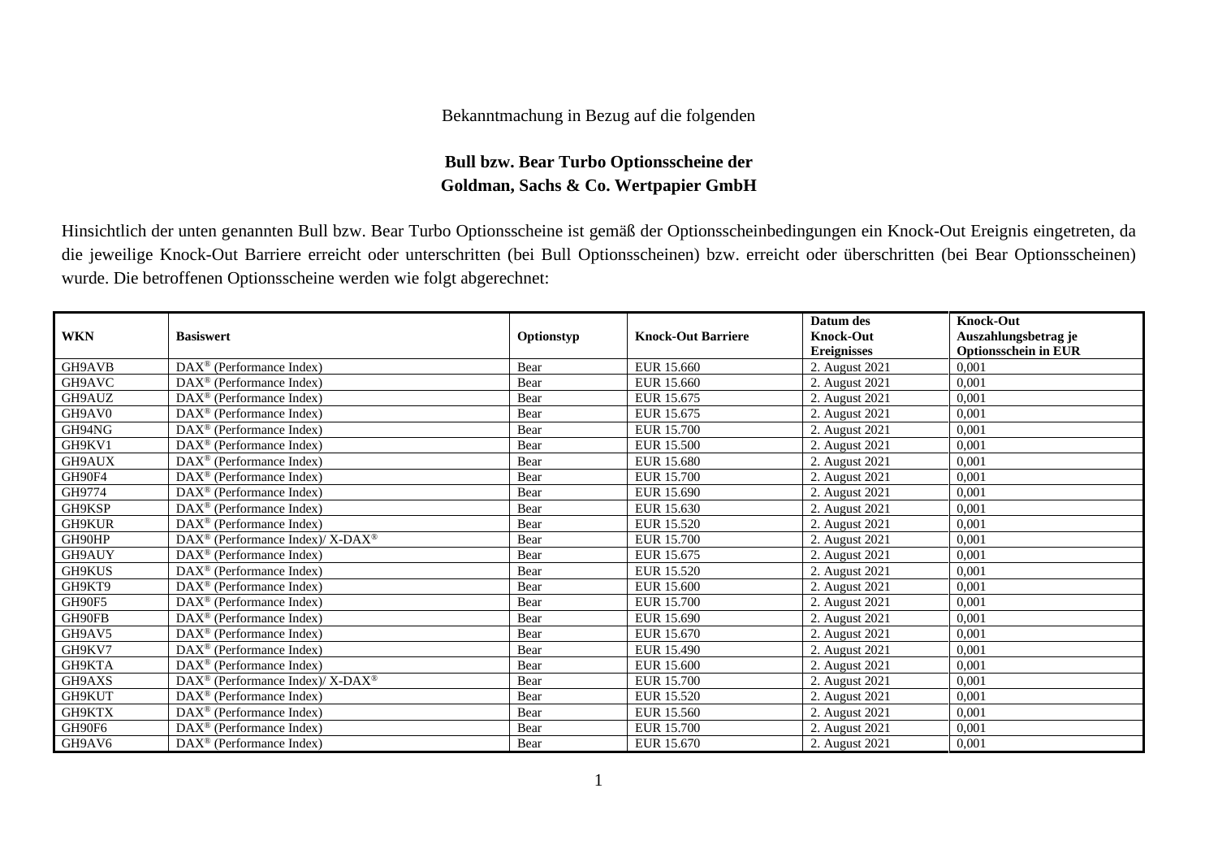Bekanntmachung in Bezug auf die folgenden

**Bull bzw. Bear Turbo Optionsscheine der**
**Goldman, Sachs & Co. Wertpapier GmbH**

Hinsichtlich der unten genannten Bull bzw. Bear Turbo Optionsscheine ist gemäß der Optionsscheinbedingungen ein Knock-Out Ereignis eingetreten, da die jeweilige Knock-Out Barriere erreicht oder unterschritten (bei Bull Optionsscheinen) bzw. erreicht oder überschritten (bei Bear Optionsscheinen) wurde. Die betroffenen Optionsscheine werden wie folgt abgerechnet:

| WKN | Basiswert | Optionstyp | Knock-Out Barriere | Datum des Knock-Out Ereignisses | Knock-Out Auszahlungsbetrag je Optionsschein in EUR |
|---|---|---|---|---|---|
| GH9AVB | DAX® (Performance Index) | Bear | EUR 15.660 | 2. August 2021 | 0,001 |
| GH9AVC | DAX® (Performance Index) | Bear | EUR 15.660 | 2. August 2021 | 0,001 |
| GH9AUZ | DAX® (Performance Index) | Bear | EUR 15.675 | 2. August 2021 | 0,001 |
| GH9AV0 | DAX® (Performance Index) | Bear | EUR 15.675 | 2. August 2021 | 0,001 |
| GH94NG | DAX® (Performance Index) | Bear | EUR 15.700 | 2. August 2021 | 0,001 |
| GH9KV1 | DAX® (Performance Index) | Bear | EUR 15.500 | 2. August 2021 | 0,001 |
| GH9AUX | DAX® (Performance Index) | Bear | EUR 15.680 | 2. August 2021 | 0,001 |
| GH90F4 | DAX® (Performance Index) | Bear | EUR 15.700 | 2. August 2021 | 0,001 |
| GH9774 | DAX® (Performance Index) | Bear | EUR 15.690 | 2. August 2021 | 0,001 |
| GH9KSP | DAX® (Performance Index) | Bear | EUR 15.630 | 2. August 2021 | 0,001 |
| GH9KUR | DAX® (Performance Index) | Bear | EUR 15.520 | 2. August 2021 | 0,001 |
| GH90HP | DAX® (Performance Index)/ X-DAX® | Bear | EUR 15.700 | 2. August 2021 | 0,001 |
| GH9AUY | DAX® (Performance Index) | Bear | EUR 15.675 | 2. August 2021 | 0,001 |
| GH9KUS | DAX® (Performance Index) | Bear | EUR 15.520 | 2. August 2021 | 0,001 |
| GH9KT9 | DAX® (Performance Index) | Bear | EUR 15.600 | 2. August 2021 | 0,001 |
| GH90F5 | DAX® (Performance Index) | Bear | EUR 15.700 | 2. August 2021 | 0,001 |
| GH90FB | DAX® (Performance Index) | Bear | EUR 15.690 | 2. August 2021 | 0,001 |
| GH9AV5 | DAX® (Performance Index) | Bear | EUR 15.670 | 2. August 2021 | 0,001 |
| GH9KV7 | DAX® (Performance Index) | Bear | EUR 15.490 | 2. August 2021 | 0,001 |
| GH9KTA | DAX® (Performance Index) | Bear | EUR 15.600 | 2. August 2021 | 0,001 |
| GH9AXS | DAX® (Performance Index)/ X-DAX® | Bear | EUR 15.700 | 2. August 2021 | 0,001 |
| GH9KUT | DAX® (Performance Index) | Bear | EUR 15.520 | 2. August 2021 | 0,001 |
| GH9KTX | DAX® (Performance Index) | Bear | EUR 15.560 | 2. August 2021 | 0,001 |
| GH90F6 | DAX® (Performance Index) | Bear | EUR 15.700 | 2. August 2021 | 0,001 |
| GH9AV6 | DAX® (Performance Index) | Bear | EUR 15.670 | 2. August 2021 | 0,001 |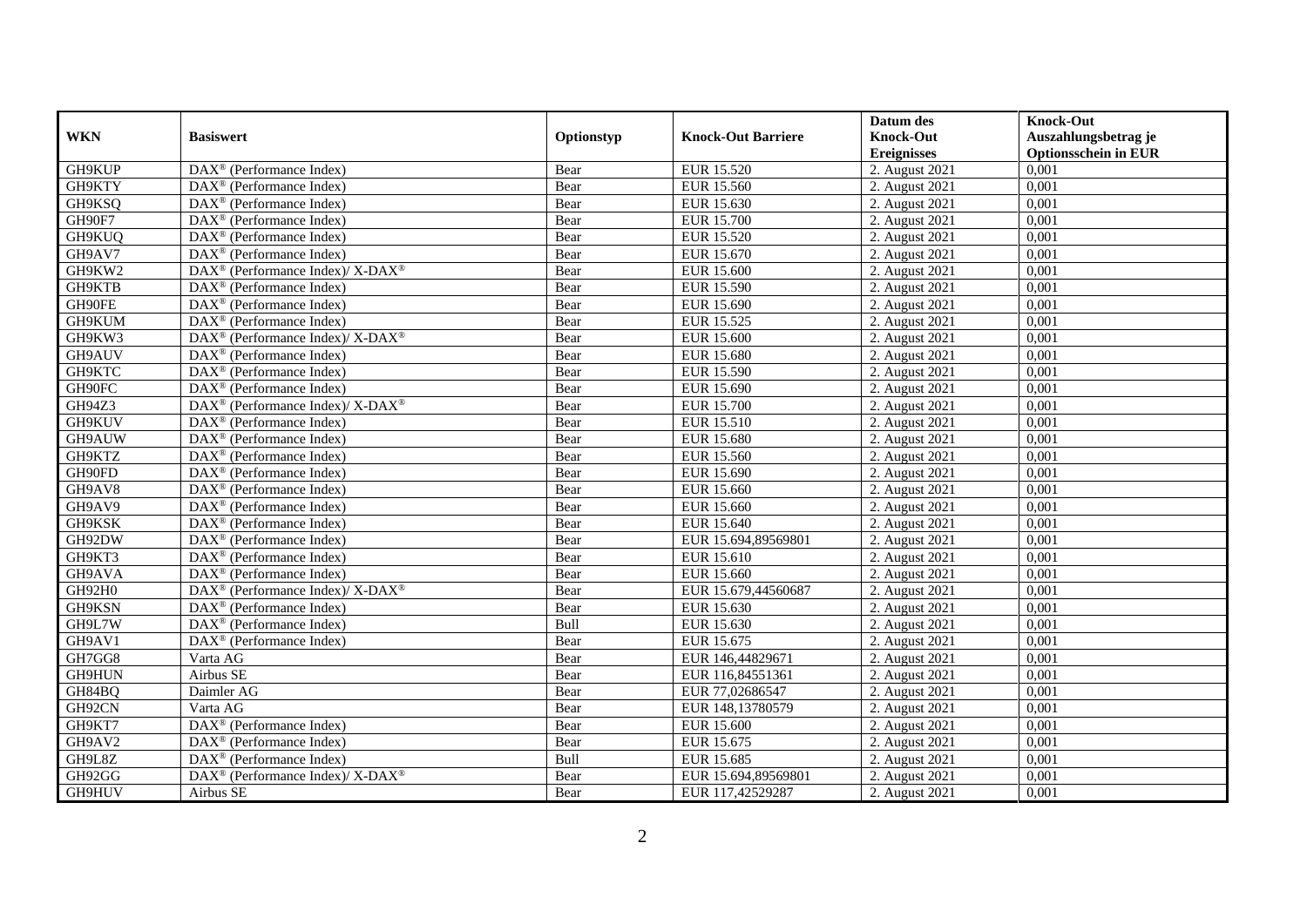| WKN | Basiswert | Optionstyp | Knock-Out Barriere | Datum des Knock-Out Ereignisses | Knock-Out Auszahlungsbetrag je Optionsschein in EUR |
|---|---|---|---|---|---|
| GH9KUP | DAX® (Performance Index) | Bear | EUR 15.520 | 2. August 2021 | 0,001 |
| GH9KTY | DAX® (Performance Index) | Bear | EUR 15.560 | 2. August 2021 | 0,001 |
| GH9KSQ | DAX® (Performance Index) | Bear | EUR 15.630 | 2. August 2021 | 0,001 |
| GH90F7 | DAX® (Performance Index) | Bear | EUR 15.700 | 2. August 2021 | 0,001 |
| GH9KUQ | DAX® (Performance Index) | Bear | EUR 15.520 | 2. August 2021 | 0,001 |
| GH9AV7 | DAX® (Performance Index) | Bear | EUR 15.670 | 2. August 2021 | 0,001 |
| GH9KW2 | DAX® (Performance Index)/ X-DAX® | Bear | EUR 15.600 | 2. August 2021 | 0,001 |
| GH9KTB | DAX® (Performance Index) | Bear | EUR 15.590 | 2. August 2021 | 0,001 |
| GH90FE | DAX® (Performance Index) | Bear | EUR 15.690 | 2. August 2021 | 0,001 |
| GH9KUM | DAX® (Performance Index) | Bear | EUR 15.525 | 2. August 2021 | 0,001 |
| GH9KW3 | DAX® (Performance Index)/ X-DAX® | Bear | EUR 15.600 | 2. August 2021 | 0,001 |
| GH9AUV | DAX® (Performance Index) | Bear | EUR 15.680 | 2. August 2021 | 0,001 |
| GH9KTC | DAX® (Performance Index) | Bear | EUR 15.590 | 2. August 2021 | 0,001 |
| GH90FC | DAX® (Performance Index) | Bear | EUR 15.690 | 2. August 2021 | 0,001 |
| GH94Z3 | DAX® (Performance Index)/ X-DAX® | Bear | EUR 15.700 | 2. August 2021 | 0,001 |
| GH9KUV | DAX® (Performance Index) | Bear | EUR 15.510 | 2. August 2021 | 0,001 |
| GH9AUW | DAX® (Performance Index) | Bear | EUR 15.680 | 2. August 2021 | 0,001 |
| GH9KTZ | DAX® (Performance Index) | Bear | EUR 15.560 | 2. August 2021 | 0,001 |
| GH90FD | DAX® (Performance Index) | Bear | EUR 15.690 | 2. August 2021 | 0,001 |
| GH9AV8 | DAX® (Performance Index) | Bear | EUR 15.660 | 2. August 2021 | 0,001 |
| GH9AV9 | DAX® (Performance Index) | Bear | EUR 15.660 | 2. August 2021 | 0,001 |
| GH9KSK | DAX® (Performance Index) | Bear | EUR 15.640 | 2. August 2021 | 0,001 |
| GH92DW | DAX® (Performance Index) | Bear | EUR 15.694,89569801 | 2. August 2021 | 0,001 |
| GH9KT3 | DAX® (Performance Index) | Bear | EUR 15.610 | 2. August 2021 | 0,001 |
| GH9AVA | DAX® (Performance Index) | Bear | EUR 15.660 | 2. August 2021 | 0,001 |
| GH92H0 | DAX® (Performance Index)/ X-DAX® | Bear | EUR 15.679,44560687 | 2. August 2021 | 0,001 |
| GH9KSN | DAX® (Performance Index) | Bear | EUR 15.630 | 2. August 2021 | 0,001 |
| GH9L7W | DAX® (Performance Index) | Bull | EUR 15.630 | 2. August 2021 | 0,001 |
| GH9AV1 | DAX® (Performance Index) | Bear | EUR 15.675 | 2. August 2021 | 0,001 |
| GH7GG8 | Varta AG | Bear | EUR 146,44829671 | 2. August 2021 | 0,001 |
| GH9HUN | Airbus SE | Bear | EUR 116,84551361 | 2. August 2021 | 0,001 |
| GH84BQ | Daimler AG | Bear | EUR 77,02686547 | 2. August 2021 | 0,001 |
| GH92CN | Varta AG | Bear | EUR 148,13780579 | 2. August 2021 | 0,001 |
| GH9KT7 | DAX® (Performance Index) | Bear | EUR 15.600 | 2. August 2021 | 0,001 |
| GH9AV2 | DAX® (Performance Index) | Bear | EUR 15.675 | 2. August 2021 | 0,001 |
| GH9L8Z | DAX® (Performance Index) | Bull | EUR 15.685 | 2. August 2021 | 0,001 |
| GH92GG | DAX® (Performance Index)/ X-DAX® | Bear | EUR 15.694,89569801 | 2. August 2021 | 0,001 |
| GH9HUV | Airbus SE | Bear | EUR 117,42529287 | 2. August 2021 | 0,001 |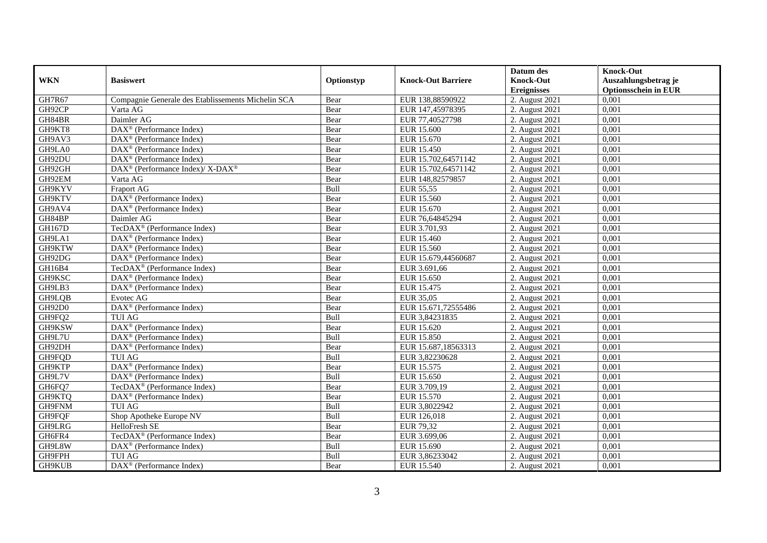| WKN | Basiswert | Optionstyp | Knock-Out Barriere | Datum des Knock-Out Ereignisses | Knock-Out Auszahlungsbetrag je Optionsschein in EUR |
|---|---|---|---|---|---|
| GH7R67 | Compagnie Generale des Etablissements Michelin SCA | Bear | EUR 138,88590922 | 2. August 2021 | 0,001 |
| GH92CP | Varta AG | Bear | EUR 147,45978395 | 2. August 2021 | 0,001 |
| GH84BR | Daimler AG | Bear | EUR 77,40527798 | 2. August 2021 | 0,001 |
| GH9KT8 | DAX® (Performance Index) | Bear | EUR 15.600 | 2. August 2021 | 0,001 |
| GH9AV3 | DAX® (Performance Index) | Bear | EUR 15.670 | 2. August 2021 | 0,001 |
| GH9LA0 | DAX® (Performance Index) | Bear | EUR 15.450 | 2. August 2021 | 0,001 |
| GH92DU | DAX® (Performance Index) | Bear | EUR 15.702,64571142 | 2. August 2021 | 0,001 |
| GH92GH | DAX® (Performance Index)/ X-DAX® | Bear | EUR 15.702,64571142 | 2. August 2021 | 0,001 |
| GH92EM | Varta AG | Bear | EUR 148,82579857 | 2. August 2021 | 0,001 |
| GH9KYV | Fraport AG | Bull | EUR 55,55 | 2. August 2021 | 0,001 |
| GH9KTV | DAX® (Performance Index) | Bear | EUR 15.560 | 2. August 2021 | 0,001 |
| GH9AV4 | DAX® (Performance Index) | Bear | EUR 15.670 | 2. August 2021 | 0,001 |
| GH84BP | Daimler AG | Bear | EUR 76,64845294 | 2. August 2021 | 0,001 |
| GH167D | TecDAX® (Performance Index) | Bear | EUR 3.701,93 | 2. August 2021 | 0,001 |
| GH9LA1 | DAX® (Performance Index) | Bear | EUR 15.460 | 2. August 2021 | 0,001 |
| GH9KTW | DAX® (Performance Index) | Bear | EUR 15.560 | 2. August 2021 | 0,001 |
| GH92DG | DAX® (Performance Index) | Bear | EUR 15.679,44560687 | 2. August 2021 | 0,001 |
| GH16B4 | TecDAX® (Performance Index) | Bear | EUR 3.691,66 | 2. August 2021 | 0,001 |
| GH9KSC | DAX® (Performance Index) | Bear | EUR 15.650 | 2. August 2021 | 0,001 |
| GH9LB3 | DAX® (Performance Index) | Bear | EUR 15.475 | 2. August 2021 | 0,001 |
| GH9LQB | Evotec AG | Bear | EUR 35,05 | 2. August 2021 | 0,001 |
| GH92D0 | DAX® (Performance Index) | Bear | EUR 15.671,72555486 | 2. August 2021 | 0,001 |
| GH9FQ2 | TUI AG | Bull | EUR 3,84231835 | 2. August 2021 | 0,001 |
| GH9KSW | DAX® (Performance Index) | Bear | EUR 15.620 | 2. August 2021 | 0,001 |
| GH9L7U | DAX® (Performance Index) | Bull | EUR 15.850 | 2. August 2021 | 0,001 |
| GH92DH | DAX® (Performance Index) | Bear | EUR 15.687,18563313 | 2. August 2021 | 0,001 |
| GH9FQD | TUI AG | Bull | EUR 3,82230628 | 2. August 2021 | 0,001 |
| GH9KTP | DAX® (Performance Index) | Bear | EUR 15.575 | 2. August 2021 | 0,001 |
| GH9L7V | DAX® (Performance Index) | Bull | EUR 15.650 | 2. August 2021 | 0,001 |
| GH6FQ7 | TecDAX® (Performance Index) | Bear | EUR 3.709,19 | 2. August 2021 | 0,001 |
| GH9KTQ | DAX® (Performance Index) | Bear | EUR 15.570 | 2. August 2021 | 0,001 |
| GH9FNM | TUI AG | Bull | EUR 3,8022942 | 2. August 2021 | 0,001 |
| GH9FQF | Shop Apotheke Europe NV | Bull | EUR 126,018 | 2. August 2021 | 0,001 |
| GH9LRG | HelloFresh SE | Bear | EUR 79,32 | 2. August 2021 | 0,001 |
| GH6FR4 | TecDAX® (Performance Index) | Bear | EUR 3.699,06 | 2. August 2021 | 0,001 |
| GH9L8W | DAX® (Performance Index) | Bull | EUR 15.690 | 2. August 2021 | 0,001 |
| GH9FPH | TUI AG | Bull | EUR 3,86233042 | 2. August 2021 | 0,001 |
| GH9KUB | DAX® (Performance Index) | Bear | EUR 15.540 | 2. August 2021 | 0,001 |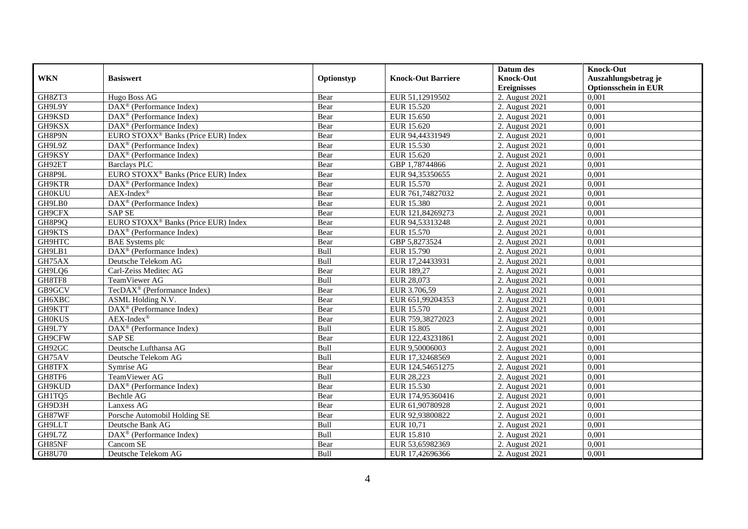| WKN | Basiswert | Optionstyp | Knock-Out Barriere | Datum des Knock-Out Ereignisses | Knock-Out Auszahlungsbetrag je Optionsschein in EUR |
|---|---|---|---|---|---|
| GH8ZT3 | Hugo Boss AG | Bear | EUR 51,12919502 | 2. August 2021 | 0,001 |
| GH9L9Y | DAX® (Performance Index) | Bear | EUR 15.520 | 2. August 2021 | 0,001 |
| GH9KSD | DAX® (Performance Index) | Bear | EUR 15.650 | 2. August 2021 | 0,001 |
| GH9KSX | DAX® (Performance Index) | Bear | EUR 15.620 | 2. August 2021 | 0,001 |
| GH8P9N | EURO STOXX® Banks (Price EUR) Index | Bear | EUR 94,44331949 | 2. August 2021 | 0,001 |
| GH9L9Z | DAX® (Performance Index) | Bear | EUR 15.530 | 2. August 2021 | 0,001 |
| GH9KSY | DAX® (Performance Index) | Bear | EUR 15.620 | 2. August 2021 | 0,001 |
| GH92ET | Barclays PLC | Bear | GBP 1,78744866 | 2. August 2021 | 0,001 |
| GH8P9L | EURO STOXX® Banks (Price EUR) Index | Bear | EUR 94,35350655 | 2. August 2021 | 0,001 |
| GH9KTR | DAX® (Performance Index) | Bear | EUR 15.570 | 2. August 2021 | 0,001 |
| GH0KUU | AEX-Index® | Bear | EUR 761,74827032 | 2. August 2021 | 0,001 |
| GH9LB0 | DAX® (Performance Index) | Bear | EUR 15.380 | 2. August 2021 | 0,001 |
| GH9CFX | SAP SE | Bear | EUR 121,84269273 | 2. August 2021 | 0,001 |
| GH8P9Q | EURO STOXX® Banks (Price EUR) Index | Bear | EUR 94,53313248 | 2. August 2021 | 0,001 |
| GH9KTS | DAX® (Performance Index) | Bear | EUR 15.570 | 2. August 2021 | 0,001 |
| GH9HTC | BAE Systems plc | Bear | GBP 5,8273524 | 2. August 2021 | 0,001 |
| GH9LB1 | DAX® (Performance Index) | Bull | EUR 15.790 | 2. August 2021 | 0,001 |
| GH75AX | Deutsche Telekom AG | Bull | EUR 17,24433931 | 2. August 2021 | 0,001 |
| GH9LQ6 | Carl-Zeiss Meditec AG | Bear | EUR 189,27 | 2. August 2021 | 0,001 |
| GH8TF8 | TeamViewer AG | Bull | EUR 28,073 | 2. August 2021 | 0,001 |
| GB9GCV | TecDAX® (Performance Index) | Bear | EUR 3.706,59 | 2. August 2021 | 0,001 |
| GH6XBC | ASML Holding N.V. | Bear | EUR 651,99204353 | 2. August 2021 | 0,001 |
| GH9KTT | DAX® (Performance Index) | Bear | EUR 15.570 | 2. August 2021 | 0,001 |
| GH0KUS | AEX-Index® | Bear | EUR 759,38272023 | 2. August 2021 | 0,001 |
| GH9L7Y | DAX® (Performance Index) | Bull | EUR 15.805 | 2. August 2021 | 0,001 |
| GH9CFW | SAP SE | Bear | EUR 122,43231861 | 2. August 2021 | 0,001 |
| GH92GC | Deutsche Lufthansa AG | Bull | EUR 9,50006003 | 2. August 2021 | 0,001 |
| GH75AV | Deutsche Telekom AG | Bull | EUR 17,32468569 | 2. August 2021 | 0,001 |
| GH8TFX | Symrise AG | Bear | EUR 124,54651275 | 2. August 2021 | 0,001 |
| GH8TF6 | TeamViewer AG | Bull | EUR 28,223 | 2. August 2021 | 0,001 |
| GH9KUD | DAX® (Performance Index) | Bear | EUR 15.530 | 2. August 2021 | 0,001 |
| GH1TQ5 | Bechtle AG | Bear | EUR 174,95360416 | 2. August 2021 | 0,001 |
| GH9D3H | Lanxess AG | Bear | EUR 61,90780928 | 2. August 2021 | 0,001 |
| GH87WF | Porsche Automobil Holding SE | Bear | EUR 92,93800822 | 2. August 2021 | 0,001 |
| GH9LLT | Deutsche Bank AG | Bull | EUR 10,71 | 2. August 2021 | 0,001 |
| GH9L7Z | DAX® (Performance Index) | Bull | EUR 15.810 | 2. August 2021 | 0,001 |
| GH85NF | Cancom SE | Bear | EUR 53,65982369 | 2. August 2021 | 0,001 |
| GH8U70 | Deutsche Telekom AG | Bull | EUR 17,42696366 | 2. August 2021 | 0,001 |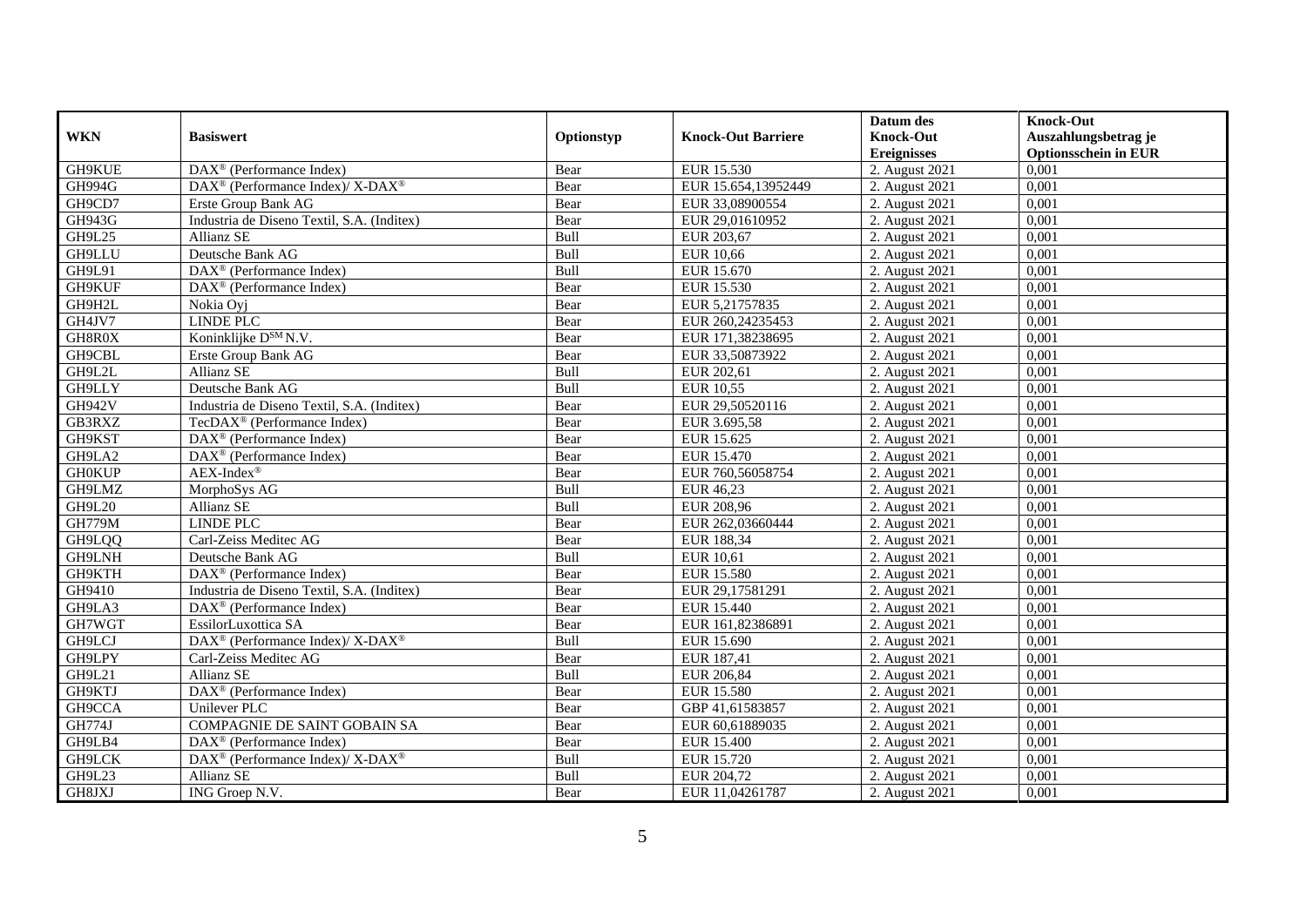| WKN | Basiswert | Optionstyp | Knock-Out Barriere | Datum des Knock-Out Ereignisses | Knock-Out Auszahlungsbetrag je Optionsschein in EUR |
|---|---|---|---|---|---|
| GH9KUE | DAX® (Performance Index) | Bear | EUR 15.530 | 2. August 2021 | 0,001 |
| GH994G | DAX® (Performance Index)/ X-DAX® | Bear | EUR 15.654,13952449 | 2. August 2021 | 0,001 |
| GH9CD7 | Erste Group Bank AG | Bear | EUR 33,08900554 | 2. August 2021 | 0,001 |
| GH943G | Industria de Diseno Textil, S.A. (Inditex) | Bear | EUR 29,01610952 | 2. August 2021 | 0,001 |
| GH9L25 | Allianz SE | Bull | EUR 203,67 | 2. August 2021 | 0,001 |
| GH9LLU | Deutsche Bank AG | Bull | EUR 10,66 | 2. August 2021 | 0,001 |
| GH9L91 | DAX® (Performance Index) | Bull | EUR 15.670 | 2. August 2021 | 0,001 |
| GH9KUF | DAX® (Performance Index) | Bear | EUR 15.530 | 2. August 2021 | 0,001 |
| GH9H2L | Nokia Oyj | Bear | EUR 5,21757835 | 2. August 2021 | 0,001 |
| GH4JV7 | LINDE PLC | Bear | EUR 260,24235453 | 2. August 2021 | 0,001 |
| GH8R0X | Koninklijke D[SM] N.V. | Bear | EUR 171,38238695 | 2. August 2021 | 0,001 |
| GH9CBL | Erste Group Bank AG | Bear | EUR 33,50873922 | 2. August 2021 | 0,001 |
| GH9L2L | Allianz SE | Bull | EUR 202,61 | 2. August 2021 | 0,001 |
| GH9LLY | Deutsche Bank AG | Bull | EUR 10,55 | 2. August 2021 | 0,001 |
| GH942V | Industria de Diseno Textil, S.A. (Inditex) | Bear | EUR 29,50520116 | 2. August 2021 | 0,001 |
| GB3RXZ | TecDAX® (Performance Index) | Bear | EUR 3.695,58 | 2. August 2021 | 0,001 |
| GH9KST | DAX® (Performance Index) | Bear | EUR 15.625 | 2. August 2021 | 0,001 |
| GH9LA2 | DAX® (Performance Index) | Bear | EUR 15.470 | 2. August 2021 | 0,001 |
| GH0KUP | AEX-Index® | Bear | EUR 760,56058754 | 2. August 2021 | 0,001 |
| GH9LMZ | MorphoSys AG | Bull | EUR 46,23 | 2. August 2021 | 0,001 |
| GH9L20 | Allianz SE | Bull | EUR 208,96 | 2. August 2021 | 0,001 |
| GH779M | LINDE PLC | Bear | EUR 262,03660444 | 2. August 2021 | 0,001 |
| GH9LQQ | Carl-Zeiss Meditec AG | Bear | EUR 188,34 | 2. August 2021 | 0,001 |
| GH9LNH | Deutsche Bank AG | Bull | EUR 10,61 | 2. August 2021 | 0,001 |
| GH9KTH | DAX® (Performance Index) | Bear | EUR 15.580 | 2. August 2021 | 0,001 |
| GH9410 | Industria de Diseno Textil, S.A. (Inditex) | Bear | EUR 29,17581291 | 2. August 2021 | 0,001 |
| GH9LA3 | DAX® (Performance Index) | Bear | EUR 15.440 | 2. August 2021 | 0,001 |
| GH7WGT | EssilorLuxottica SA | Bear | EUR 161,82386891 | 2. August 2021 | 0,001 |
| GH9LCJ | DAX® (Performance Index)/ X-DAX® | Bull | EUR 15.690 | 2. August 2021 | 0,001 |
| GH9LPY | Carl-Zeiss Meditec AG | Bear | EUR 187,41 | 2. August 2021 | 0,001 |
| GH9L21 | Allianz SE | Bull | EUR 206,84 | 2. August 2021 | 0,001 |
| GH9KTJ | DAX® (Performance Index) | Bear | EUR 15.580 | 2. August 2021 | 0,001 |
| GH9CCA | Unilever PLC | Bear | GBP 41,61583857 | 2. August 2021 | 0,001 |
| GH774J | COMPAGNIE DE SAINT GOBAIN SA | Bear | EUR 60,61889035 | 2. August 2021 | 0,001 |
| GH9LB4 | DAX® (Performance Index) | Bear | EUR 15.400 | 2. August 2021 | 0,001 |
| GH9LCK | DAX® (Performance Index)/ X-DAX® | Bull | EUR 15.720 | 2. August 2021 | 0,001 |
| GH9L23 | Allianz SE | Bull | EUR 204,72 | 2. August 2021 | 0,001 |
| GH8JXJ | ING Groep N.V. | Bear | EUR 11,04261787 | 2. August 2021 | 0,001 |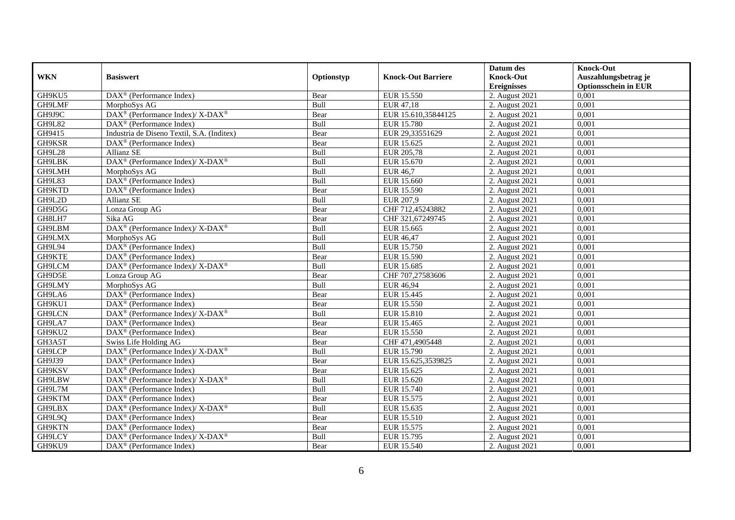| WKN | Basiswert | Optionstyp | Knock-Out Barriere | Datum des Knock-Out Ereignisses | Knock-Out Auszahlungsbetrag je Optionsschein in EUR |
|---|---|---|---|---|---|
| GH9KU5 | DAX® (Performance Index) | Bear | EUR 15.550 | 2. August 2021 | 0,001 |
| GH9LMF | MorphoSys AG | Bull | EUR 47,18 | 2. August 2021 | 0,001 |
| GH9J9C | DAX® (Performance Index)/ X-DAX® | Bear | EUR 15.610,35844125 | 2. August 2021 | 0,001 |
| GH9L82 | DAX® (Performance Index) | Bull | EUR 15.780 | 2. August 2021 | 0,001 |
| GH9415 | Industria de Diseno Textil, S.A. (Inditex) | Bear | EUR 29,33551629 | 2. August 2021 | 0,001 |
| GH9KSR | DAX® (Performance Index) | Bear | EUR 15.625 | 2. August 2021 | 0,001 |
| GH9L28 | Allianz SE | Bull | EUR 205,78 | 2. August 2021 | 0,001 |
| GH9LBK | DAX® (Performance Index)/ X-DAX® | Bull | EUR 15.670 | 2. August 2021 | 0,001 |
| GH9LMH | MorphoSys AG | Bull | EUR 46,7 | 2. August 2021 | 0,001 |
| GH9L83 | DAX® (Performance Index) | Bull | EUR 15.660 | 2. August 2021 | 0,001 |
| GH9KTD | DAX® (Performance Index) | Bear | EUR 15.590 | 2. August 2021 | 0,001 |
| GH9L2D | Allianz SE | Bull | EUR 207,9 | 2. August 2021 | 0,001 |
| GH9D5G | Lonza Group AG | Bear | CHF 712,45243882 | 2. August 2021 | 0,001 |
| GH8LH7 | Sika AG | Bear | CHF 321,67249745 | 2. August 2021 | 0,001 |
| GH9LBM | DAX® (Performance Index)/ X-DAX® | Bull | EUR 15.665 | 2. August 2021 | 0,001 |
| GH9LMX | MorphoSys AG | Bull | EUR 46,47 | 2. August 2021 | 0,001 |
| GH9L94 | DAX® (Performance Index) | Bull | EUR 15.750 | 2. August 2021 | 0,001 |
| GH9KTE | DAX® (Performance Index) | Bear | EUR 15.590 | 2. August 2021 | 0,001 |
| GH9LCM | DAX® (Performance Index)/ X-DAX® | Bull | EUR 15.685 | 2. August 2021 | 0,001 |
| GH9D5E | Lonza Group AG | Bear | CHF 707,27583606 | 2. August 2021 | 0,001 |
| GH9LMY | MorphoSys AG | Bull | EUR 46,94 | 2. August 2021 | 0,001 |
| GH9LA6 | DAX® (Performance Index) | Bear | EUR 15.445 | 2. August 2021 | 0,001 |
| GH9KU1 | DAX® (Performance Index) | Bear | EUR 15.550 | 2. August 2021 | 0,001 |
| GH9LCN | DAX® (Performance Index)/ X-DAX® | Bull | EUR 15.810 | 2. August 2021 | 0,001 |
| GH9LA7 | DAX® (Performance Index) | Bear | EUR 15.465 | 2. August 2021 | 0,001 |
| GH9KU2 | DAX® (Performance Index) | Bear | EUR 15.550 | 2. August 2021 | 0,001 |
| GH3A5T | Swiss Life Holding AG | Bear | CHF 471,4905448 | 2. August 2021 | 0,001 |
| GH9LCP | DAX® (Performance Index)/ X-DAX® | Bull | EUR 15.790 | 2. August 2021 | 0,001 |
| GH9J39 | DAX® (Performance Index) | Bear | EUR 15.625,3539825 | 2. August 2021 | 0,001 |
| GH9KSV | DAX® (Performance Index) | Bear | EUR 15.625 | 2. August 2021 | 0,001 |
| GH9LBW | DAX® (Performance Index)/ X-DAX® | Bull | EUR 15.620 | 2. August 2021 | 0,001 |
| GH9L7M | DAX® (Performance Index) | Bull | EUR 15.740 | 2. August 2021 | 0,001 |
| GH9KTM | DAX® (Performance Index) | Bear | EUR 15.575 | 2. August 2021 | 0,001 |
| GH9LBX | DAX® (Performance Index)/ X-DAX® | Bull | EUR 15.635 | 2. August 2021 | 0,001 |
| GH9L9Q | DAX® (Performance Index) | Bear | EUR 15.510 | 2. August 2021 | 0,001 |
| GH9KTN | DAX® (Performance Index) | Bear | EUR 15.575 | 2. August 2021 | 0,001 |
| GH9LCY | DAX® (Performance Index)/ X-DAX® | Bull | EUR 15.795 | 2. August 2021 | 0,001 |
| GH9KU9 | DAX® (Performance Index) | Bear | EUR 15.540 | 2. August 2021 | 0,001 |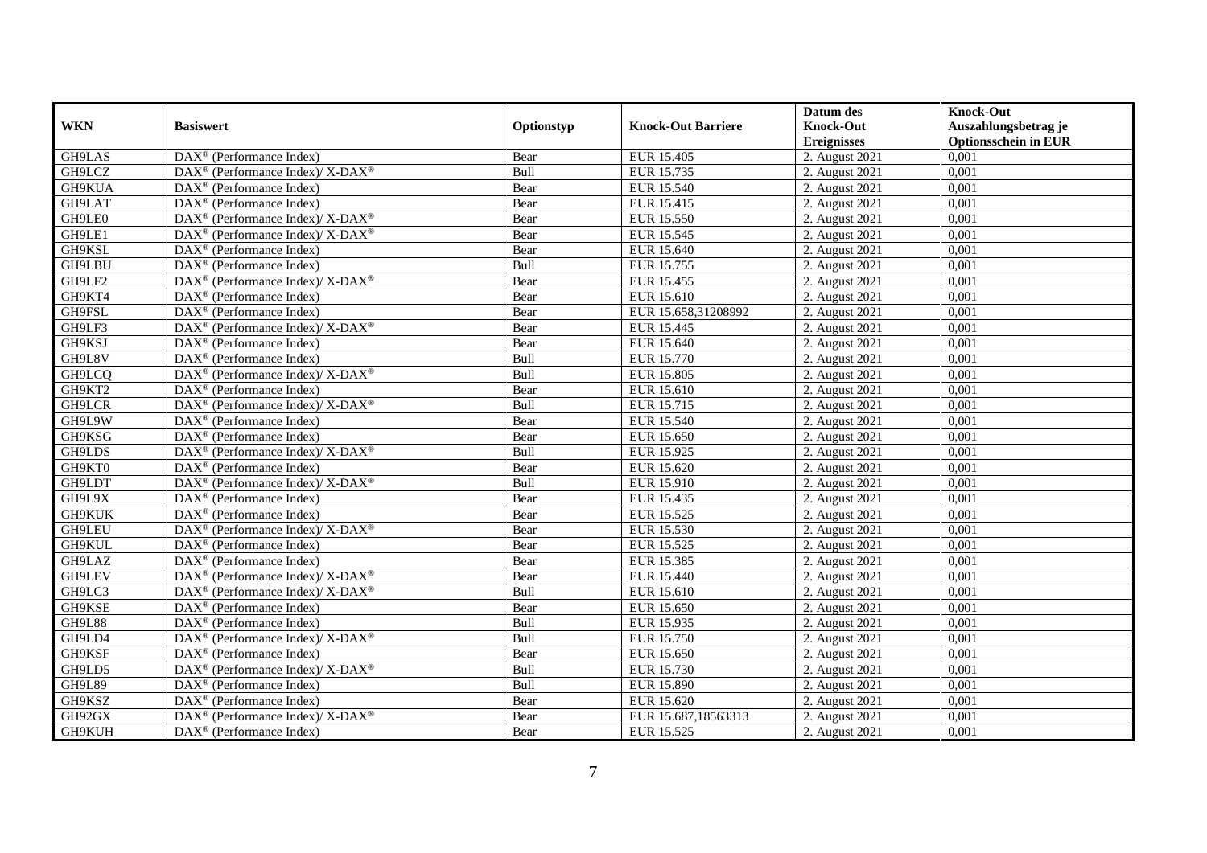| WKN | Basiswert | Optionstyp | Knock-Out Barriere | Datum des Knock-Out Ereignisses | Knock-Out Auszahlungsbetrag je Optionsschein in EUR |
|---|---|---|---|---|---|
| GH9LAS | DAX® (Performance Index) | Bear | EUR 15.405 | 2. August 2021 | 0,001 |
| GH9LCZ | DAX® (Performance Index)/ X-DAX® | Bull | EUR 15.735 | 2. August 2021 | 0,001 |
| GH9KUA | DAX® (Performance Index) | Bear | EUR 15.540 | 2. August 2021 | 0,001 |
| GH9LAT | DAX® (Performance Index) | Bear | EUR 15.415 | 2. August 2021 | 0,001 |
| GH9LE0 | DAX® (Performance Index)/ X-DAX® | Bear | EUR 15.550 | 2. August 2021 | 0,001 |
| GH9LE1 | DAX® (Performance Index)/ X-DAX® | Bear | EUR 15.545 | 2. August 2021 | 0,001 |
| GH9KSL | DAX® (Performance Index) | Bear | EUR 15.640 | 2. August 2021 | 0,001 |
| GH9LBU | DAX® (Performance Index) | Bull | EUR 15.755 | 2. August 2021 | 0,001 |
| GH9LF2 | DAX® (Performance Index)/ X-DAX® | Bear | EUR 15.455 | 2. August 2021 | 0,001 |
| GH9KT4 | DAX® (Performance Index) | Bear | EUR 15.610 | 2. August 2021 | 0,001 |
| GH9FSL | DAX® (Performance Index) | Bear | EUR 15.658,31208992 | 2. August 2021 | 0,001 |
| GH9LF3 | DAX® (Performance Index)/ X-DAX® | Bear | EUR 15.445 | 2. August 2021 | 0,001 |
| GH9KSJ | DAX® (Performance Index) | Bear | EUR 15.640 | 2. August 2021 | 0,001 |
| GH9L8V | DAX® (Performance Index) | Bull | EUR 15.770 | 2. August 2021 | 0,001 |
| GH9LCQ | DAX® (Performance Index)/ X-DAX® | Bull | EUR 15.805 | 2. August 2021 | 0,001 |
| GH9KT2 | DAX® (Performance Index) | Bear | EUR 15.610 | 2. August 2021 | 0,001 |
| GH9LCR | DAX® (Performance Index)/ X-DAX® | Bull | EUR 15.715 | 2. August 2021 | 0,001 |
| GH9L9W | DAX® (Performance Index) | Bear | EUR 15.540 | 2. August 2021 | 0,001 |
| GH9KSG | DAX® (Performance Index) | Bear | EUR 15.650 | 2. August 2021 | 0,001 |
| GH9LDS | DAX® (Performance Index)/ X-DAX® | Bull | EUR 15.925 | 2. August 2021 | 0,001 |
| GH9KT0 | DAX® (Performance Index) | Bear | EUR 15.620 | 2. August 2021 | 0,001 |
| GH9LDT | DAX® (Performance Index)/ X-DAX® | Bull | EUR 15.910 | 2. August 2021 | 0,001 |
| GH9L9X | DAX® (Performance Index) | Bear | EUR 15.435 | 2. August 2021 | 0,001 |
| GH9KUK | DAX® (Performance Index) | Bear | EUR 15.525 | 2. August 2021 | 0,001 |
| GH9LEU | DAX® (Performance Index)/ X-DAX® | Bear | EUR 15.530 | 2. August 2021 | 0,001 |
| GH9KUL | DAX® (Performance Index) | Bear | EUR 15.525 | 2. August 2021 | 0,001 |
| GH9LAZ | DAX® (Performance Index) | Bear | EUR 15.385 | 2. August 2021 | 0,001 |
| GH9LEV | DAX® (Performance Index)/ X-DAX® | Bear | EUR 15.440 | 2. August 2021 | 0,001 |
| GH9LC3 | DAX® (Performance Index)/ X-DAX® | Bull | EUR 15.610 | 2. August 2021 | 0,001 |
| GH9KSE | DAX® (Performance Index) | Bear | EUR 15.650 | 2. August 2021 | 0,001 |
| GH9L88 | DAX® (Performance Index) | Bull | EUR 15.935 | 2. August 2021 | 0,001 |
| GH9LD4 | DAX® (Performance Index)/ X-DAX® | Bull | EUR 15.750 | 2. August 2021 | 0,001 |
| GH9KSF | DAX® (Performance Index) | Bear | EUR 15.650 | 2. August 2021 | 0,001 |
| GH9LD5 | DAX® (Performance Index)/ X-DAX® | Bull | EUR 15.730 | 2. August 2021 | 0,001 |
| GH9L89 | DAX® (Performance Index) | Bull | EUR 15.890 | 2. August 2021 | 0,001 |
| GH9KSZ | DAX® (Performance Index) | Bear | EUR 15.620 | 2. August 2021 | 0,001 |
| GH92GX | DAX® (Performance Index)/ X-DAX® | Bear | EUR 15.687,18563313 | 2. August 2021 | 0,001 |
| GH9KUH | DAX® (Performance Index) | Bear | EUR 15.525 | 2. August 2021 | 0,001 |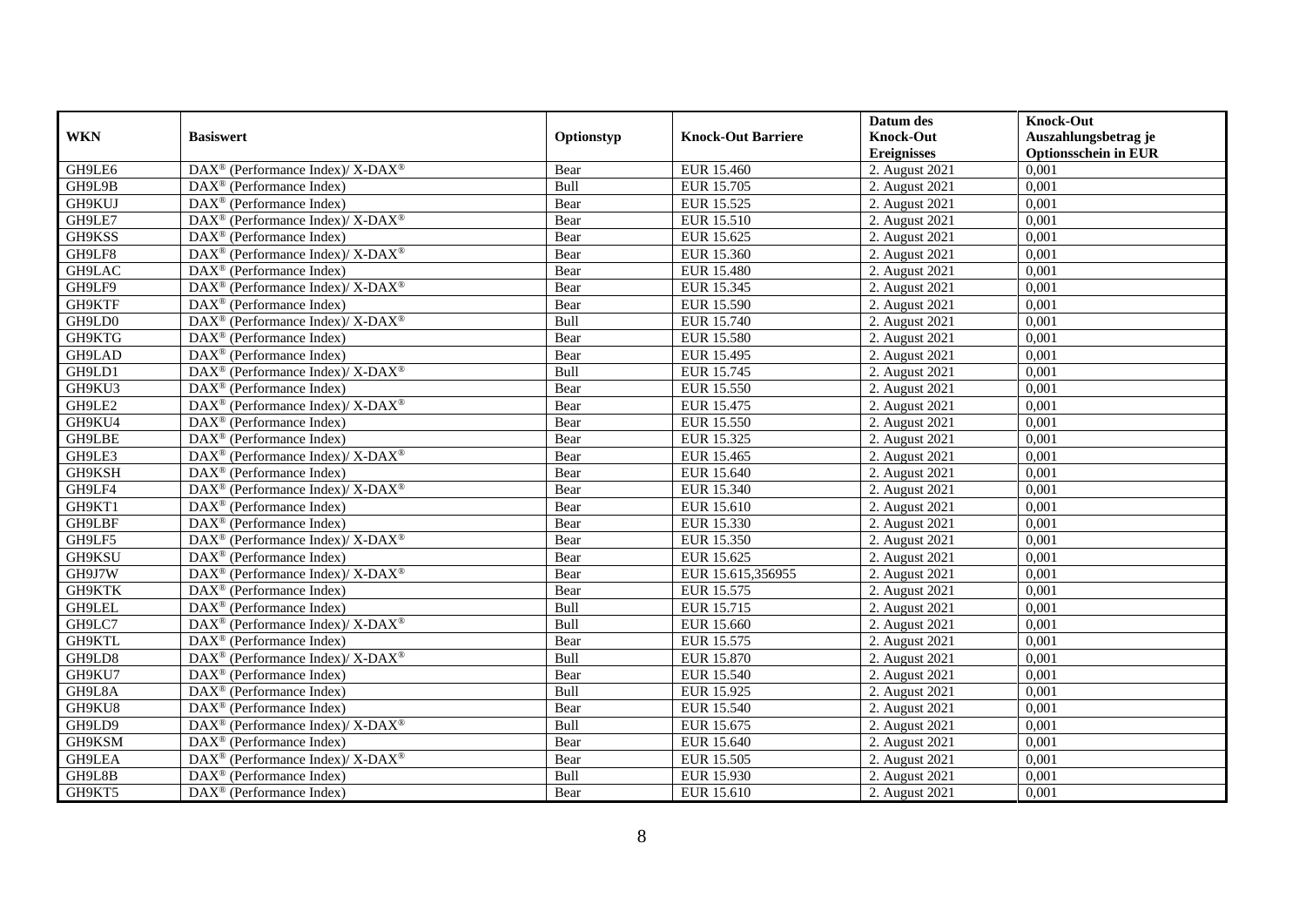| WKN | Basiswert | Optionstyp | Knock-Out Barriere | Datum des Knock-Out Ereignisses | Knock-Out Auszahlungsbetrag je Optionsschein in EUR |
|---|---|---|---|---|---|
| GH9LE6 | DAX® (Performance Index)/ X-DAX® | Bear | EUR 15.460 | 2. August 2021 | 0,001 |
| GH9L9B | DAX® (Performance Index) | Bull | EUR 15.705 | 2. August 2021 | 0,001 |
| GH9KUJ | DAX® (Performance Index) | Bear | EUR 15.525 | 2. August 2021 | 0,001 |
| GH9LE7 | DAX® (Performance Index)/ X-DAX® | Bear | EUR 15.510 | 2. August 2021 | 0,001 |
| GH9KSS | DAX® (Performance Index) | Bear | EUR 15.625 | 2. August 2021 | 0,001 |
| GH9LF8 | DAX® (Performance Index)/ X-DAX® | Bear | EUR 15.360 | 2. August 2021 | 0,001 |
| GH9LAC | DAX® (Performance Index) | Bear | EUR 15.480 | 2. August 2021 | 0,001 |
| GH9LF9 | DAX® (Performance Index)/ X-DAX® | Bear | EUR 15.345 | 2. August 2021 | 0,001 |
| GH9KTF | DAX® (Performance Index) | Bear | EUR 15.590 | 2. August 2021 | 0,001 |
| GH9LD0 | DAX® (Performance Index)/ X-DAX® | Bull | EUR 15.740 | 2. August 2021 | 0,001 |
| GH9KTG | DAX® (Performance Index) | Bear | EUR 15.580 | 2. August 2021 | 0,001 |
| GH9LAD | DAX® (Performance Index) | Bear | EUR 15.495 | 2. August 2021 | 0,001 |
| GH9LD1 | DAX® (Performance Index)/ X-DAX® | Bull | EUR 15.745 | 2. August 2021 | 0,001 |
| GH9KU3 | DAX® (Performance Index) | Bear | EUR 15.550 | 2. August 2021 | 0,001 |
| GH9LE2 | DAX® (Performance Index)/ X-DAX® | Bear | EUR 15.475 | 2. August 2021 | 0,001 |
| GH9KU4 | DAX® (Performance Index) | Bear | EUR 15.550 | 2. August 2021 | 0,001 |
| GH9LBE | DAX® (Performance Index) | Bear | EUR 15.325 | 2. August 2021 | 0,001 |
| GH9LE3 | DAX® (Performance Index)/ X-DAX® | Bear | EUR 15.465 | 2. August 2021 | 0,001 |
| GH9KSH | DAX® (Performance Index) | Bear | EUR 15.640 | 2. August 2021 | 0,001 |
| GH9LF4 | DAX® (Performance Index)/ X-DAX® | Bear | EUR 15.340 | 2. August 2021 | 0,001 |
| GH9KT1 | DAX® (Performance Index) | Bear | EUR 15.610 | 2. August 2021 | 0,001 |
| GH9LBF | DAX® (Performance Index) | Bear | EUR 15.330 | 2. August 2021 | 0,001 |
| GH9LF5 | DAX® (Performance Index)/ X-DAX® | Bear | EUR 15.350 | 2. August 2021 | 0,001 |
| GH9KSU | DAX® (Performance Index) | Bear | EUR 15.625 | 2. August 2021 | 0,001 |
| GH9J7W | DAX® (Performance Index)/ X-DAX® | Bear | EUR 15.615,356955 | 2. August 2021 | 0,001 |
| GH9KTK | DAX® (Performance Index) | Bear | EUR 15.575 | 2. August 2021 | 0,001 |
| GH9LEL | DAX® (Performance Index) | Bull | EUR 15.715 | 2. August 2021 | 0,001 |
| GH9LC7 | DAX® (Performance Index)/ X-DAX® | Bull | EUR 15.660 | 2. August 2021 | 0,001 |
| GH9KTL | DAX® (Performance Index) | Bear | EUR 15.575 | 2. August 2021 | 0,001 |
| GH9LD8 | DAX® (Performance Index)/ X-DAX® | Bull | EUR 15.870 | 2. August 2021 | 0,001 |
| GH9KU7 | DAX® (Performance Index) | Bear | EUR 15.540 | 2. August 2021 | 0,001 |
| GH9L8A | DAX® (Performance Index) | Bull | EUR 15.925 | 2. August 2021 | 0,001 |
| GH9KU8 | DAX® (Performance Index) | Bear | EUR 15.540 | 2. August 2021 | 0,001 |
| GH9LD9 | DAX® (Performance Index)/ X-DAX® | Bull | EUR 15.675 | 2. August 2021 | 0,001 |
| GH9KSM | DAX® (Performance Index) | Bear | EUR 15.640 | 2. August 2021 | 0,001 |
| GH9LEA | DAX® (Performance Index)/ X-DAX® | Bear | EUR 15.505 | 2. August 2021 | 0,001 |
| GH9L8B | DAX® (Performance Index) | Bull | EUR 15.930 | 2. August 2021 | 0,001 |
| GH9KT5 | DAX® (Performance Index) | Bear | EUR 15.610 | 2. August 2021 | 0,001 |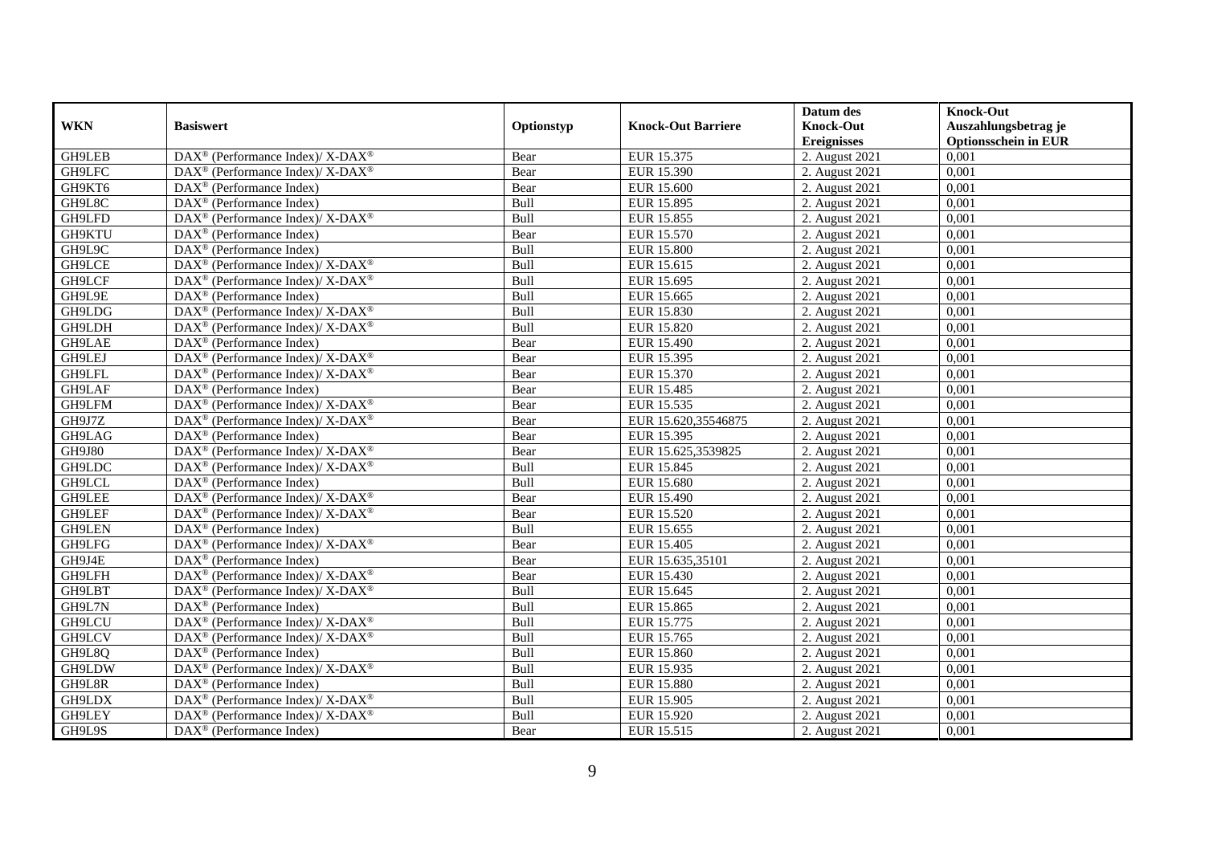| WKN | Basiswert | Optionstyp | Knock-Out Barriere | Datum des Knock-Out Ereignisses | Knock-Out Auszahlungsbetrag je Optionsschein in EUR |
|---|---|---|---|---|---|
| GH9LEB | DAX® (Performance Index)/ X-DAX® | Bear | EUR 15.375 | 2. August 2021 | 0,001 |
| GH9LFC | DAX® (Performance Index)/ X-DAX® | Bear | EUR 15.390 | 2. August 2021 | 0,001 |
| GH9KT6 | DAX® (Performance Index) | Bear | EUR 15.600 | 2. August 2021 | 0,001 |
| GH9L8C | DAX® (Performance Index) | Bull | EUR 15.895 | 2. August 2021 | 0,001 |
| GH9LFD | DAX® (Performance Index)/ X-DAX® | Bull | EUR 15.855 | 2. August 2021 | 0,001 |
| GH9KTU | DAX® (Performance Index) | Bear | EUR 15.570 | 2. August 2021 | 0,001 |
| GH9L9C | DAX® (Performance Index) | Bull | EUR 15.800 | 2. August 2021 | 0,001 |
| GH9LCE | DAX® (Performance Index)/ X-DAX® | Bull | EUR 15.615 | 2. August 2021 | 0,001 |
| GH9LCF | DAX® (Performance Index)/ X-DAX® | Bull | EUR 15.695 | 2. August 2021 | 0,001 |
| GH9L9E | DAX® (Performance Index) | Bull | EUR 15.665 | 2. August 2021 | 0,001 |
| GH9LDG | DAX® (Performance Index)/ X-DAX® | Bull | EUR 15.830 | 2. August 2021 | 0,001 |
| GH9LDH | DAX® (Performance Index)/ X-DAX® | Bull | EUR 15.820 | 2. August 2021 | 0,001 |
| GH9LAE | DAX® (Performance Index) | Bear | EUR 15.490 | 2. August 2021 | 0,001 |
| GH9LEJ | DAX® (Performance Index)/ X-DAX® | Bear | EUR 15.395 | 2. August 2021 | 0,001 |
| GH9LFL | DAX® (Performance Index)/ X-DAX® | Bear | EUR 15.370 | 2. August 2021 | 0,001 |
| GH9LAF | DAX® (Performance Index) | Bear | EUR 15.485 | 2. August 2021 | 0,001 |
| GH9LFM | DAX® (Performance Index)/ X-DAX® | Bear | EUR 15.535 | 2. August 2021 | 0,001 |
| GH9J7Z | DAX® (Performance Index)/ X-DAX® | Bear | EUR 15.620,35546875 | 2. August 2021 | 0,001 |
| GH9LAG | DAX® (Performance Index) | Bear | EUR 15.395 | 2. August 2021 | 0,001 |
| GH9J80 | DAX® (Performance Index)/ X-DAX® | Bear | EUR 15.625,3539825 | 2. August 2021 | 0,001 |
| GH9LDC | DAX® (Performance Index)/ X-DAX® | Bull | EUR 15.845 | 2. August 2021 | 0,001 |
| GH9LCL | DAX® (Performance Index) | Bull | EUR 15.680 | 2. August 2021 | 0,001 |
| GH9LEE | DAX® (Performance Index)/ X-DAX® | Bear | EUR 15.490 | 2. August 2021 | 0,001 |
| GH9LEF | DAX® (Performance Index)/ X-DAX® | Bear | EUR 15.520 | 2. August 2021 | 0,001 |
| GH9LEN | DAX® (Performance Index) | Bull | EUR 15.655 | 2. August 2021 | 0,001 |
| GH9LFG | DAX® (Performance Index)/ X-DAX® | Bear | EUR 15.405 | 2. August 2021 | 0,001 |
| GH9J4E | DAX® (Performance Index) | Bear | EUR 15.635,35101 | 2. August 2021 | 0,001 |
| GH9LFH | DAX® (Performance Index)/ X-DAX® | Bear | EUR 15.430 | 2. August 2021 | 0,001 |
| GH9LBT | DAX® (Performance Index)/ X-DAX® | Bull | EUR 15.645 | 2. August 2021 | 0,001 |
| GH9L7N | DAX® (Performance Index) | Bull | EUR 15.865 | 2. August 2021 | 0,001 |
| GH9LCU | DAX® (Performance Index)/ X-DAX® | Bull | EUR 15.775 | 2. August 2021 | 0,001 |
| GH9LCV | DAX® (Performance Index)/ X-DAX® | Bull | EUR 15.765 | 2. August 2021 | 0,001 |
| GH9L8Q | DAX® (Performance Index) | Bull | EUR 15.860 | 2. August 2021 | 0,001 |
| GH9LDW | DAX® (Performance Index)/ X-DAX® | Bull | EUR 15.935 | 2. August 2021 | 0,001 |
| GH9L8R | DAX® (Performance Index) | Bull | EUR 15.880 | 2. August 2021 | 0,001 |
| GH9LDX | DAX® (Performance Index)/ X-DAX® | Bull | EUR 15.905 | 2. August 2021 | 0,001 |
| GH9LEY | DAX® (Performance Index)/ X-DAX® | Bull | EUR 15.920 | 2. August 2021 | 0,001 |
| GH9L9S | DAX® (Performance Index) | Bear | EUR 15.515 | 2. August 2021 | 0,001 |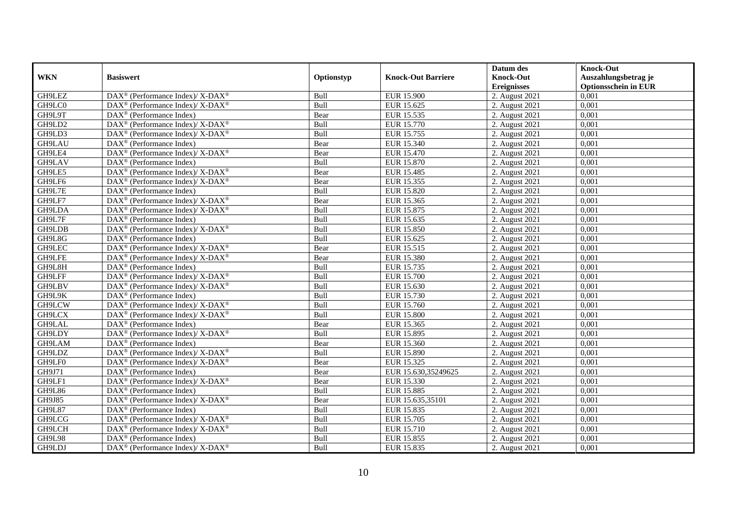| WKN | Basiswert | Optionstyp | Knock-Out Barriere | Datum des Knock-Out Ereignisses | Knock-Out Auszahlungsbetrag je Optionsschein in EUR |
|---|---|---|---|---|---|
| GH9LEZ | DAX® (Performance Index)/ X-DAX® | Bull | EUR 15.900 | 2. August 2021 | 0,001 |
| GH9LC0 | DAX® (Performance Index)/ X-DAX® | Bull | EUR 15.625 | 2. August 2021 | 0,001 |
| GH9L9T | DAX® (Performance Index) | Bear | EUR 15.535 | 2. August 2021 | 0,001 |
| GH9LD2 | DAX® (Performance Index)/ X-DAX® | Bull | EUR 15.770 | 2. August 2021 | 0,001 |
| GH9LD3 | DAX® (Performance Index)/ X-DAX® | Bull | EUR 15.755 | 2. August 2021 | 0,001 |
| GH9LAU | DAX® (Performance Index) | Bear | EUR 15.340 | 2. August 2021 | 0,001 |
| GH9LE4 | DAX® (Performance Index)/ X-DAX® | Bear | EUR 15.470 | 2. August 2021 | 0,001 |
| GH9LAV | DAX® (Performance Index) | Bull | EUR 15.870 | 2. August 2021 | 0,001 |
| GH9LE5 | DAX® (Performance Index)/ X-DAX® | Bear | EUR 15.485 | 2. August 2021 | 0,001 |
| GH9LF6 | DAX® (Performance Index)/ X-DAX® | Bear | EUR 15.355 | 2. August 2021 | 0,001 |
| GH9L7E | DAX® (Performance Index) | Bull | EUR 15.820 | 2. August 2021 | 0,001 |
| GH9LF7 | DAX® (Performance Index)/ X-DAX® | Bear | EUR 15.365 | 2. August 2021 | 0,001 |
| GH9LDA | DAX® (Performance Index)/ X-DAX® | Bull | EUR 15.875 | 2. August 2021 | 0,001 |
| GH9L7F | DAX® (Performance Index) | Bull | EUR 15.635 | 2. August 2021 | 0,001 |
| GH9LDB | DAX® (Performance Index)/ X-DAX® | Bull | EUR 15.850 | 2. August 2021 | 0,001 |
| GH9L8G | DAX® (Performance Index) | Bull | EUR 15.625 | 2. August 2021 | 0,001 |
| GH9LEC | DAX® (Performance Index)/ X-DAX® | Bear | EUR 15.515 | 2. August 2021 | 0,001 |
| GH9LFE | DAX® (Performance Index)/ X-DAX® | Bear | EUR 15.380 | 2. August 2021 | 0,001 |
| GH9L8H | DAX® (Performance Index) | Bull | EUR 15.735 | 2. August 2021 | 0,001 |
| GH9LFF | DAX® (Performance Index)/ X-DAX® | Bull | EUR 15.700 | 2. August 2021 | 0,001 |
| GH9LBV | DAX® (Performance Index)/ X-DAX® | Bull | EUR 15.630 | 2. August 2021 | 0,001 |
| GH9L9K | DAX® (Performance Index) | Bull | EUR 15.730 | 2. August 2021 | 0,001 |
| GH9LCW | DAX® (Performance Index)/ X-DAX® | Bull | EUR 15.760 | 2. August 2021 | 0,001 |
| GH9LCX | DAX® (Performance Index)/ X-DAX® | Bull | EUR 15.800 | 2. August 2021 | 0,001 |
| GH9LAL | DAX® (Performance Index) | Bear | EUR 15.365 | 2. August 2021 | 0,001 |
| GH9LDY | DAX® (Performance Index)/ X-DAX® | Bull | EUR 15.895 | 2. August 2021 | 0,001 |
| GH9LAM | DAX® (Performance Index) | Bear | EUR 15.360 | 2. August 2021 | 0,001 |
| GH9LDZ | DAX® (Performance Index)/ X-DAX® | Bull | EUR 15.890 | 2. August 2021 | 0,001 |
| GH9LF0 | DAX® (Performance Index)/ X-DAX® | Bear | EUR 15.325 | 2. August 2021 | 0,001 |
| GH9J71 | DAX® (Performance Index) | Bear | EUR 15.630,35249625 | 2. August 2021 | 0,001 |
| GH9LF1 | DAX® (Performance Index)/ X-DAX® | Bear | EUR 15.330 | 2. August 2021 | 0,001 |
| GH9L86 | DAX® (Performance Index) | Bull | EUR 15.885 | 2. August 2021 | 0,001 |
| GH9J85 | DAX® (Performance Index)/ X-DAX® | Bear | EUR 15.635,35101 | 2. August 2021 | 0,001 |
| GH9L87 | DAX® (Performance Index) | Bull | EUR 15.835 | 2. August 2021 | 0,001 |
| GH9LCG | DAX® (Performance Index)/ X-DAX® | Bull | EUR 15.705 | 2. August 2021 | 0,001 |
| GH9LCH | DAX® (Performance Index)/ X-DAX® | Bull | EUR 15.710 | 2. August 2021 | 0,001 |
| GH9L98 | DAX® (Performance Index) | Bull | EUR 15.855 | 2. August 2021 | 0,001 |
| GH9LDJ | DAX® (Performance Index)/ X-DAX® | Bull | EUR 15.835 | 2. August 2021 | 0,001 |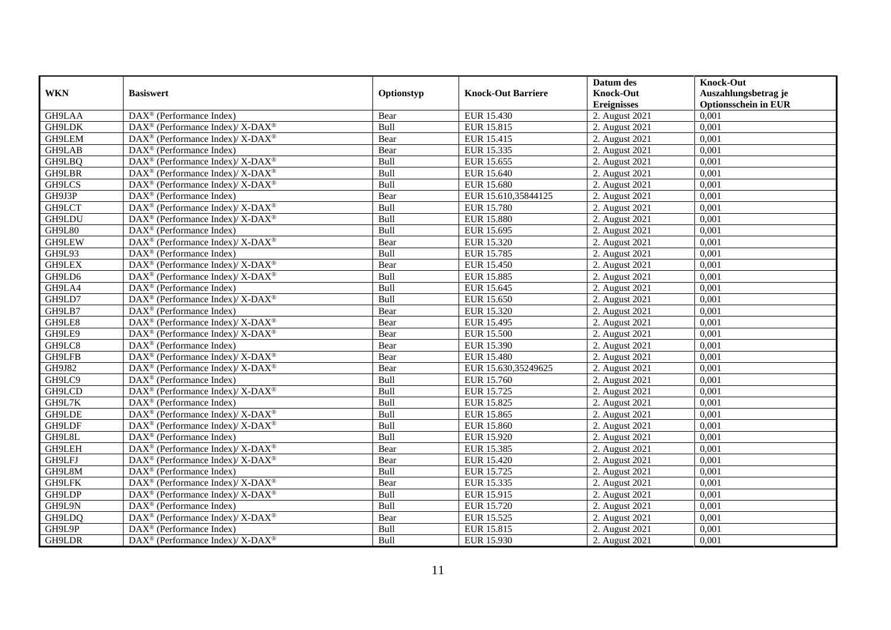| WKN | Basiswert | Optionstyp | Knock-Out Barriere | Datum des Knock-Out Ereignisses | Knock-Out Auszahlungsbetrag je Optionsschein in EUR |
|---|---|---|---|---|---|
| GH9LAA | DAX® (Performance Index) | Bear | EUR 15.430 | 2. August 2021 | 0,001 |
| GH9LDK | DAX® (Performance Index)/ X-DAX® | Bull | EUR 15.815 | 2. August 2021 | 0,001 |
| GH9LEM | DAX® (Performance Index)/ X-DAX® | Bear | EUR 15.415 | 2. August 2021 | 0,001 |
| GH9LAB | DAX® (Performance Index) | Bear | EUR 15.335 | 2. August 2021 | 0,001 |
| GH9LBQ | DAX® (Performance Index)/ X-DAX® | Bull | EUR 15.655 | 2. August 2021 | 0,001 |
| GH9LBR | DAX® (Performance Index)/ X-DAX® | Bull | EUR 15.640 | 2. August 2021 | 0,001 |
| GH9LCS | DAX® (Performance Index)/ X-DAX® | Bull | EUR 15.680 | 2. August 2021 | 0,001 |
| GH9J3P | DAX® (Performance Index) | Bear | EUR 15.610,35844125 | 2. August 2021 | 0,001 |
| GH9LCT | DAX® (Performance Index)/ X-DAX® | Bull | EUR 15.780 | 2. August 2021 | 0,001 |
| GH9LDU | DAX® (Performance Index)/ X-DAX® | Bull | EUR 15.880 | 2. August 2021 | 0,001 |
| GH9L80 | DAX® (Performance Index) | Bull | EUR 15.695 | 2. August 2021 | 0,001 |
| GH9LEW | DAX® (Performance Index)/ X-DAX® | Bear | EUR 15.320 | 2. August 2021 | 0,001 |
| GH9L93 | DAX® (Performance Index) | Bull | EUR 15.785 | 2. August 2021 | 0,001 |
| GH9LEX | DAX® (Performance Index)/ X-DAX® | Bear | EUR 15.450 | 2. August 2021 | 0,001 |
| GH9LD6 | DAX® (Performance Index)/ X-DAX® | Bull | EUR 15.885 | 2. August 2021 | 0,001 |
| GH9LA4 | DAX® (Performance Index) | Bull | EUR 15.645 | 2. August 2021 | 0,001 |
| GH9LD7 | DAX® (Performance Index)/ X-DAX® | Bull | EUR 15.650 | 2. August 2021 | 0,001 |
| GH9LB7 | DAX® (Performance Index) | Bear | EUR 15.320 | 2. August 2021 | 0,001 |
| GH9LE8 | DAX® (Performance Index)/ X-DAX® | Bear | EUR 15.495 | 2. August 2021 | 0,001 |
| GH9LE9 | DAX® (Performance Index)/ X-DAX® | Bear | EUR 15.500 | 2. August 2021 | 0,001 |
| GH9LC8 | DAX® (Performance Index) | Bear | EUR 15.390 | 2. August 2021 | 0,001 |
| GH9LFB | DAX® (Performance Index)/ X-DAX® | Bear | EUR 15.480 | 2. August 2021 | 0,001 |
| GH9J82 | DAX® (Performance Index)/ X-DAX® | Bear | EUR 15.630,35249625 | 2. August 2021 | 0,001 |
| GH9LC9 | DAX® (Performance Index) | Bull | EUR 15.760 | 2. August 2021 | 0,001 |
| GH9LCD | DAX® (Performance Index)/ X-DAX® | Bull | EUR 15.725 | 2. August 2021 | 0,001 |
| GH9L7K | DAX® (Performance Index) | Bull | EUR 15.825 | 2. August 2021 | 0,001 |
| GH9LDE | DAX® (Performance Index)/ X-DAX® | Bull | EUR 15.865 | 2. August 2021 | 0,001 |
| GH9LDF | DAX® (Performance Index)/ X-DAX® | Bull | EUR 15.860 | 2. August 2021 | 0,001 |
| GH9L8L | DAX® (Performance Index) | Bull | EUR 15.920 | 2. August 2021 | 0,001 |
| GH9LEH | DAX® (Performance Index)/ X-DAX® | Bear | EUR 15.385 | 2. August 2021 | 0,001 |
| GH9LFJ | DAX® (Performance Index)/ X-DAX® | Bear | EUR 15.420 | 2. August 2021 | 0,001 |
| GH9L8M | DAX® (Performance Index) | Bull | EUR 15.725 | 2. August 2021 | 0,001 |
| GH9LFK | DAX® (Performance Index)/ X-DAX® | Bear | EUR 15.335 | 2. August 2021 | 0,001 |
| GH9LDP | DAX® (Performance Index)/ X-DAX® | Bull | EUR 15.915 | 2. August 2021 | 0,001 |
| GH9L9N | DAX® (Performance Index) | Bull | EUR 15.720 | 2. August 2021 | 0,001 |
| GH9LDQ | DAX® (Performance Index)/ X-DAX® | Bear | EUR 15.525 | 2. August 2021 | 0,001 |
| GH9L9P | DAX® (Performance Index) | Bull | EUR 15.815 | 2. August 2021 | 0,001 |
| GH9LDR | DAX® (Performance Index)/ X-DAX® | Bull | EUR 15.930 | 2. August 2021 | 0,001 |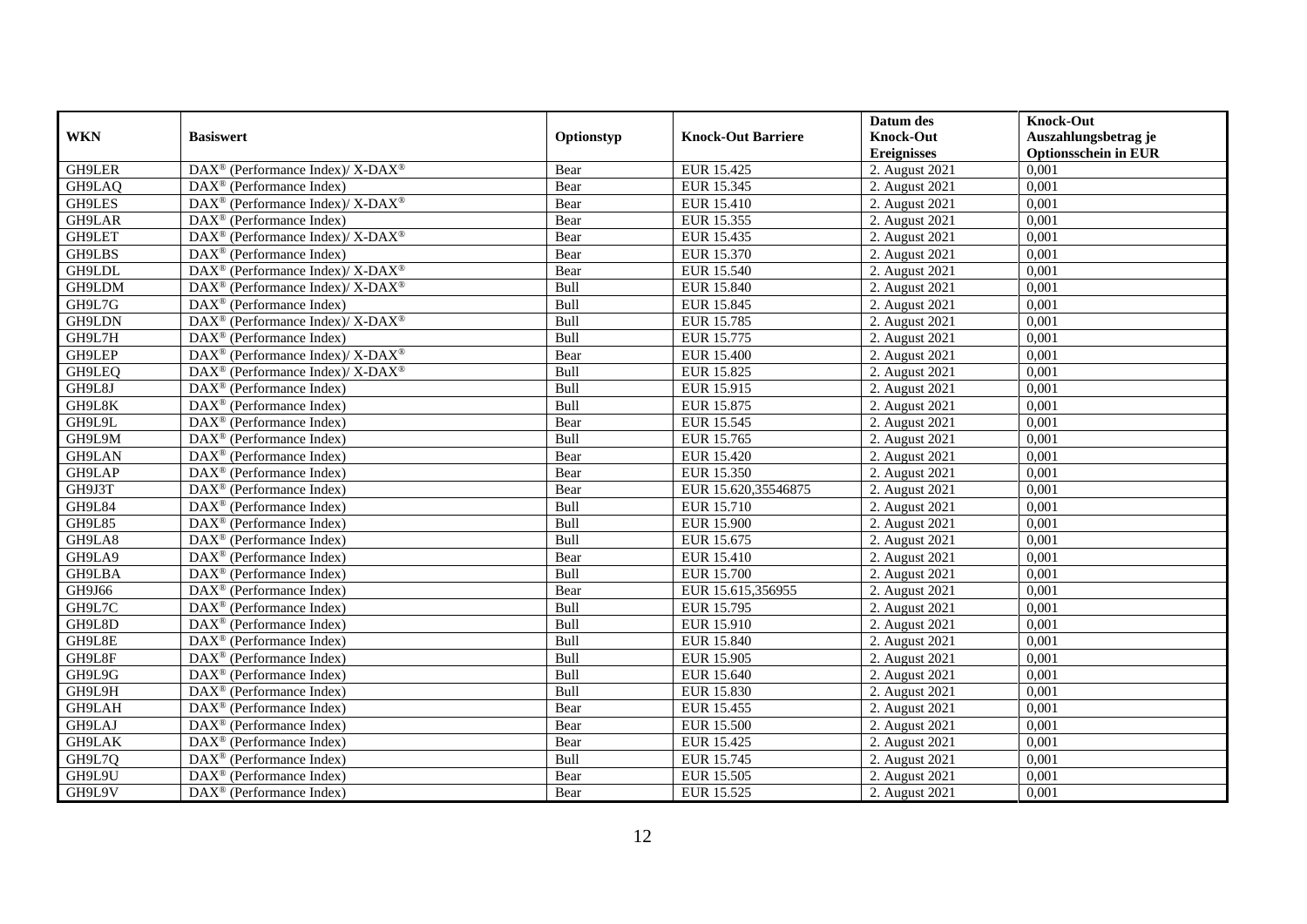| WKN | Basiswert | Optionstyp | Knock-Out Barriere | Datum des Knock-Out Ereignisses | Knock-Out Auszahlungsbetrag je Optionsschein in EUR |
|---|---|---|---|---|---|
| GH9LER | DAX® (Performance Index)/ X-DAX® | Bear | EUR 15.425 | 2. August 2021 | 0,001 |
| GH9LAQ | DAX® (Performance Index) | Bear | EUR 15.345 | 2. August 2021 | 0,001 |
| GH9LES | DAX® (Performance Index)/ X-DAX® | Bear | EUR 15.410 | 2. August 2021 | 0,001 |
| GH9LAR | DAX® (Performance Index) | Bear | EUR 15.355 | 2. August 2021 | 0,001 |
| GH9LET | DAX® (Performance Index)/ X-DAX® | Bear | EUR 15.435 | 2. August 2021 | 0,001 |
| GH9LBS | DAX® (Performance Index) | Bear | EUR 15.370 | 2. August 2021 | 0,001 |
| GH9LDL | DAX® (Performance Index)/ X-DAX® | Bear | EUR 15.540 | 2. August 2021 | 0,001 |
| GH9LDM | DAX® (Performance Index)/ X-DAX® | Bull | EUR 15.840 | 2. August 2021 | 0,001 |
| GH9L7G | DAX® (Performance Index) | Bull | EUR 15.845 | 2. August 2021 | 0,001 |
| GH9LDN | DAX® (Performance Index)/ X-DAX® | Bull | EUR 15.785 | 2. August 2021 | 0,001 |
| GH9L7H | DAX® (Performance Index) | Bull | EUR 15.775 | 2. August 2021 | 0,001 |
| GH9LEP | DAX® (Performance Index)/ X-DAX® | Bear | EUR 15.400 | 2. August 2021 | 0,001 |
| GH9LEQ | DAX® (Performance Index)/ X-DAX® | Bull | EUR 15.825 | 2. August 2021 | 0,001 |
| GH9L8J | DAX® (Performance Index) | Bull | EUR 15.915 | 2. August 2021 | 0,001 |
| GH9L8K | DAX® (Performance Index) | Bull | EUR 15.875 | 2. August 2021 | 0,001 |
| GH9L9L | DAX® (Performance Index) | Bear | EUR 15.545 | 2. August 2021 | 0,001 |
| GH9L9M | DAX® (Performance Index) | Bull | EUR 15.765 | 2. August 2021 | 0,001 |
| GH9LAN | DAX® (Performance Index) | Bear | EUR 15.420 | 2. August 2021 | 0,001 |
| GH9LAP | DAX® (Performance Index) | Bear | EUR 15.350 | 2. August 2021 | 0,001 |
| GH9J3T | DAX® (Performance Index) | Bear | EUR 15.620,35546875 | 2. August 2021 | 0,001 |
| GH9L84 | DAX® (Performance Index) | Bull | EUR 15.710 | 2. August 2021 | 0,001 |
| GH9L85 | DAX® (Performance Index) | Bull | EUR 15.900 | 2. August 2021 | 0,001 |
| GH9LA8 | DAX® (Performance Index) | Bull | EUR 15.675 | 2. August 2021 | 0,001 |
| GH9LA9 | DAX® (Performance Index) | Bear | EUR 15.410 | 2. August 2021 | 0,001 |
| GH9LBA | DAX® (Performance Index) | Bull | EUR 15.700 | 2. August 2021 | 0,001 |
| GH9J66 | DAX® (Performance Index) | Bear | EUR 15.615,356955 | 2. August 2021 | 0,001 |
| GH9L7C | DAX® (Performance Index) | Bull | EUR 15.795 | 2. August 2021 | 0,001 |
| GH9L8D | DAX® (Performance Index) | Bull | EUR 15.910 | 2. August 2021 | 0,001 |
| GH9L8E | DAX® (Performance Index) | Bull | EUR 15.840 | 2. August 2021 | 0,001 |
| GH9L8F | DAX® (Performance Index) | Bull | EUR 15.905 | 2. August 2021 | 0,001 |
| GH9L9G | DAX® (Performance Index) | Bull | EUR 15.640 | 2. August 2021 | 0,001 |
| GH9L9H | DAX® (Performance Index) | Bull | EUR 15.830 | 2. August 2021 | 0,001 |
| GH9LAH | DAX® (Performance Index) | Bear | EUR 15.455 | 2. August 2021 | 0,001 |
| GH9LAJ | DAX® (Performance Index) | Bear | EUR 15.500 | 2. August 2021 | 0,001 |
| GH9LAK | DAX® (Performance Index) | Bear | EUR 15.425 | 2. August 2021 | 0,001 |
| GH9L7Q | DAX® (Performance Index) | Bull | EUR 15.745 | 2. August 2021 | 0,001 |
| GH9L9U | DAX® (Performance Index) | Bear | EUR 15.505 | 2. August 2021 | 0,001 |
| GH9L9V | DAX® (Performance Index) | Bear | EUR 15.525 | 2. August 2021 | 0,001 |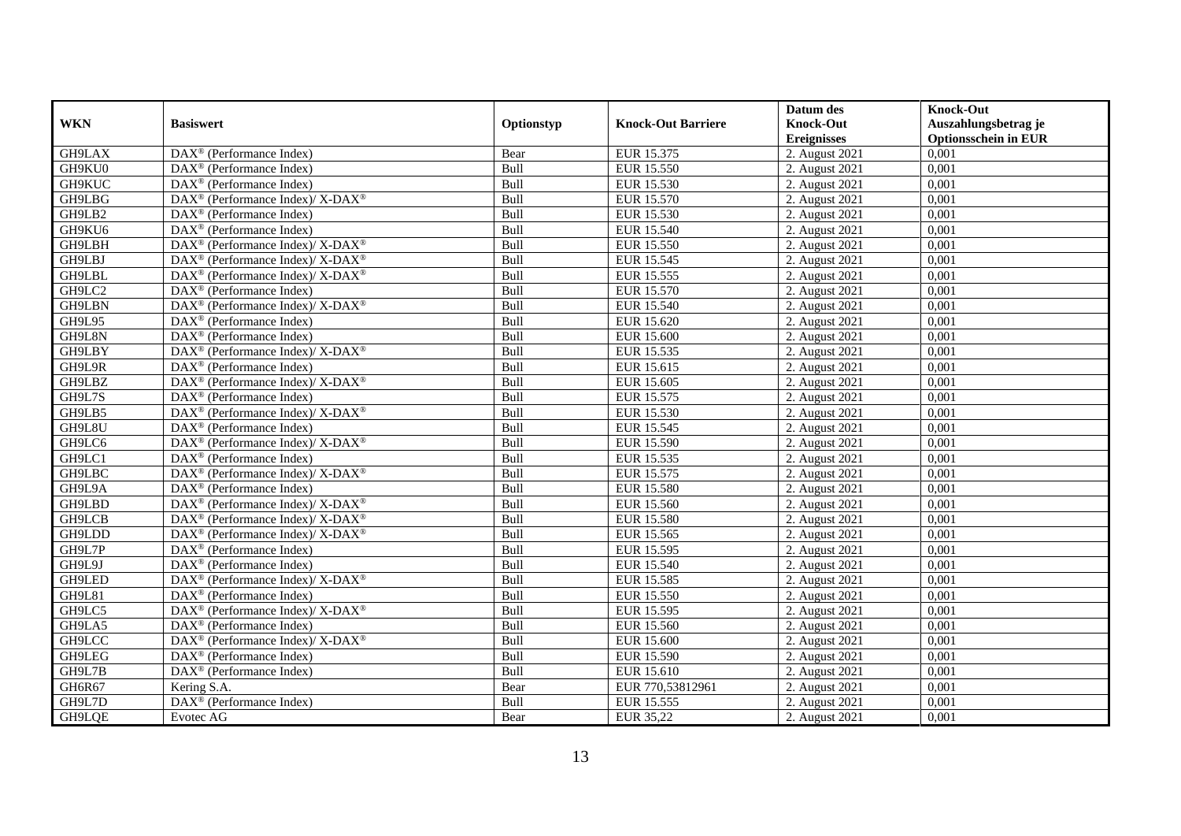| WKN | Basiswert | Optionstyp | Knock-Out Barriere | Datum des Knock-Out Ereignisses | Knock-Out Auszahlungsbetrag je Optionsschein in EUR |
|---|---|---|---|---|---|
| GH9LAX | DAX® (Performance Index) | Bear | EUR 15.375 | 2. August 2021 | 0,001 |
| GH9KU0 | DAX® (Performance Index) | Bull | EUR 15.550 | 2. August 2021 | 0,001 |
| GH9KUC | DAX® (Performance Index) | Bull | EUR 15.530 | 2. August 2021 | 0,001 |
| GH9LBG | DAX® (Performance Index)/ X-DAX® | Bull | EUR 15.570 | 2. August 2021 | 0,001 |
| GH9LB2 | DAX® (Performance Index) | Bull | EUR 15.530 | 2. August 2021 | 0,001 |
| GH9KU6 | DAX® (Performance Index) | Bull | EUR 15.540 | 2. August 2021 | 0,001 |
| GH9LBH | DAX® (Performance Index)/ X-DAX® | Bull | EUR 15.550 | 2. August 2021 | 0,001 |
| GH9LBJ | DAX® (Performance Index)/ X-DAX® | Bull | EUR 15.545 | 2. August 2021 | 0,001 |
| GH9LBL | DAX® (Performance Index)/ X-DAX® | Bull | EUR 15.555 | 2. August 2021 | 0,001 |
| GH9LC2 | DAX® (Performance Index) | Bull | EUR 15.570 | 2. August 2021 | 0,001 |
| GH9LBN | DAX® (Performance Index)/ X-DAX® | Bull | EUR 15.540 | 2. August 2021 | 0,001 |
| GH9L95 | DAX® (Performance Index) | Bull | EUR 15.620 | 2. August 2021 | 0,001 |
| GH9L8N | DAX® (Performance Index) | Bull | EUR 15.600 | 2. August 2021 | 0,001 |
| GH9LBY | DAX® (Performance Index)/ X-DAX® | Bull | EUR 15.535 | 2. August 2021 | 0,001 |
| GH9L9R | DAX® (Performance Index) | Bull | EUR 15.615 | 2. August 2021 | 0,001 |
| GH9LBZ | DAX® (Performance Index)/ X-DAX® | Bull | EUR 15.605 | 2. August 2021 | 0,001 |
| GH9L7S | DAX® (Performance Index) | Bull | EUR 15.575 | 2. August 2021 | 0,001 |
| GH9LB5 | DAX® (Performance Index)/ X-DAX® | Bull | EUR 15.530 | 2. August 2021 | 0,001 |
| GH9L8U | DAX® (Performance Index) | Bull | EUR 15.545 | 2. August 2021 | 0,001 |
| GH9LC6 | DAX® (Performance Index)/ X-DAX® | Bull | EUR 15.590 | 2. August 2021 | 0,001 |
| GH9LC1 | DAX® (Performance Index) | Bull | EUR 15.535 | 2. August 2021 | 0,001 |
| GH9LBC | DAX® (Performance Index)/ X-DAX® | Bull | EUR 15.575 | 2. August 2021 | 0,001 |
| GH9L9A | DAX® (Performance Index) | Bull | EUR 15.580 | 2. August 2021 | 0,001 |
| GH9LBD | DAX® (Performance Index)/ X-DAX® | Bull | EUR 15.560 | 2. August 2021 | 0,001 |
| GH9LCB | DAX® (Performance Index)/ X-DAX® | Bull | EUR 15.580 | 2. August 2021 | 0,001 |
| GH9LDD | DAX® (Performance Index)/ X-DAX® | Bull | EUR 15.565 | 2. August 2021 | 0,001 |
| GH9L7P | DAX® (Performance Index) | Bull | EUR 15.595 | 2. August 2021 | 0,001 |
| GH9L9J | DAX® (Performance Index) | Bull | EUR 15.540 | 2. August 2021 | 0,001 |
| GH9LED | DAX® (Performance Index)/ X-DAX® | Bull | EUR 15.585 | 2. August 2021 | 0,001 |
| GH9L81 | DAX® (Performance Index) | Bull | EUR 15.550 | 2. August 2021 | 0,001 |
| GH9LC5 | DAX® (Performance Index)/ X-DAX® | Bull | EUR 15.595 | 2. August 2021 | 0,001 |
| GH9LA5 | DAX® (Performance Index) | Bull | EUR 15.560 | 2. August 2021 | 0,001 |
| GH9LCC | DAX® (Performance Index)/ X-DAX® | Bull | EUR 15.600 | 2. August 2021 | 0,001 |
| GH9LEG | DAX® (Performance Index) | Bull | EUR 15.590 | 2. August 2021 | 0,001 |
| GH9L7B | DAX® (Performance Index) | Bull | EUR 15.610 | 2. August 2021 | 0,001 |
| GH6R67 | Kering S.A. | Bear | EUR 770,53812961 | 2. August 2021 | 0,001 |
| GH9L7D | DAX® (Performance Index) | Bull | EUR 15.555 | 2. August 2021 | 0,001 |
| GH9LQE | Evotec AG | Bear | EUR 35,22 | 2. August 2021 | 0,001 |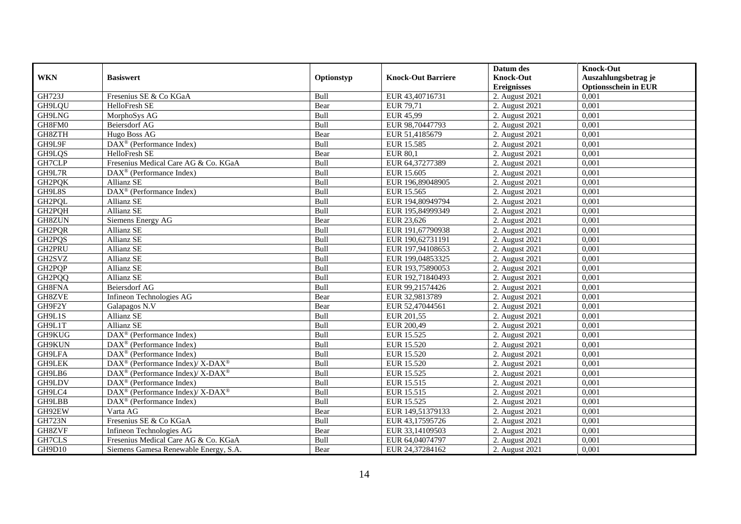| WKN | Basiswert | Optionstyp | Knock-Out Barriere | Datum des Knock-Out Ereignisses | Knock-Out Auszahlungsbetrag je Optionsschein in EUR |
|---|---|---|---|---|---|
| GH723J | Fresenius SE & Co KGaA | Bull | EUR 43,40716731 | 2. August 2021 | 0,001 |
| GH9LQU | HelloFresh SE | Bear | EUR 79,71 | 2. August 2021 | 0,001 |
| GH9LNG | MorphoSys AG | Bull | EUR 45,99 | 2. August 2021 | 0,001 |
| GH8FM0 | Beiersdorf AG | Bull | EUR 98,70447793 | 2. August 2021 | 0,001 |
| GH8ZTH | Hugo Boss AG | Bear | EUR 51,4185679 | 2. August 2021 | 0,001 |
| GH9L9F | DAX® (Performance Index) | Bull | EUR 15.585 | 2. August 2021 | 0,001 |
| GH9LQS | HelloFresh SE | Bear | EUR 80,1 | 2. August 2021 | 0,001 |
| GH7CLP | Fresenius Medical Care AG & Co. KGaA | Bull | EUR 64,37277389 | 2. August 2021 | 0,001 |
| GH9L7R | DAX® (Performance Index) | Bull | EUR 15.605 | 2. August 2021 | 0,001 |
| GH2PQK | Allianz SE | Bull | EUR 196,89048905 | 2. August 2021 | 0,001 |
| GH9L8S | DAX® (Performance Index) | Bull | EUR 15.565 | 2. August 2021 | 0,001 |
| GH2PQL | Allianz SE | Bull | EUR 194,80949794 | 2. August 2021 | 0,001 |
| GH2PQH | Allianz SE | Bull | EUR 195,84999349 | 2. August 2021 | 0,001 |
| GH8ZUN | Siemens Energy AG | Bear | EUR 23,626 | 2. August 2021 | 0,001 |
| GH2PQR | Allianz SE | Bull | EUR 191,67790938 | 2. August 2021 | 0,001 |
| GH2PQS | Allianz SE | Bull | EUR 190,62731191 | 2. August 2021 | 0,001 |
| GH2PRU | Allianz SE | Bull | EUR 197,94108653 | 2. August 2021 | 0,001 |
| GH2SVZ | Allianz SE | Bull | EUR 199,04853325 | 2. August 2021 | 0,001 |
| GH2PQP | Allianz SE | Bull | EUR 193,75890053 | 2. August 2021 | 0,001 |
| GH2PQQ | Allianz SE | Bull | EUR 192,71840493 | 2. August 2021 | 0,001 |
| GH8FNA | Beiersdorf AG | Bull | EUR 99,21574426 | 2. August 2021 | 0,001 |
| GH8ZVE | Infineon Technologies AG | Bear | EUR 32,9813789 | 2. August 2021 | 0,001 |
| GH9F2Y | Galapagos N.V | Bear | EUR 52,47044561 | 2. August 2021 | 0,001 |
| GH9L1S | Allianz SE | Bull | EUR 201,55 | 2. August 2021 | 0,001 |
| GH9L1T | Allianz SE | Bull | EUR 200,49 | 2. August 2021 | 0,001 |
| GH9KUG | DAX® (Performance Index) | Bull | EUR 15.525 | 2. August 2021 | 0,001 |
| GH9KUN | DAX® (Performance Index) | Bull | EUR 15.520 | 2. August 2021 | 0,001 |
| GH9LFA | DAX® (Performance Index) | Bull | EUR 15.520 | 2. August 2021 | 0,001 |
| GH9LEK | DAX® (Performance Index)/ X-DAX® | Bull | EUR 15.520 | 2. August 2021 | 0,001 |
| GH9LB6 | DAX® (Performance Index)/ X-DAX® | Bull | EUR 15.525 | 2. August 2021 | 0,001 |
| GH9LDV | DAX® (Performance Index) | Bull | EUR 15.515 | 2. August 2021 | 0,001 |
| GH9LC4 | DAX® (Performance Index)/ X-DAX® | Bull | EUR 15.515 | 2. August 2021 | 0,001 |
| GH9LBB | DAX® (Performance Index) | Bull | EUR 15.525 | 2. August 2021 | 0,001 |
| GH92EW | Varta AG | Bear | EUR 149,51379133 | 2. August 2021 | 0,001 |
| GH723N | Fresenius SE & Co KGaA | Bull | EUR 43,17595726 | 2. August 2021 | 0,001 |
| GH8ZVF | Infineon Technologies AG | Bear | EUR 33,14109503 | 2. August 2021 | 0,001 |
| GH7CLS | Fresenius Medical Care AG & Co. KGaA | Bull | EUR 64,04074797 | 2. August 2021 | 0,001 |
| GH9D10 | Siemens Gamesa Renewable Energy, S.A. | Bear | EUR 24,37284162 | 2. August 2021 | 0,001 |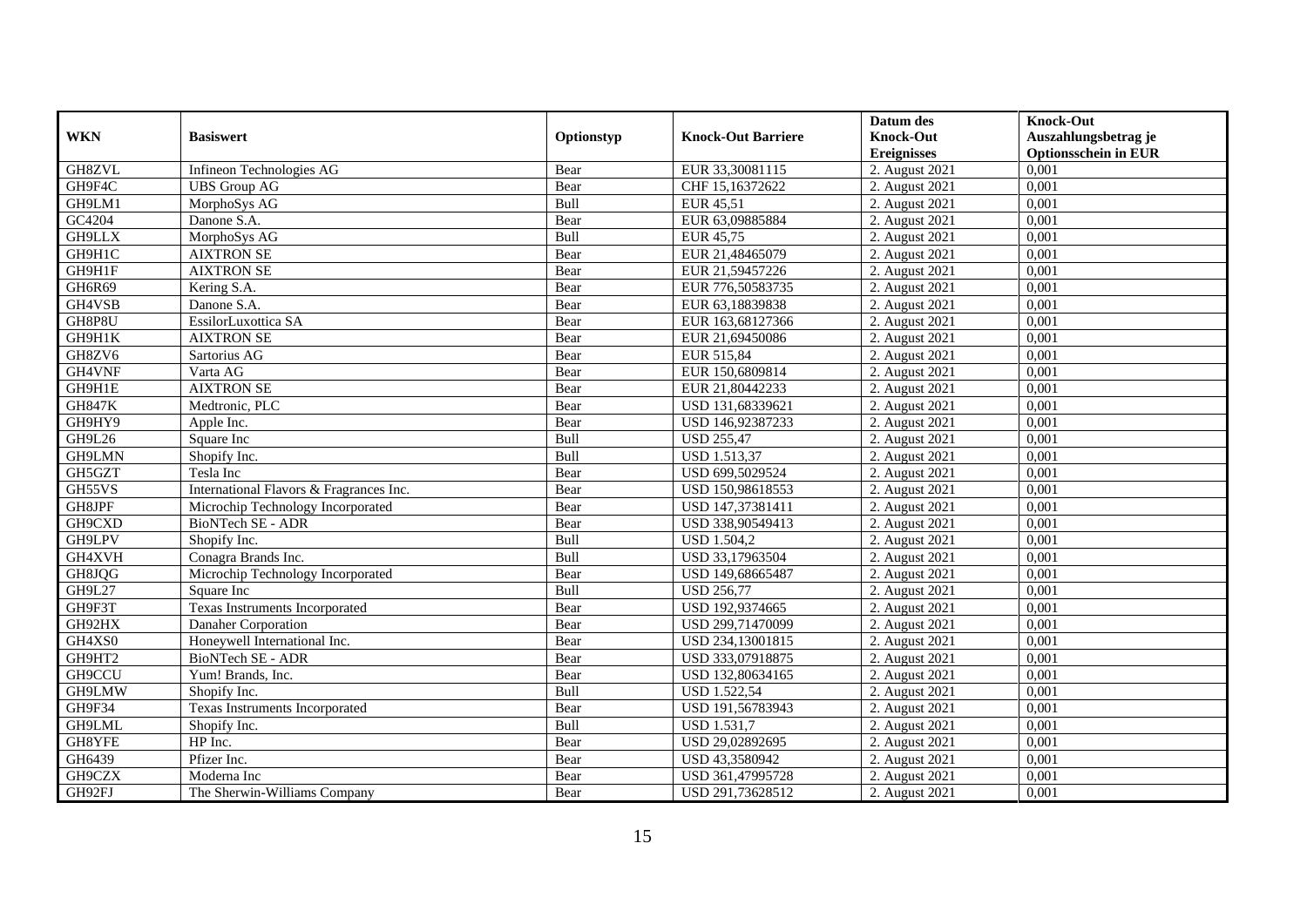| WKN | Basiswert | Optionstyp | Knock-Out Barriere | Datum des Knock-Out Ereignisses | Knock-Out Auszahlungsbetrag je Optionsschein in EUR |
| --- | --- | --- | --- | --- | --- |
| GH8ZVL | Infineon Technologies AG | Bear | EUR 33,30081115 | 2. August 2021 | 0,001 |
| GH9F4C | UBS Group AG | Bear | CHF 15,16372622 | 2. August 2021 | 0,001 |
| GH9LM1 | MorphoSys AG | Bull | EUR 45,51 | 2. August 2021 | 0,001 |
| GC4204 | Danone S.A. | Bear | EUR 63,09885884 | 2. August 2021 | 0,001 |
| GH9LLX | MorphoSys AG | Bull | EUR 45,75 | 2. August 2021 | 0,001 |
| GH9H1C | AIXTRON SE | Bear | EUR 21,48465079 | 2. August 2021 | 0,001 |
| GH9H1F | AIXTRON SE | Bear | EUR 21,59457226 | 2. August 2021 | 0,001 |
| GH6R69 | Kering S.A. | Bear | EUR 776,50583735 | 2. August 2021 | 0,001 |
| GH4VSB | Danone S.A. | Bear | EUR 63,18839838 | 2. August 2021 | 0,001 |
| GH8P8U | EssilorLuxottica SA | Bear | EUR 163,68127366 | 2. August 2021 | 0,001 |
| GH9H1K | AIXTRON SE | Bear | EUR 21,69450086 | 2. August 2021 | 0,001 |
| GH8ZV6 | Sartorius AG | Bear | EUR 515,84 | 2. August 2021 | 0,001 |
| GH4VNF | Varta AG | Bear | EUR 150,6809814 | 2. August 2021 | 0,001 |
| GH9H1E | AIXTRON SE | Bear | EUR 21,80442233 | 2. August 2021 | 0,001 |
| GH847K | Medtronic, PLC | Bear | USD 131,68339621 | 2. August 2021 | 0,001 |
| GH9HY9 | Apple Inc. | Bear | USD 146,92387233 | 2. August 2021 | 0,001 |
| GH9L26 | Square Inc | Bull | USD 255,47 | 2. August 2021 | 0,001 |
| GH9LMN | Shopify Inc. | Bull | USD 1.513,37 | 2. August 2021 | 0,001 |
| GH5GZT | Tesla Inc | Bear | USD 699,5029524 | 2. August 2021 | 0,001 |
| GH55VS | International Flavors & Fragrances Inc. | Bear | USD 150,98618553 | 2. August 2021 | 0,001 |
| GH8JPF | Microchip Technology Incorporated | Bear | USD 147,37381411 | 2. August 2021 | 0,001 |
| GH9CXD | BioNTech SE - ADR | Bear | USD 338,90549413 | 2. August 2021 | 0,001 |
| GH9LPV | Shopify Inc. | Bull | USD 1.504,2 | 2. August 2021 | 0,001 |
| GH4XVH | Conagra Brands Inc. | Bull | USD 33,17963504 | 2. August 2021 | 0,001 |
| GH8JQG | Microchip Technology Incorporated | Bear | USD 149,68665487 | 2. August 2021 | 0,001 |
| GH9L27 | Square Inc | Bull | USD 256,77 | 2. August 2021 | 0,001 |
| GH9F3T | Texas Instruments Incorporated | Bear | USD 192,9374665 | 2. August 2021 | 0,001 |
| GH92HX | Danaher Corporation | Bear | USD 299,71470099 | 2. August 2021 | 0,001 |
| GH4XS0 | Honeywell International Inc. | Bear | USD 234,13001815 | 2. August 2021 | 0,001 |
| GH9HT2 | BioNTech SE - ADR | Bear | USD 333,07918875 | 2. August 2021 | 0,001 |
| GH9CCU | Yum! Brands, Inc. | Bear | USD 132,80634165 | 2. August 2021 | 0,001 |
| GH9LMW | Shopify Inc. | Bull | USD 1.522,54 | 2. August 2021 | 0,001 |
| GH9F34 | Texas Instruments Incorporated | Bear | USD 191,56783943 | 2. August 2021 | 0,001 |
| GH9LML | Shopify Inc. | Bull | USD 1.531,7 | 2. August 2021 | 0,001 |
| GH8YFE | HP Inc. | Bear | USD 29,02892695 | 2. August 2021 | 0,001 |
| GH6439 | Pfizer Inc. | Bear | USD 43,3580942 | 2. August 2021 | 0,001 |
| GH9CZX | Moderna Inc | Bear | USD 361,47995728 | 2. August 2021 | 0,001 |
| GH92FJ | The Sherwin-Williams Company | Bear | USD 291,73628512 | 2. August 2021 | 0,001 |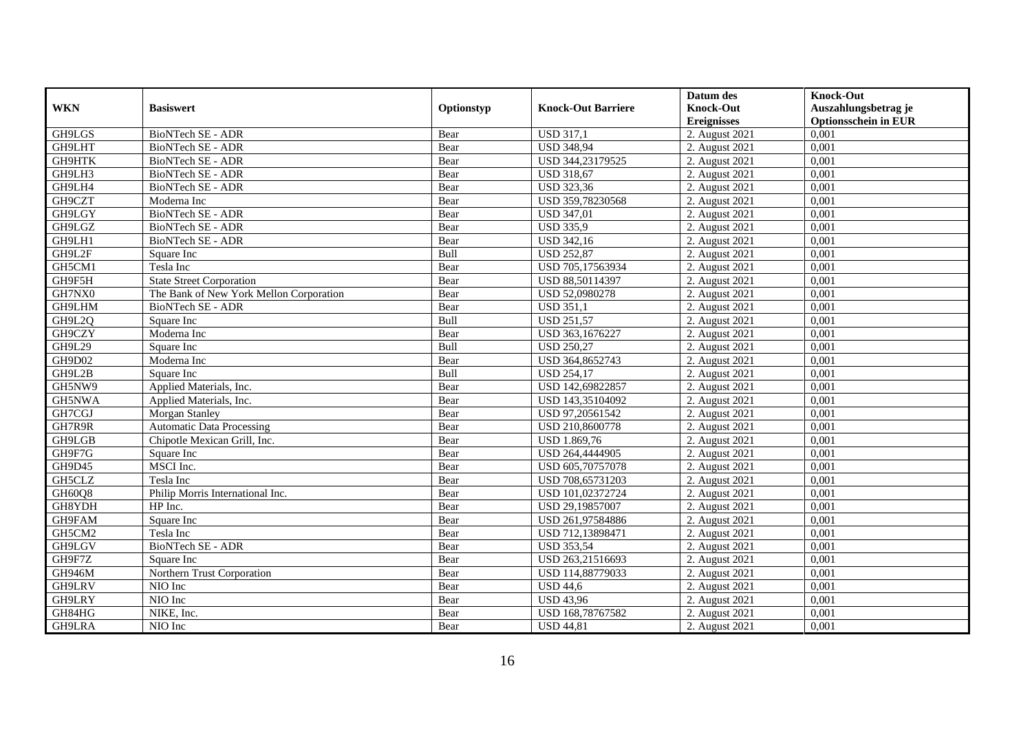| WKN | Basiswert | Optionstyp | Knock-Out Barriere | Datum des Knock-Out Ereignisses | Knock-Out Auszahlungsbetrag je Optionsschein in EUR |
|---|---|---|---|---|---|
| GH9LGS | BioNTech SE - ADR | Bear | USD 317,1 | 2. August 2021 | 0,001 |
| GH9LHT | BioNTech SE - ADR | Bear | USD 348,94 | 2. August 2021 | 0,001 |
| GH9HTK | BioNTech SE - ADR | Bear | USD 344,23179525 | 2. August 2021 | 0,001 |
| GH9LH3 | BioNTech SE - ADR | Bear | USD 318,67 | 2. August 2021 | 0,001 |
| GH9LH4 | BioNTech SE - ADR | Bear | USD 323,36 | 2. August 2021 | 0,001 |
| GH9CZT | Moderna Inc | Bear | USD 359,78230568 | 2. August 2021 | 0,001 |
| GH9LGY | BioNTech SE - ADR | Bear | USD 347,01 | 2. August 2021 | 0,001 |
| GH9LGZ | BioNTech SE - ADR | Bear | USD 335,9 | 2. August 2021 | 0,001 |
| GH9LH1 | BioNTech SE - ADR | Bear | USD 342,16 | 2. August 2021 | 0,001 |
| GH9L2F | Square Inc | Bull | USD 252,87 | 2. August 2021 | 0,001 |
| GH5CM1 | Tesla Inc | Bear | USD 705,17563934 | 2. August 2021 | 0,001 |
| GH9F5H | State Street Corporation | Bear | USD 88,50114397 | 2. August 2021 | 0,001 |
| GH7NX0 | The Bank of New York Mellon Corporation | Bear | USD 52,0980278 | 2. August 2021 | 0,001 |
| GH9LHM | BioNTech SE - ADR | Bear | USD 351,1 | 2. August 2021 | 0,001 |
| GH9L2Q | Square Inc | Bull | USD 251,57 | 2. August 2021 | 0,001 |
| GH9CZY | Moderna Inc | Bear | USD 363,1676227 | 2. August 2021 | 0,001 |
| GH9L29 | Square Inc | Bull | USD 250,27 | 2. August 2021 | 0,001 |
| GH9D02 | Moderna Inc | Bear | USD 364,8652743 | 2. August 2021 | 0,001 |
| GH9L2B | Square Inc | Bull | USD 254,17 | 2. August 2021 | 0,001 |
| GH5NW9 | Applied Materials, Inc. | Bear | USD 142,69822857 | 2. August 2021 | 0,001 |
| GH5NWA | Applied Materials, Inc. | Bear | USD 143,35104092 | 2. August 2021 | 0,001 |
| GH7CGJ | Morgan Stanley | Bear | USD 97,20561542 | 2. August 2021 | 0,001 |
| GH7R9R | Automatic Data Processing | Bear | USD 210,8600778 | 2. August 2021 | 0,001 |
| GH9LGB | Chipotle Mexican Grill, Inc. | Bear | USD 1.869,76 | 2. August 2021 | 0,001 |
| GH9F7G | Square Inc | Bear | USD 264,4444905 | 2. August 2021 | 0,001 |
| GH9D45 | MSCI Inc. | Bear | USD 605,70757078 | 2. August 2021 | 0,001 |
| GH5CLZ | Tesla Inc | Bear | USD 708,65731203 | 2. August 2021 | 0,001 |
| GH60Q8 | Philip Morris International Inc. | Bear | USD 101,02372724 | 2. August 2021 | 0,001 |
| GH8YDH | HP Inc. | Bear | USD 29,19857007 | 2. August 2021 | 0,001 |
| GH9FAM | Square Inc | Bear | USD 261,97584886 | 2. August 2021 | 0,001 |
| GH5CM2 | Tesla Inc | Bear | USD 712,13898471 | 2. August 2021 | 0,001 |
| GH9LGV | BioNTech SE - ADR | Bear | USD 353,54 | 2. August 2021 | 0,001 |
| GH9F7Z | Square Inc | Bear | USD 263,21516693 | 2. August 2021 | 0,001 |
| GH946M | Northern Trust Corporation | Bear | USD 114,88779033 | 2. August 2021 | 0,001 |
| GH9LRV | NIO Inc | Bear | USD 44,6 | 2. August 2021 | 0,001 |
| GH9LRY | NIO Inc | Bear | USD 43,96 | 2. August 2021 | 0,001 |
| GH84HG | NIKE, Inc. | Bear | USD 168,78767582 | 2. August 2021 | 0,001 |
| GH9LRA | NIO Inc | Bear | USD 44,81 | 2. August 2021 | 0,001 |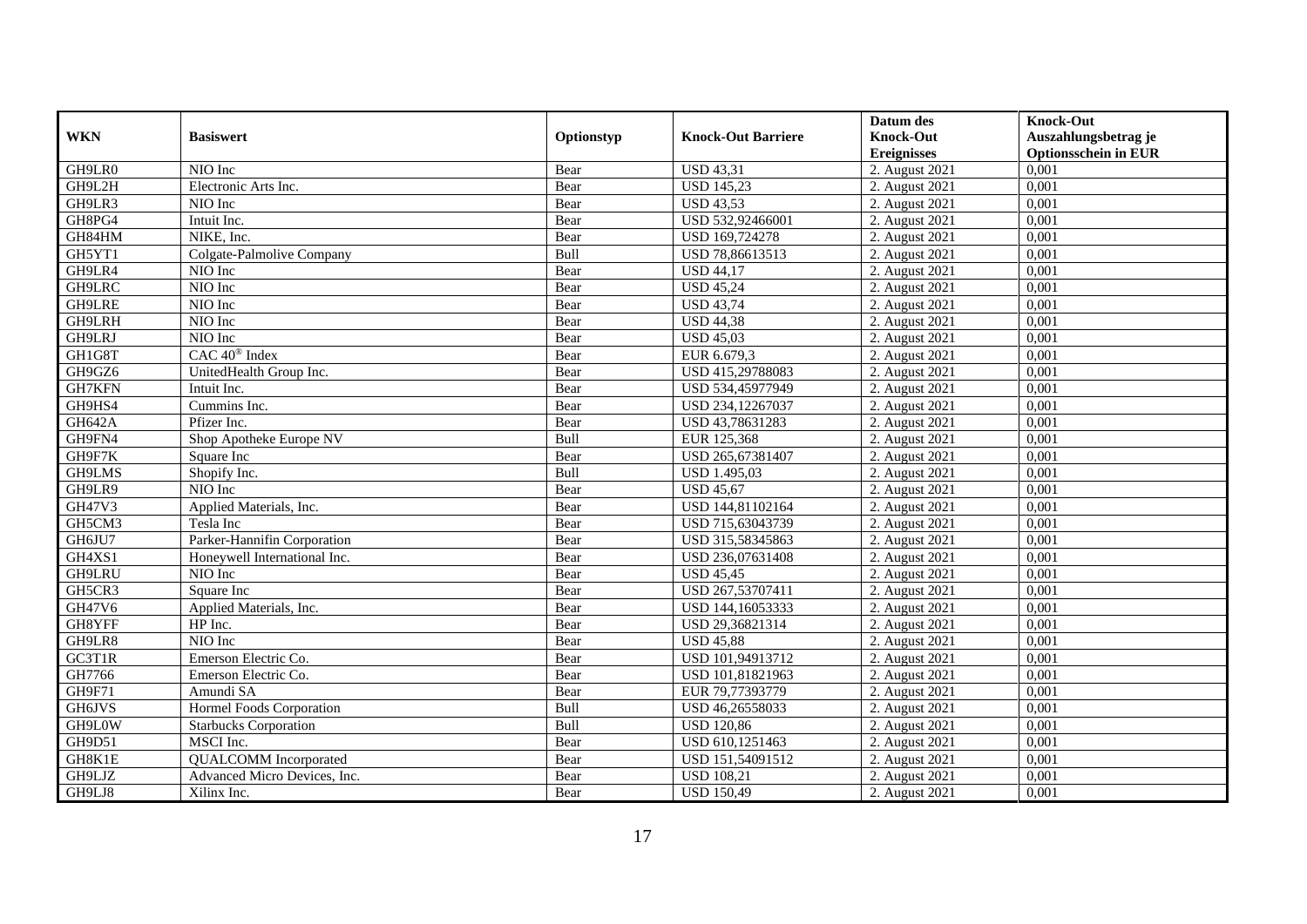| WKN | Basiswert | Optionstyp | Knock-Out Barriere | Datum des Knock-Out Ereignisses | Knock-Out Auszahlungsbetrag je Optionsschein in EUR |
|---|---|---|---|---|---|
| GH9LR0 | NIO Inc | Bear | USD 43,31 | 2. August 2021 | 0,001 |
| GH9L2H | Electronic Arts Inc. | Bear | USD 145,23 | 2. August 2021 | 0,001 |
| GH9LR3 | NIO Inc | Bear | USD 43,53 | 2. August 2021 | 0,001 |
| GH8PG4 | Intuit Inc. | Bear | USD 532,92466001 | 2. August 2021 | 0,001 |
| GH84HM | NIKE, Inc. | Bear | USD 169,724278 | 2. August 2021 | 0,001 |
| GH5YT1 | Colgate-Palmolive Company | Bull | USD 78,86613513 | 2. August 2021 | 0,001 |
| GH9LR4 | NIO Inc | Bear | USD 44,17 | 2. August 2021 | 0,001 |
| GH9LRC | NIO Inc | Bear | USD 45,24 | 2. August 2021 | 0,001 |
| GH9LRE | NIO Inc | Bear | USD 43,74 | 2. August 2021 | 0,001 |
| GH9LRH | NIO Inc | Bear | USD 44,38 | 2. August 2021 | 0,001 |
| GH9LRJ | NIO Inc | Bear | USD 45,03 | 2. August 2021 | 0,001 |
| GH1G8T | CAC 40® Index | Bear | EUR 6.679,3 | 2. August 2021 | 0,001 |
| GH9GZ6 | UnitedHealth Group Inc. | Bear | USD 415,29788083 | 2. August 2021 | 0,001 |
| GH7KFN | Intuit Inc. | Bear | USD 534,45977949 | 2. August 2021 | 0,001 |
| GH9HS4 | Cummins Inc. | Bear | USD 234,12267037 | 2. August 2021 | 0,001 |
| GH642A | Pfizer Inc. | Bear | USD 43,78631283 | 2. August 2021 | 0,001 |
| GH9FN4 | Shop Apotheke Europe NV | Bull | EUR 125,368 | 2. August 2021 | 0,001 |
| GH9F7K | Square Inc | Bear | USD 265,67381407 | 2. August 2021 | 0,001 |
| GH9LMS | Shopify Inc. | Bull | USD 1.495,03 | 2. August 2021 | 0,001 |
| GH9LR9 | NIO Inc | Bear | USD 45,67 | 2. August 2021 | 0,001 |
| GH47V3 | Applied Materials, Inc. | Bear | USD 144,81102164 | 2. August 2021 | 0,001 |
| GH5CM3 | Tesla Inc | Bear | USD 715,63043739 | 2. August 2021 | 0,001 |
| GH6JU7 | Parker-Hannifin Corporation | Bear | USD 315,58345863 | 2. August 2021 | 0,001 |
| GH4XS1 | Honeywell International Inc. | Bear | USD 236,07631408 | 2. August 2021 | 0,001 |
| GH9LRU | NIO Inc | Bear | USD 45,45 | 2. August 2021 | 0,001 |
| GH5CR3 | Square Inc | Bear | USD 267,53707411 | 2. August 2021 | 0,001 |
| GH47V6 | Applied Materials, Inc. | Bear | USD 144,16053333 | 2. August 2021 | 0,001 |
| GH8YFF | HP Inc. | Bear | USD 29,36821314 | 2. August 2021 | 0,001 |
| GH9LR8 | NIO Inc | Bear | USD 45,88 | 2. August 2021 | 0,001 |
| GC3T1R | Emerson Electric Co. | Bear | USD 101,94913712 | 2. August 2021 | 0,001 |
| GH7766 | Emerson Electric Co. | Bear | USD 101,81821963 | 2. August 2021 | 0,001 |
| GH9F71 | Amundi SA | Bear | EUR 79,77393779 | 2. August 2021 | 0,001 |
| GH6JVS | Hormel Foods Corporation | Bull | USD 46,26558033 | 2. August 2021 | 0,001 |
| GH9L0W | Starbucks Corporation | Bull | USD 120,86 | 2. August 2021 | 0,001 |
| GH9D51 | MSCI Inc. | Bear | USD 610,1251463 | 2. August 2021 | 0,001 |
| GH8K1E | QUALCOMM Incorporated | Bear | USD 151,54091512 | 2. August 2021 | 0,001 |
| GH9LJZ | Advanced Micro Devices, Inc. | Bear | USD 108,21 | 2. August 2021 | 0,001 |
| GH9LJ8 | Xilinx Inc. | Bear | USD 150,49 | 2. August 2021 | 0,001 |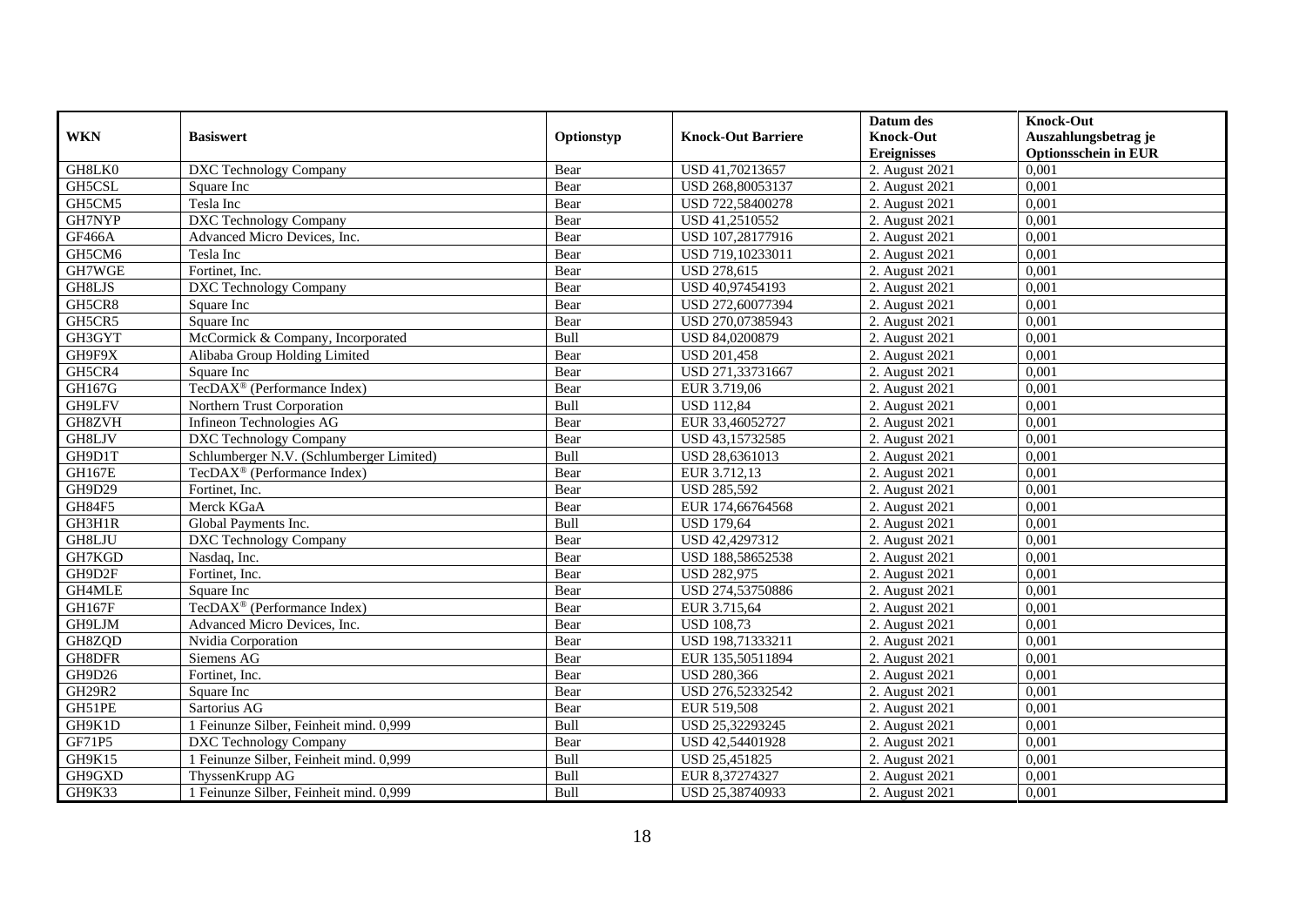| WKN | Basiswert | Optionstyp | Knock-Out Barriere | Datum des Knock-Out Ereignisses | Knock-Out Auszahlungsbetrag je Optionsschein in EUR |
|---|---|---|---|---|---|
| GH8LK0 | DXC Technology Company | Bear | USD 41,70213657 | 2. August 2021 | 0,001 |
| GH5CSL | Square Inc | Bear | USD 268,80053137 | 2. August 2021 | 0,001 |
| GH5CM5 | Tesla Inc | Bear | USD 722,58400278 | 2. August 2021 | 0,001 |
| GH7NYP | DXC Technology Company | Bear | USD 41,2510552 | 2. August 2021 | 0,001 |
| GF466A | Advanced Micro Devices, Inc. | Bear | USD 107,28177916 | 2. August 2021 | 0,001 |
| GH5CM6 | Tesla Inc | Bear | USD 719,10233011 | 2. August 2021 | 0,001 |
| GH7WGE | Fortinet, Inc. | Bear | USD 278,615 | 2. August 2021 | 0,001 |
| GH8LJS | DXC Technology Company | Bear | USD 40,97454193 | 2. August 2021 | 0,001 |
| GH5CR8 | Square Inc | Bear | USD 272,60077394 | 2. August 2021 | 0,001 |
| GH5CR5 | Square Inc | Bear | USD 270,07385943 | 2. August 2021 | 0,001 |
| GH3GYT | McCormick & Company, Incorporated | Bull | USD 84,0200879 | 2. August 2021 | 0,001 |
| GH9F9X | Alibaba Group Holding Limited | Bear | USD 201,458 | 2. August 2021 | 0,001 |
| GH5CR4 | Square Inc | Bear | USD 271,33731667 | 2. August 2021 | 0,001 |
| GH167G | TecDAX® (Performance Index) | Bear | EUR 3.719,06 | 2. August 2021 | 0,001 |
| GH9LFV | Northern Trust Corporation | Bull | USD 112,84 | 2. August 2021 | 0,001 |
| GH8ZVH | Infineon Technologies AG | Bear | EUR 33,46052727 | 2. August 2021 | 0,001 |
| GH8LJV | DXC Technology Company | Bear | USD 43,15732585 | 2. August 2021 | 0,001 |
| GH9D1T | Schlumberger N.V. (Schlumberger Limited) | Bull | USD 28,6361013 | 2. August 2021 | 0,001 |
| GH167E | TecDAX® (Performance Index) | Bear | EUR 3.712,13 | 2. August 2021 | 0,001 |
| GH9D29 | Fortinet, Inc. | Bear | USD 285,592 | 2. August 2021 | 0,001 |
| GH84F5 | Merck KGaA | Bear | EUR 174,66764568 | 2. August 2021 | 0,001 |
| GH3H1R | Global Payments Inc. | Bull | USD 179,64 | 2. August 2021 | 0,001 |
| GH8LJU | DXC Technology Company | Bear | USD 42,4297312 | 2. August 2021 | 0,001 |
| GH7KGD | Nasdaq, Inc. | Bear | USD 188,58652538 | 2. August 2021 | 0,001 |
| GH9D2F | Fortinet, Inc. | Bear | USD 282,975 | 2. August 2021 | 0,001 |
| GH4MLE | Square Inc | Bear | USD 274,53750886 | 2. August 2021 | 0,001 |
| GH167F | TecDAX® (Performance Index) | Bear | EUR 3.715,64 | 2. August 2021 | 0,001 |
| GH9LJM | Advanced Micro Devices, Inc. | Bear | USD 108,73 | 2. August 2021 | 0,001 |
| GH8ZQD | Nvidia Corporation | Bear | USD 198,71333211 | 2. August 2021 | 0,001 |
| GH8DFR | Siemens AG | Bear | EUR 135,50511894 | 2. August 2021 | 0,001 |
| GH9D26 | Fortinet, Inc. | Bear | USD 280,366 | 2. August 2021 | 0,001 |
| GH29R2 | Square Inc | Bear | USD 276,52332542 | 2. August 2021 | 0,001 |
| GH51PE | Sartorius AG | Bear | EUR 519,508 | 2. August 2021 | 0,001 |
| GH9K1D | 1 Feinunze Silber, Feinheit mind. 0,999 | Bull | USD 25,32293245 | 2. August 2021 | 0,001 |
| GF71P5 | DXC Technology Company | Bear | USD 42,54401928 | 2. August 2021 | 0,001 |
| GH9K15 | 1 Feinunze Silber, Feinheit mind. 0,999 | Bull | USD 25,451825 | 2. August 2021 | 0,001 |
| GH9GXD | ThyssenKrupp AG | Bull | EUR 8,37274327 | 2. August 2021 | 0,001 |
| GH9K33 | 1 Feinunze Silber, Feinheit mind. 0,999 | Bull | USD 25,38740933 | 2. August 2021 | 0,001 |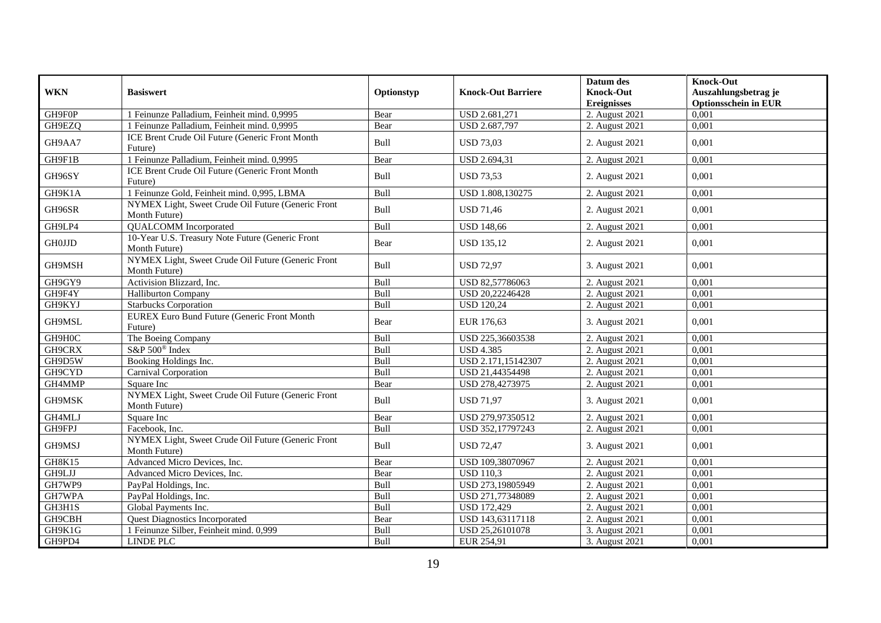| WKN | Basiswert | Optionstyp | Knock-Out Barriere | Datum des Knock-Out Ereignisses | Knock-Out Auszahlungsbetrag je Optionsschein in EUR |
|---|---|---|---|---|---|
| GH9F0P | 1 Feinunze Palladium, Feinheit mind. 0,9995 | Bear | USD 2.681,271 | 2. August 2021 | 0,001 |
| GH9EZQ | 1 Feinunze Palladium, Feinheit mind. 0,9995 | Bear | USD 2.687,797 | 2. August 2021 | 0,001 |
| GH9AA7 | ICE Brent Crude Oil Future (Generic Front Month Future) | Bull | USD 73,03 | 2. August 2021 | 0,001 |
| GH9F1B | 1 Feinunze Palladium, Feinheit mind. 0,9995 | Bear | USD 2.694,31 | 2. August 2021 | 0,001 |
| GH96SY | ICE Brent Crude Oil Future (Generic Front Month Future) | Bull | USD 73,53 | 2. August 2021 | 0,001 |
| GH9K1A | 1 Feinunze Gold, Feinheit mind. 0,995, LBMA | Bull | USD 1.808,130275 | 2. August 2021 | 0,001 |
| GH96SR | NYMEX Light, Sweet Crude Oil Future (Generic Front Month Future) | Bull | USD 71,46 | 2. August 2021 | 0,001 |
| GH9LP4 | QUALCOMM Incorporated | Bull | USD 148,66 | 2. August 2021 | 0,001 |
| GH0JJD | 10-Year U.S. Treasury Note Future (Generic Front Month Future) | Bear | USD 135,12 | 2. August 2021 | 0,001 |
| GH9MSH | NYMEX Light, Sweet Crude Oil Future (Generic Front Month Future) | Bull | USD 72,97 | 3. August 2021 | 0,001 |
| GH9GY9 | Activision Blizzard, Inc. | Bull | USD 82,57786063 | 2. August 2021 | 0,001 |
| GH9F4Y | Halliburton Company | Bull | USD 20,22246428 | 2. August 2021 | 0,001 |
| GH9KYJ | Starbucks Corporation | Bull | USD 120,24 | 2. August 2021 | 0,001 |
| GH9MSL | EUREX Euro Bund Future (Generic Front Month Future) | Bear | EUR 176,63 | 3. August 2021 | 0,001 |
| GH9H0C | The Boeing Company | Bull | USD 225,36603538 | 2. August 2021 | 0,001 |
| GH9CRX | S&P 500® Index | Bull | USD 4.385 | 2. August 2021 | 0,001 |
| GH9D5W | Booking Holdings Inc. | Bull | USD 2.171,15142307 | 2. August 2021 | 0,001 |
| GH9CYD | Carnival Corporation | Bull | USD 21,44354498 | 2. August 2021 | 0,001 |
| GH4MMP | Square Inc | Bear | USD 278,4273975 | 2. August 2021 | 0,001 |
| GH9MSK | NYMEX Light, Sweet Crude Oil Future (Generic Front Month Future) | Bull | USD 71,97 | 3. August 2021 | 0,001 |
| GH4MLJ | Square Inc | Bear | USD 279,97350512 | 2. August 2021 | 0,001 |
| GH9FPJ | Facebook, Inc. | Bull | USD 352,17797243 | 2. August 2021 | 0,001 |
| GH9MSJ | NYMEX Light, Sweet Crude Oil Future (Generic Front Month Future) | Bull | USD 72,47 | 3. August 2021 | 0,001 |
| GH8K15 | Advanced Micro Devices, Inc. | Bear | USD 109,38070967 | 2. August 2021 | 0,001 |
| GH9LJJ | Advanced Micro Devices, Inc. | Bear | USD 110,3 | 2. August 2021 | 0,001 |
| GH7WP9 | PayPal Holdings, Inc. | Bull | USD 273,19805949 | 2. August 2021 | 0,001 |
| GH7WPA | PayPal Holdings, Inc. | Bull | USD 271,77348089 | 2. August 2021 | 0,001 |
| GH3H1S | Global Payments Inc. | Bull | USD 172,429 | 2. August 2021 | 0,001 |
| GH9CBH | Quest Diagnostics Incorporated | Bear | USD 143,63117118 | 2. August 2021 | 0,001 |
| GH9K1G | 1 Feinunze Silber, Feinheit mind. 0,999 | Bull | USD 25,26101078 | 3. August 2021 | 0,001 |
| GH9PD4 | LINDE PLC | Bull | EUR 254,91 | 3. August 2021 | 0,001 |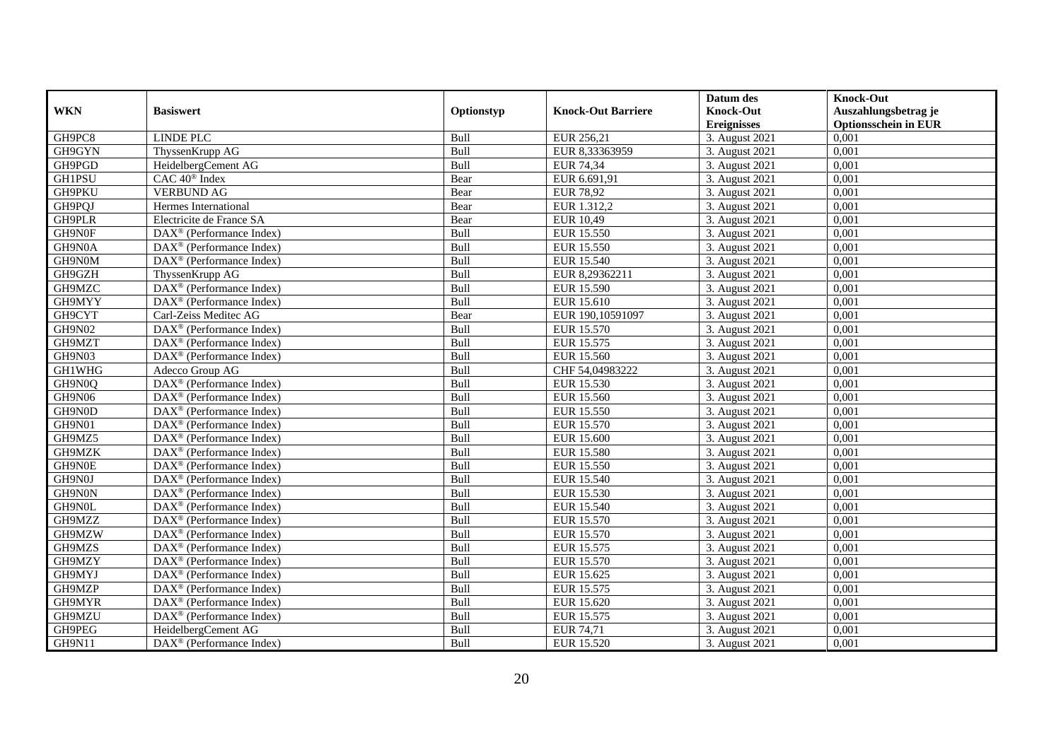| WKN | Basiswert | Optionstyp | Knock-Out Barriere | Datum des Knock-Out Ereignisses | Knock-Out Auszahlungsbetrag je Optionsschein in EUR |
|---|---|---|---|---|---|
| GH9PC8 | LINDE PLC | Bull | EUR 256,21 | 3. August 2021 | 0,001 |
| GH9GYN | ThyssenKrupp AG | Bull | EUR 8,33363959 | 3. August 2021 | 0,001 |
| GH9PGD | HeidelbergCement AG | Bull | EUR 74,34 | 3. August 2021 | 0,001 |
| GH1PSU | CAC 40® Index | Bear | EUR 6.691,91 | 3. August 2021 | 0,001 |
| GH9PKU | VERBUND AG | Bear | EUR 78,92 | 3. August 2021 | 0,001 |
| GH9PQJ | Hermes International | Bear | EUR 1.312,2 | 3. August 2021 | 0,001 |
| GH9PLR | Electricite de France SA | Bear | EUR 10,49 | 3. August 2021 | 0,001 |
| GH9N0F | DAX® (Performance Index) | Bull | EUR 15.550 | 3. August 2021 | 0,001 |
| GH9N0A | DAX® (Performance Index) | Bull | EUR 15.550 | 3. August 2021 | 0,001 |
| GH9N0M | DAX® (Performance Index) | Bull | EUR 15.540 | 3. August 2021 | 0,001 |
| GH9GZH | ThyssenKrupp AG | Bull | EUR 8,29362211 | 3. August 2021 | 0,001 |
| GH9MZC | DAX® (Performance Index) | Bull | EUR 15.590 | 3. August 2021 | 0,001 |
| GH9MYY | DAX® (Performance Index) | Bull | EUR 15.610 | 3. August 2021 | 0,001 |
| GH9CYT | Carl-Zeiss Meditec AG | Bear | EUR 190,10591097 | 3. August 2021 | 0,001 |
| GH9N02 | DAX® (Performance Index) | Bull | EUR 15.570 | 3. August 2021 | 0,001 |
| GH9MZT | DAX® (Performance Index) | Bull | EUR 15.575 | 3. August 2021 | 0,001 |
| GH9N03 | DAX® (Performance Index) | Bull | EUR 15.560 | 3. August 2021 | 0,001 |
| GH1WHG | Adecco Group AG | Bull | CHF 54,04983222 | 3. August 2021 | 0,001 |
| GH9N0Q | DAX® (Performance Index) | Bull | EUR 15.530 | 3. August 2021 | 0,001 |
| GH9N06 | DAX® (Performance Index) | Bull | EUR 15.560 | 3. August 2021 | 0,001 |
| GH9N0D | DAX® (Performance Index) | Bull | EUR 15.550 | 3. August 2021 | 0,001 |
| GH9N01 | DAX® (Performance Index) | Bull | EUR 15.570 | 3. August 2021 | 0,001 |
| GH9MZ5 | DAX® (Performance Index) | Bull | EUR 15.600 | 3. August 2021 | 0,001 |
| GH9MZK | DAX® (Performance Index) | Bull | EUR 15.580 | 3. August 2021 | 0,001 |
| GH9N0E | DAX® (Performance Index) | Bull | EUR 15.550 | 3. August 2021 | 0,001 |
| GH9N0J | DAX® (Performance Index) | Bull | EUR 15.540 | 3. August 2021 | 0,001 |
| GH9N0N | DAX® (Performance Index) | Bull | EUR 15.530 | 3. August 2021 | 0,001 |
| GH9N0L | DAX® (Performance Index) | Bull | EUR 15.540 | 3. August 2021 | 0,001 |
| GH9MZZ | DAX® (Performance Index) | Bull | EUR 15.570 | 3. August 2021 | 0,001 |
| GH9MZW | DAX® (Performance Index) | Bull | EUR 15.570 | 3. August 2021 | 0,001 |
| GH9MZS | DAX® (Performance Index) | Bull | EUR 15.575 | 3. August 2021 | 0,001 |
| GH9MZY | DAX® (Performance Index) | Bull | EUR 15.570 | 3. August 2021 | 0,001 |
| GH9MYJ | DAX® (Performance Index) | Bull | EUR 15.625 | 3. August 2021 | 0,001 |
| GH9MZP | DAX® (Performance Index) | Bull | EUR 15.575 | 3. August 2021 | 0,001 |
| GH9MYR | DAX® (Performance Index) | Bull | EUR 15.620 | 3. August 2021 | 0,001 |
| GH9MZU | DAX® (Performance Index) | Bull | EUR 15.575 | 3. August 2021 | 0,001 |
| GH9PEG | HeidelbergCement AG | Bull | EUR 74,71 | 3. August 2021 | 0,001 |
| GH9N11 | DAX® (Performance Index) | Bull | EUR 15.520 | 3. August 2021 | 0,001 |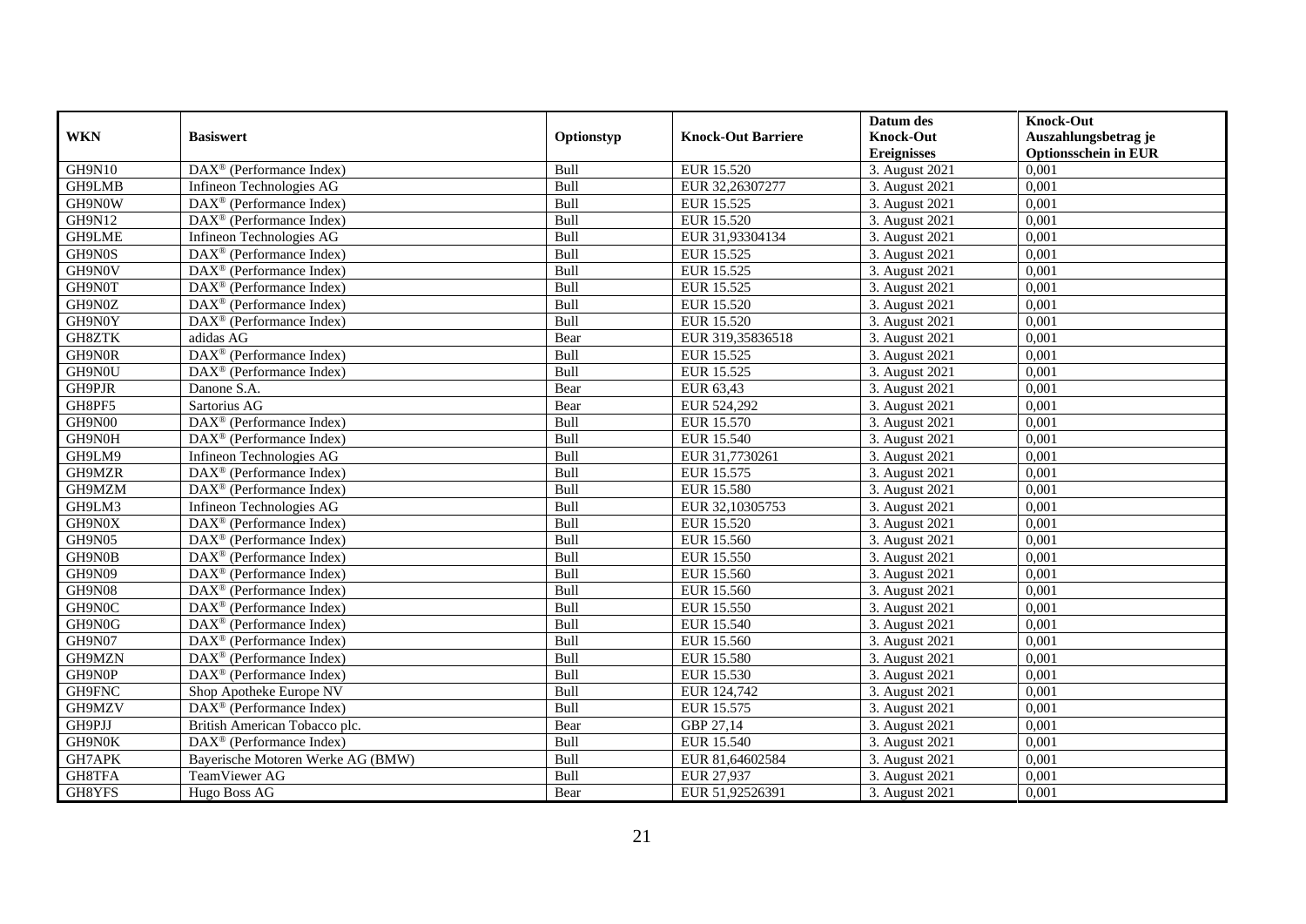| WKN | Basiswert | Optionstyp | Knock-Out Barriere | Datum des Knock-Out Ereignisses | Knock-Out Auszahlungsbetrag je Optionsschein in EUR |
|---|---|---|---|---|---|
| GH9N10 | DAX® (Performance Index) | Bull | EUR 15.520 | 3. August 2021 | 0,001 |
| GH9LMB | Infineon Technologies AG | Bull | EUR 32,26307277 | 3. August 2021 | 0,001 |
| GH9N0W | DAX® (Performance Index) | Bull | EUR 15.525 | 3. August 2021 | 0,001 |
| GH9N12 | DAX® (Performance Index) | Bull | EUR 15.520 | 3. August 2021 | 0,001 |
| GH9LME | Infineon Technologies AG | Bull | EUR 31,93304134 | 3. August 2021 | 0,001 |
| GH9N0S | DAX® (Performance Index) | Bull | EUR 15.525 | 3. August 2021 | 0,001 |
| GH9N0V | DAX® (Performance Index) | Bull | EUR 15.525 | 3. August 2021 | 0,001 |
| GH9N0T | DAX® (Performance Index) | Bull | EUR 15.525 | 3. August 2021 | 0,001 |
| GH9N0Z | DAX® (Performance Index) | Bull | EUR 15.520 | 3. August 2021 | 0,001 |
| GH9N0Y | DAX® (Performance Index) | Bull | EUR 15.520 | 3. August 2021 | 0,001 |
| GH8ZTK | adidas AG | Bear | EUR 319,35836518 | 3. August 2021 | 0,001 |
| GH9N0R | DAX® (Performance Index) | Bull | EUR 15.525 | 3. August 2021 | 0,001 |
| GH9N0U | DAX® (Performance Index) | Bull | EUR 15.525 | 3. August 2021 | 0,001 |
| GH9PJR | Danone S.A. | Bear | EUR 63,43 | 3. August 2021 | 0,001 |
| GH8PF5 | Sartorius AG | Bear | EUR 524,292 | 3. August 2021 | 0,001 |
| GH9N00 | DAX® (Performance Index) | Bull | EUR 15.570 | 3. August 2021 | 0,001 |
| GH9N0H | DAX® (Performance Index) | Bull | EUR 15.540 | 3. August 2021 | 0,001 |
| GH9LM9 | Infineon Technologies AG | Bull | EUR 31,7730261 | 3. August 2021 | 0,001 |
| GH9MZR | DAX® (Performance Index) | Bull | EUR 15.575 | 3. August 2021 | 0,001 |
| GH9MZM | DAX® (Performance Index) | Bull | EUR 15.580 | 3. August 2021 | 0,001 |
| GH9LM3 | Infineon Technologies AG | Bull | EUR 32,10305753 | 3. August 2021 | 0,001 |
| GH9N0X | DAX® (Performance Index) | Bull | EUR 15.520 | 3. August 2021 | 0,001 |
| GH9N05 | DAX® (Performance Index) | Bull | EUR 15.560 | 3. August 2021 | 0,001 |
| GH9N0B | DAX® (Performance Index) | Bull | EUR 15.550 | 3. August 2021 | 0,001 |
| GH9N09 | DAX® (Performance Index) | Bull | EUR 15.560 | 3. August 2021 | 0,001 |
| GH9N08 | DAX® (Performance Index) | Bull | EUR 15.560 | 3. August 2021 | 0,001 |
| GH9N0C | DAX® (Performance Index) | Bull | EUR 15.550 | 3. August 2021 | 0,001 |
| GH9N0G | DAX® (Performance Index) | Bull | EUR 15.540 | 3. August 2021 | 0,001 |
| GH9N07 | DAX® (Performance Index) | Bull | EUR 15.560 | 3. August 2021 | 0,001 |
| GH9MZN | DAX® (Performance Index) | Bull | EUR 15.580 | 3. August 2021 | 0,001 |
| GH9N0P | DAX® (Performance Index) | Bull | EUR 15.530 | 3. August 2021 | 0,001 |
| GH9FNC | Shop Apotheke Europe NV | Bull | EUR 124,742 | 3. August 2021 | 0,001 |
| GH9MZV | DAX® (Performance Index) | Bull | EUR 15.575 | 3. August 2021 | 0,001 |
| GH9PJJ | British American Tobacco plc. | Bear | GBP 27,14 | 3. August 2021 | 0,001 |
| GH9N0K | DAX® (Performance Index) | Bull | EUR 15.540 | 3. August 2021 | 0,001 |
| GH7APK | Bayerische Motoren Werke AG (BMW) | Bull | EUR 81,64602584 | 3. August 2021 | 0,001 |
| GH8TFA | TeamViewer AG | Bull | EUR 27,937 | 3. August 2021 | 0,001 |
| GH8YFS | Hugo Boss AG | Bear | EUR 51,92526391 | 3. August 2021 | 0,001 |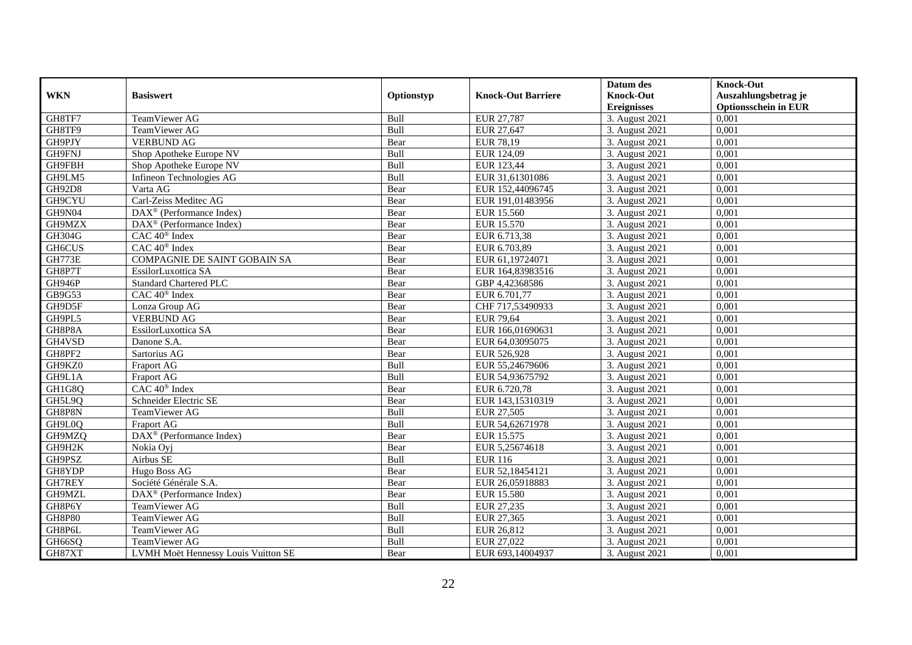| WKN | Basiswert | Optionstyp | Knock-Out Barriere | Datum des Knock-Out Ereignisses | Knock-Out Auszahlungsbetrag je Optionsschein in EUR |
|---|---|---|---|---|---|
| GH8TF7 | TeamViewer AG | Bull | EUR 27,787 | 3. August 2021 | 0,001 |
| GH8TF9 | TeamViewer AG | Bull | EUR 27,647 | 3. August 2021 | 0,001 |
| GH9PJY | VERBUND AG | Bear | EUR 78,19 | 3. August 2021 | 0,001 |
| GH9FNJ | Shop Apotheke Europe NV | Bull | EUR 124,09 | 3. August 2021 | 0,001 |
| GH9FBH | Shop Apotheke Europe NV | Bull | EUR 123,44 | 3. August 2021 | 0,001 |
| GH9LM5 | Infineon Technologies AG | Bull | EUR 31,61301086 | 3. August 2021 | 0,001 |
| GH92D8 | Varta AG | Bear | EUR 152,44096745 | 3. August 2021 | 0,001 |
| GH9CYU | Carl-Zeiss Meditec AG | Bear | EUR 191,01483956 | 3. August 2021 | 0,001 |
| GH9N04 | DAX® (Performance Index) | Bear | EUR 15.560 | 3. August 2021 | 0,001 |
| GH9MZX | DAX® (Performance Index) | Bear | EUR 15.570 | 3. August 2021 | 0,001 |
| GH304G | CAC 40® Index | Bear | EUR 6.713,38 | 3. August 2021 | 0,001 |
| GH6CUS | CAC 40® Index | Bear | EUR 6.703,89 | 3. August 2021 | 0,001 |
| GH773E | COMPAGNIE DE SAINT GOBAIN SA | Bear | EUR 61,19724071 | 3. August 2021 | 0,001 |
| GH8P7T | EssilorLuxottica SA | Bear | EUR 164,83983516 | 3. August 2021 | 0,001 |
| GH946P | Standard Chartered PLC | Bear | GBP 4,42368586 | 3. August 2021 | 0,001 |
| GB9G53 | CAC 40® Index | Bear | EUR 6.701,77 | 3. August 2021 | 0,001 |
| GH9D5F | Lonza Group AG | Bear | CHF 717,53490933 | 3. August 2021 | 0,001 |
| GH9PL5 | VERBUND AG | Bear | EUR 79,64 | 3. August 2021 | 0,001 |
| GH8P8A | EssilorLuxottica SA | Bear | EUR 166,01690631 | 3. August 2021 | 0,001 |
| GH4VSD | Danone S.A. | Bear | EUR 64,03095075 | 3. August 2021 | 0,001 |
| GH8PF2 | Sartorius AG | Bear | EUR 526,928 | 3. August 2021 | 0,001 |
| GH9KZ0 | Fraport AG | Bull | EUR 55,24679606 | 3. August 2021 | 0,001 |
| GH9L1A | Fraport AG | Bull | EUR 54,93675792 | 3. August 2021 | 0,001 |
| GH1G8Q | CAC 40® Index | Bear | EUR 6.720,78 | 3. August 2021 | 0,001 |
| GH5L9Q | Schneider Electric SE | Bear | EUR 143,15310319 | 3. August 2021 | 0,001 |
| GH8P8N | TeamViewer AG | Bull | EUR 27,505 | 3. August 2021 | 0,001 |
| GH9L0Q | Fraport AG | Bull | EUR 54,62671978 | 3. August 2021 | 0,001 |
| GH9MZQ | DAX® (Performance Index) | Bear | EUR 15.575 | 3. August 2021 | 0,001 |
| GH9H2K | Nokia Oyj | Bear | EUR 5,25674618 | 3. August 2021 | 0,001 |
| GH9PSZ | Airbus SE | Bull | EUR 116 | 3. August 2021 | 0,001 |
| GH8YDP | Hugo Boss AG | Bear | EUR 52,18454121 | 3. August 2021 | 0,001 |
| GH7REY | Société Générale S.A. | Bear | EUR 26,05918883 | 3. August 2021 | 0,001 |
| GH9MZL | DAX® (Performance Index) | Bear | EUR 15.580 | 3. August 2021 | 0,001 |
| GH8P6Y | TeamViewer AG | Bull | EUR 27,235 | 3. August 2021 | 0,001 |
| GH8P80 | TeamViewer AG | Bull | EUR 27,365 | 3. August 2021 | 0,001 |
| GH8P6L | TeamViewer AG | Bull | EUR 26,812 | 3. August 2021 | 0,001 |
| GH66SQ | TeamViewer AG | Bull | EUR 27,022 | 3. August 2021 | 0,001 |
| GH87XT | LVMH Moët Hennessy Louis Vuitton SE | Bear | EUR 693,14004937 | 3. August 2021 | 0,001 |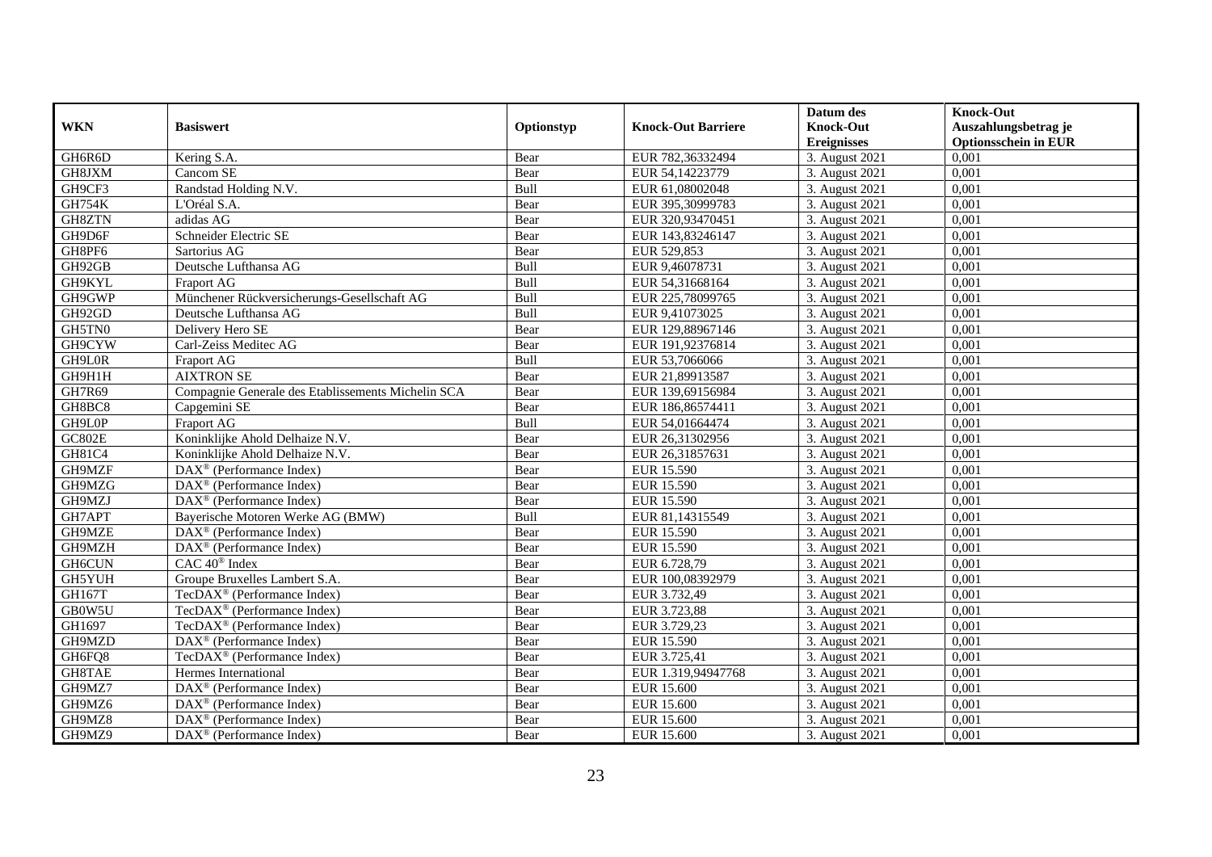| WKN | Basiswert | Optionstyp | Knock-Out Barriere | Datum des Knock-Out Ereignisses | Knock-Out Auszahlungsbetrag je Optionsschein in EUR |
|---|---|---|---|---|---|
| GH6R6D | Kering S.A. | Bear | EUR 782,36332494 | 3. August 2021 | 0,001 |
| GH8JXM | Cancom SE | Bear | EUR 54,14223779 | 3. August 2021 | 0,001 |
| GH9CF3 | Randstad Holding N.V. | Bull | EUR 61,08002048 | 3. August 2021 | 0,001 |
| GH754K | L'Oréal S.A. | Bear | EUR 395,30999783 | 3. August 2021 | 0,001 |
| GH8ZTN | adidas AG | Bear | EUR 320,93470451 | 3. August 2021 | 0,001 |
| GH9D6F | Schneider Electric SE | Bear | EUR 143,83246147 | 3. August 2021 | 0,001 |
| GH8PF6 | Sartorius AG | Bear | EUR 529,853 | 3. August 2021 | 0,001 |
| GH92GB | Deutsche Lufthansa AG | Bull | EUR 9,46078731 | 3. August 2021 | 0,001 |
| GH9KYL | Fraport AG | Bull | EUR 54,31668164 | 3. August 2021 | 0,001 |
| GH9GWP | Münchener Rückversicherungs-Gesellschaft AG | Bull | EUR 225,78099765 | 3. August 2021 | 0,001 |
| GH92GD | Deutsche Lufthansa AG | Bull | EUR 9,41073025 | 3. August 2021 | 0,001 |
| GH5TN0 | Delivery Hero SE | Bear | EUR 129,88967146 | 3. August 2021 | 0,001 |
| GH9CYW | Carl-Zeiss Meditec AG | Bear | EUR 191,92376814 | 3. August 2021 | 0,001 |
| GH9L0R | Fraport AG | Bull | EUR 53,7066066 | 3. August 2021 | 0,001 |
| GH9H1H | AIXTRON SE | Bear | EUR 21,89913587 | 3. August 2021 | 0,001 |
| GH7R69 | Compagnie Generale des Etablissements Michelin SCA | Bear | EUR 139,69156984 | 3. August 2021 | 0,001 |
| GH8BC8 | Capgemini SE | Bear | EUR 186,86574411 | 3. August 2021 | 0,001 |
| GH9L0P | Fraport AG | Bull | EUR 54,01664474 | 3. August 2021 | 0,001 |
| GC802E | Koninklijke Ahold Delhaize N.V. | Bear | EUR 26,31302956 | 3. August 2021 | 0,001 |
| GH81C4 | Koninklijke Ahold Delhaize N.V. | Bear | EUR 26,31857631 | 3. August 2021 | 0,001 |
| GH9MZF | DAX® (Performance Index) | Bear | EUR 15.590 | 3. August 2021 | 0,001 |
| GH9MZG | DAX® (Performance Index) | Bear | EUR 15.590 | 3. August 2021 | 0,001 |
| GH9MZJ | DAX® (Performance Index) | Bear | EUR 15.590 | 3. August 2021 | 0,001 |
| GH7APT | Bayerische Motoren Werke AG (BMW) | Bull | EUR 81,14315549 | 3. August 2021 | 0,001 |
| GH9MZE | DAX® (Performance Index) | Bear | EUR 15.590 | 3. August 2021 | 0,001 |
| GH9MZH | DAX® (Performance Index) | Bear | EUR 15.590 | 3. August 2021 | 0,001 |
| GH6CUN | CAC 40® Index | Bear | EUR 6.728,79 | 3. August 2021 | 0,001 |
| GH5YUH | Groupe Bruxelles Lambert S.A. | Bear | EUR 100,08392979 | 3. August 2021 | 0,001 |
| GH167T | TecDAX® (Performance Index) | Bear | EUR 3.732,49 | 3. August 2021 | 0,001 |
| GB0W5U | TecDAX® (Performance Index) | Bear | EUR 3.723,88 | 3. August 2021 | 0,001 |
| GH1697 | TecDAX® (Performance Index) | Bear | EUR 3.729,23 | 3. August 2021 | 0,001 |
| GH9MZD | DAX® (Performance Index) | Bear | EUR 15.590 | 3. August 2021 | 0,001 |
| GH6FQ8 | TecDAX® (Performance Index) | Bear | EUR 3.725,41 | 3. August 2021 | 0,001 |
| GH8TAE | Hermes International | Bear | EUR 1.319,94947768 | 3. August 2021 | 0,001 |
| GH9MZ7 | DAX® (Performance Index) | Bear | EUR 15.600 | 3. August 2021 | 0,001 |
| GH9MZ6 | DAX® (Performance Index) | Bear | EUR 15.600 | 3. August 2021 | 0,001 |
| GH9MZ8 | DAX® (Performance Index) | Bear | EUR 15.600 | 3. August 2021 | 0,001 |
| GH9MZ9 | DAX® (Performance Index) | Bear | EUR 15.600 | 3. August 2021 | 0,001 |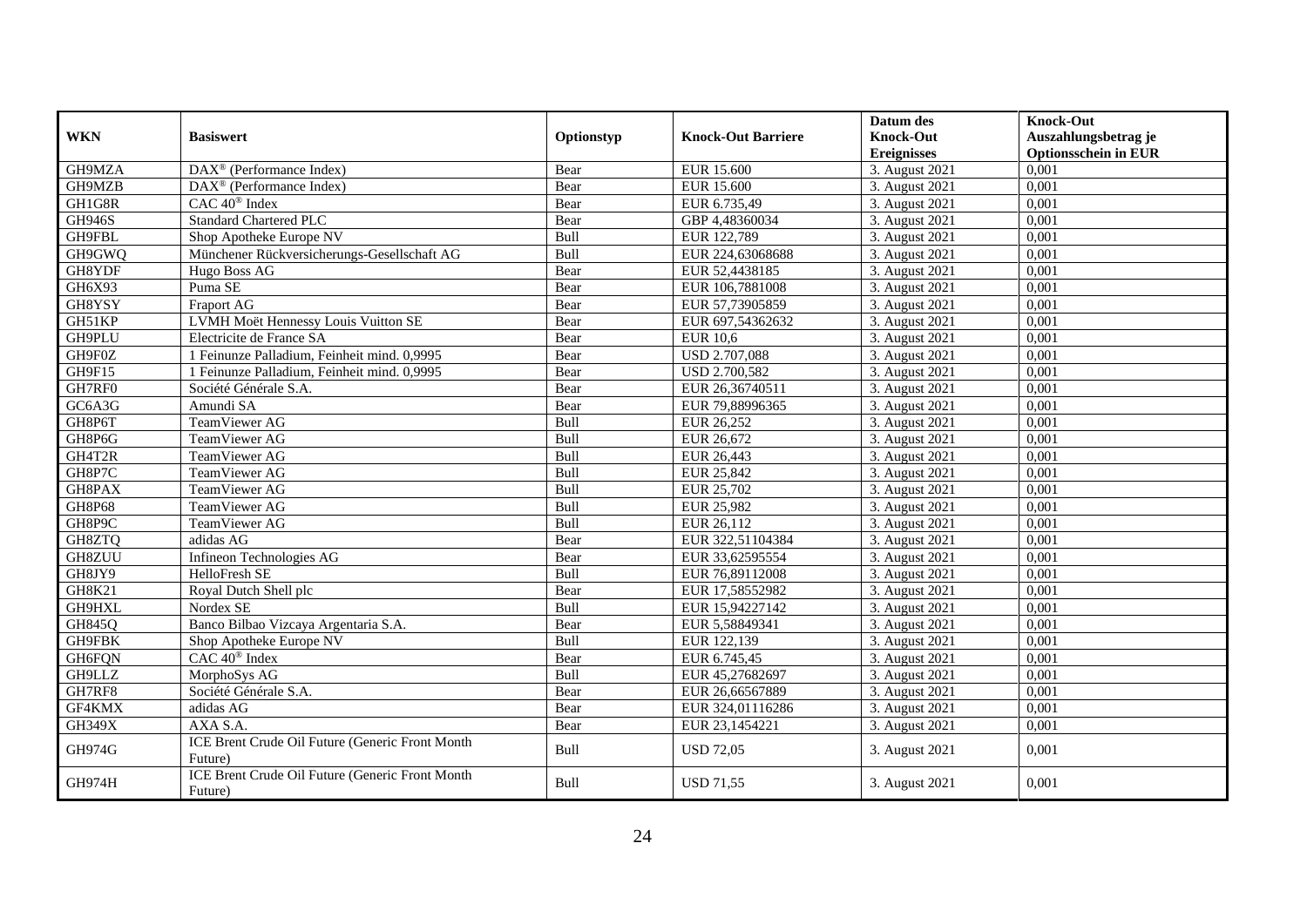| WKN | Basiswert | Optionstyp | Knock-Out Barriere | Datum des Knock-Out Ereignisses | Knock-Out Auszahlungsbetrag je Optionsschein in EUR |
|---|---|---|---|---|---|
| GH9MZA | DAX® (Performance Index) | Bear | EUR 15.600 | 3. August 2021 | 0,001 |
| GH9MZB | DAX® (Performance Index) | Bear | EUR 15.600 | 3. August 2021 | 0,001 |
| GH1G8R | CAC 40® Index | Bear | EUR 6.735,49 | 3. August 2021 | 0,001 |
| GH946S | Standard Chartered PLC | Bear | GBP 4,48360034 | 3. August 2021 | 0,001 |
| GH9FBL | Shop Apotheke Europe NV | Bull | EUR 122,789 | 3. August 2021 | 0,001 |
| GH9GWQ | Münchener Rückversicherungs-Gesellschaft AG | Bull | EUR 224,63068688 | 3. August 2021 | 0,001 |
| GH8YDF | Hugo Boss AG | Bear | EUR 52,4438185 | 3. August 2021 | 0,001 |
| GH6X93 | Puma SE | Bear | EUR 106,7881008 | 3. August 2021 | 0,001 |
| GH8YSY | Fraport AG | Bear | EUR 57,73905859 | 3. August 2021 | 0,001 |
| GH51KP | LVMH Moët Hennessy Louis Vuitton SE | Bear | EUR 697,54362632 | 3. August 2021 | 0,001 |
| GH9PLU | Electricite de France SA | Bear | EUR 10,6 | 3. August 2021 | 0,001 |
| GH9F0Z | 1 Feinunze Palladium, Feinheit mind. 0,9995 | Bear | USD 2.707,088 | 3. August 2021 | 0,001 |
| GH9F15 | 1 Feinunze Palladium, Feinheit mind. 0,9995 | Bear | USD 2.700,582 | 3. August 2021 | 0,001 |
| GH7RF0 | Société Générale S.A. | Bear | EUR 26,36740511 | 3. August 2021 | 0,001 |
| GC6A3G | Amundi SA | Bear | EUR 79,88996365 | 3. August 2021 | 0,001 |
| GH8P6T | TeamViewer AG | Bull | EUR 26,252 | 3. August 2021 | 0,001 |
| GH8P6G | TeamViewer AG | Bull | EUR 26,672 | 3. August 2021 | 0,001 |
| GH4T2R | TeamViewer AG | Bull | EUR 26,443 | 3. August 2021 | 0,001 |
| GH8P7C | TeamViewer AG | Bull | EUR 25,842 | 3. August 2021 | 0,001 |
| GH8PAX | TeamViewer AG | Bull | EUR 25,702 | 3. August 2021 | 0,001 |
| GH8P68 | TeamViewer AG | Bull | EUR 25,982 | 3. August 2021 | 0,001 |
| GH8P9C | TeamViewer AG | Bull | EUR 26,112 | 3. August 2021 | 0,001 |
| GH8ZTQ | adidas AG | Bear | EUR 322,51104384 | 3. August 2021 | 0,001 |
| GH8ZUU | Infineon Technologies AG | Bear | EUR 33,62595554 | 3. August 2021 | 0,001 |
| GH8JY9 | HelloFresh SE | Bull | EUR 76,89112008 | 3. August 2021 | 0,001 |
| GH8K21 | Royal Dutch Shell plc | Bear | EUR 17,58552982 | 3. August 2021 | 0,001 |
| GH9HXL | Nordex SE | Bull | EUR 15,94227142 | 3. August 2021 | 0,001 |
| GH845Q | Banco Bilbao Vizcaya Argentaria S.A. | Bear | EUR 5,58849341 | 3. August 2021 | 0,001 |
| GH9FBK | Shop Apotheke Europe NV | Bull | EUR 122,139 | 3. August 2021 | 0,001 |
| GH6FQN | CAC 40® Index | Bear | EUR 6.745,45 | 3. August 2021 | 0,001 |
| GH9LLZ | MorphoSys AG | Bull | EUR 45,27682697 | 3. August 2021 | 0,001 |
| GH7RF8 | Société Générale S.A. | Bear | EUR 26,66567889 | 3. August 2021 | 0,001 |
| GF4KMX | adidas AG | Bear | EUR 324,01116286 | 3. August 2021 | 0,001 |
| GH349X | AXA S.A. | Bear | EUR 23,1454221 | 3. August 2021 | 0,001 |
| GH974G | ICE Brent Crude Oil Future (Generic Front Month Future) | Bull | USD 72,05 | 3. August 2021 | 0,001 |
| GH974H | ICE Brent Crude Oil Future (Generic Front Month Future) | Bull | USD 71,55 | 3. August 2021 | 0,001 |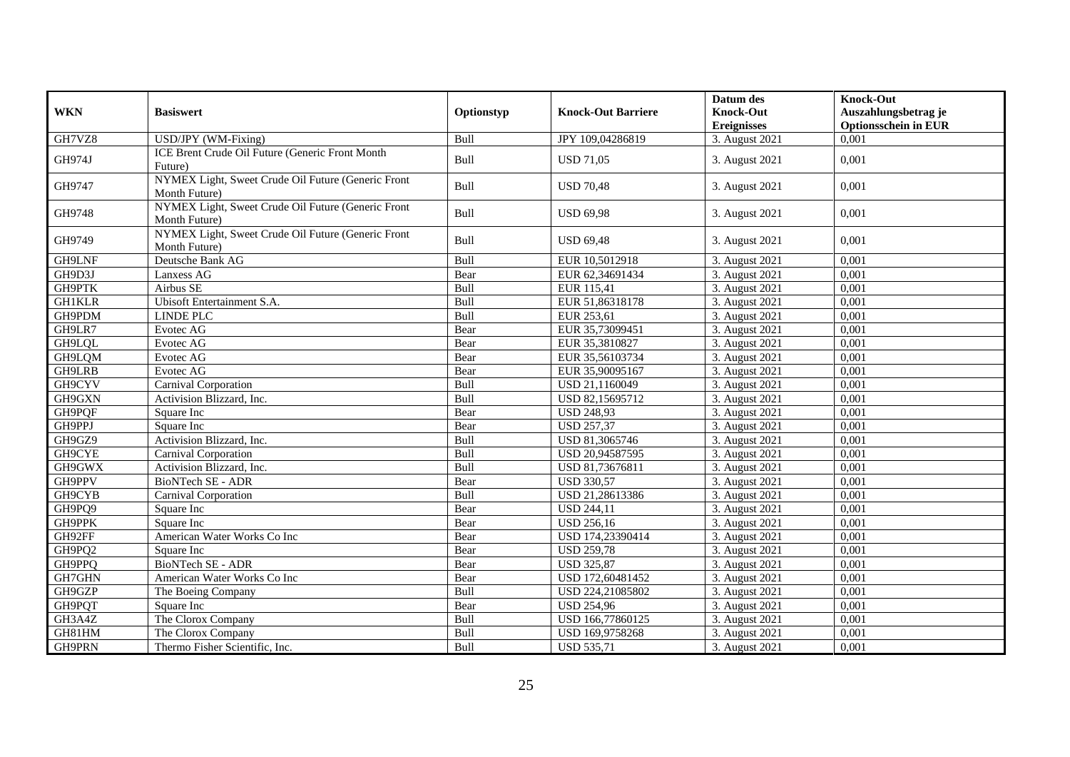| WKN | Basiswert | Optionstyp | Knock-Out Barriere | Datum des Knock-Out Ereignisses | Knock-Out Auszahlungsbetrag je Optionsschein in EUR |
|---|---|---|---|---|---|
| GH7VZ8 | USD/JPY (WM-Fixing) | Bull | JPY 109,04286819 | 3. August 2021 | 0,001 |
| GH974J | ICE Brent Crude Oil Future (Generic Front Month Future) | Bull | USD 71,05 | 3. August 2021 | 0,001 |
| GH9747 | NYMEX Light, Sweet Crude Oil Future (Generic Front Month Future) | Bull | USD 70,48 | 3. August 2021 | 0,001 |
| GH9748 | NYMEX Light, Sweet Crude Oil Future (Generic Front Month Future) | Bull | USD 69,98 | 3. August 2021 | 0,001 |
| GH9749 | NYMEX Light, Sweet Crude Oil Future (Generic Front Month Future) | Bull | USD 69,48 | 3. August 2021 | 0,001 |
| GH9LNF | Deutsche Bank AG | Bull | EUR 10,5012918 | 3. August 2021 | 0,001 |
| GH9D3J | Lanxess AG | Bear | EUR 62,34691434 | 3. August 2021 | 0,001 |
| GH9PTK | Airbus SE | Bull | EUR 115,41 | 3. August 2021 | 0,001 |
| GH1KLR | Ubisoft Entertainment S.A. | Bull | EUR 51,86318178 | 3. August 2021 | 0,001 |
| GH9PDM | LINDE PLC | Bull | EUR 253,61 | 3. August 2021 | 0,001 |
| GH9LR7 | Evotec AG | Bear | EUR 35,73099451 | 3. August 2021 | 0,001 |
| GH9LQL | Evotec AG | Bear | EUR 35,3810827 | 3. August 2021 | 0,001 |
| GH9LQM | Evotec AG | Bear | EUR 35,56103734 | 3. August 2021 | 0,001 |
| GH9LRB | Evotec AG | Bear | EUR 35,90095167 | 3. August 2021 | 0,001 |
| GH9CYV | Carnival Corporation | Bull | USD 21,1160049 | 3. August 2021 | 0,001 |
| GH9GXN | Activision Blizzard, Inc. | Bull | USD 82,15695712 | 3. August 2021 | 0,001 |
| GH9PQF | Square Inc | Bear | USD 248,93 | 3. August 2021 | 0,001 |
| GH9PPJ | Square Inc | Bear | USD 257,37 | 3. August 2021 | 0,001 |
| GH9GZ9 | Activision Blizzard, Inc. | Bull | USD 81,3065746 | 3. August 2021 | 0,001 |
| GH9CYE | Carnival Corporation | Bull | USD 20,94587595 | 3. August 2021 | 0,001 |
| GH9GWX | Activision Blizzard, Inc. | Bull | USD 81,73676811 | 3. August 2021 | 0,001 |
| GH9PPV | BioNTech SE - ADR | Bear | USD 330,57 | 3. August 2021 | 0,001 |
| GH9CYB | Carnival Corporation | Bull | USD 21,28613386 | 3. August 2021 | 0,001 |
| GH9PQ9 | Square Inc | Bear | USD 244,11 | 3. August 2021 | 0,001 |
| GH9PPK | Square Inc | Bear | USD 256,16 | 3. August 2021 | 0,001 |
| GH92FF | American Water Works Co Inc | Bear | USD 174,23390414 | 3. August 2021 | 0,001 |
| GH9PQ2 | Square Inc | Bear | USD 259,78 | 3. August 2021 | 0,001 |
| GH9PPQ | BioNTech SE - ADR | Bear | USD 325,87 | 3. August 2021 | 0,001 |
| GH7GHN | American Water Works Co Inc | Bear | USD 172,60481452 | 3. August 2021 | 0,001 |
| GH9GZP | The Boeing Company | Bull | USD 224,21085802 | 3. August 2021 | 0,001 |
| GH9PQT | Square Inc | Bear | USD 254,96 | 3. August 2021 | 0,001 |
| GH3A4Z | The Clorox Company | Bull | USD 166,77860125 | 3. August 2021 | 0,001 |
| GH81HM | The Clorox Company | Bull | USD 169,9758268 | 3. August 2021 | 0,001 |
| GH9PRN | Thermo Fisher Scientific, Inc. | Bull | USD 535,71 | 3. August 2021 | 0,001 |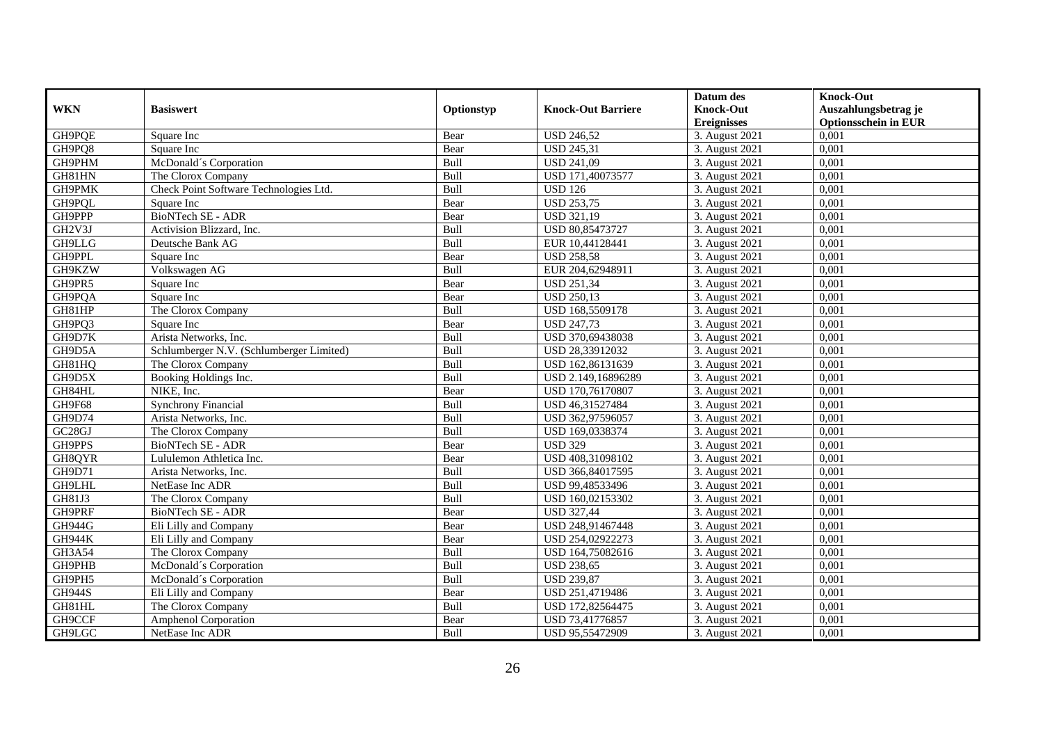| WKN | Basiswert | Optionstyp | Knock-Out Barriere | Datum des Knock-Out Ereignisses | Knock-Out Auszahlungsbetrag je Optionsschein in EUR |
|---|---|---|---|---|---|
| GH9PQE | Square Inc | Bear | USD 246,52 | 3. August 2021 | 0,001 |
| GH9PQ8 | Square Inc | Bear | USD 245,31 | 3. August 2021 | 0,001 |
| GH9PHM | McDonald´s Corporation | Bull | USD 241,09 | 3. August 2021 | 0,001 |
| GH81HN | The Clorox Company | Bull | USD 171,40073577 | 3. August 2021 | 0,001 |
| GH9PMK | Check Point Software Technologies Ltd. | Bull | USD 126 | 3. August 2021 | 0,001 |
| GH9PQL | Square Inc | Bear | USD 253,75 | 3. August 2021 | 0,001 |
| GH9PPP | BioNTech SE - ADR | Bear | USD 321,19 | 3. August 2021 | 0,001 |
| GH2V3J | Activision Blizzard, Inc. | Bull | USD 80,85473727 | 3. August 2021 | 0,001 |
| GH9LLG | Deutsche Bank AG | Bull | EUR 10,44128441 | 3. August 2021 | 0,001 |
| GH9PPL | Square Inc | Bear | USD 258,58 | 3. August 2021 | 0,001 |
| GH9KZW | Volkswagen AG | Bull | EUR 204,62948911 | 3. August 2021 | 0,001 |
| GH9PR5 | Square Inc | Bear | USD 251,34 | 3. August 2021 | 0,001 |
| GH9PQA | Square Inc | Bear | USD 250,13 | 3. August 2021 | 0,001 |
| GH81HP | The Clorox Company | Bull | USD 168,5509178 | 3. August 2021 | 0,001 |
| GH9PQ3 | Square Inc | Bear | USD 247,73 | 3. August 2021 | 0,001 |
| GH9D7K | Arista Networks, Inc. | Bull | USD 370,69438038 | 3. August 2021 | 0,001 |
| GH9D5A | Schlumberger N.V. (Schlumberger Limited) | Bull | USD 28,33912032 | 3. August 2021 | 0,001 |
| GH81HQ | The Clorox Company | Bull | USD 162,86131639 | 3. August 2021 | 0,001 |
| GH9D5X | Booking Holdings Inc. | Bull | USD 2.149,16896289 | 3. August 2021 | 0,001 |
| GH84HL | NIKE, Inc. | Bear | USD 170,76170807 | 3. August 2021 | 0,001 |
| GH9F68 | Synchrony Financial | Bull | USD 46,31527484 | 3. August 2021 | 0,001 |
| GH9D74 | Arista Networks, Inc. | Bull | USD 362,97596057 | 3. August 2021 | 0,001 |
| GC28GJ | The Clorox Company | Bull | USD 169,0338374 | 3. August 2021 | 0,001 |
| GH9PPS | BioNTech SE - ADR | Bear | USD 329 | 3. August 2021 | 0,001 |
| GH8QYR | Lululemon Athletica Inc. | Bear | USD 408,31098102 | 3. August 2021 | 0,001 |
| GH9D71 | Arista Networks, Inc. | Bull | USD 366,84017595 | 3. August 2021 | 0,001 |
| GH9LHL | NetEase Inc ADR | Bull | USD 99,48533496 | 3. August 2021 | 0,001 |
| GH81J3 | The Clorox Company | Bull | USD 160,02153302 | 3. August 2021 | 0,001 |
| GH9PRF | BioNTech SE - ADR | Bear | USD 327,44 | 3. August 2021 | 0,001 |
| GH944G | Eli Lilly and Company | Bear | USD 248,91467448 | 3. August 2021 | 0,001 |
| GH944K | Eli Lilly and Company | Bear | USD 254,02922273 | 3. August 2021 | 0,001 |
| GH3A54 | The Clorox Company | Bull | USD 164,75082616 | 3. August 2021 | 0,001 |
| GH9PHB | McDonald´s Corporation | Bull | USD 238,65 | 3. August 2021 | 0,001 |
| GH9PH5 | McDonald´s Corporation | Bull | USD 239,87 | 3. August 2021 | 0,001 |
| GH944S | Eli Lilly and Company | Bear | USD 251,4719486 | 3. August 2021 | 0,001 |
| GH81HL | The Clorox Company | Bull | USD 172,82564475 | 3. August 2021 | 0,001 |
| GH9CCF | Amphenol Corporation | Bear | USD 73,41776857 | 3. August 2021 | 0,001 |
| GH9LGC | NetEase Inc ADR | Bull | USD 95,55472909 | 3. August 2021 | 0,001 |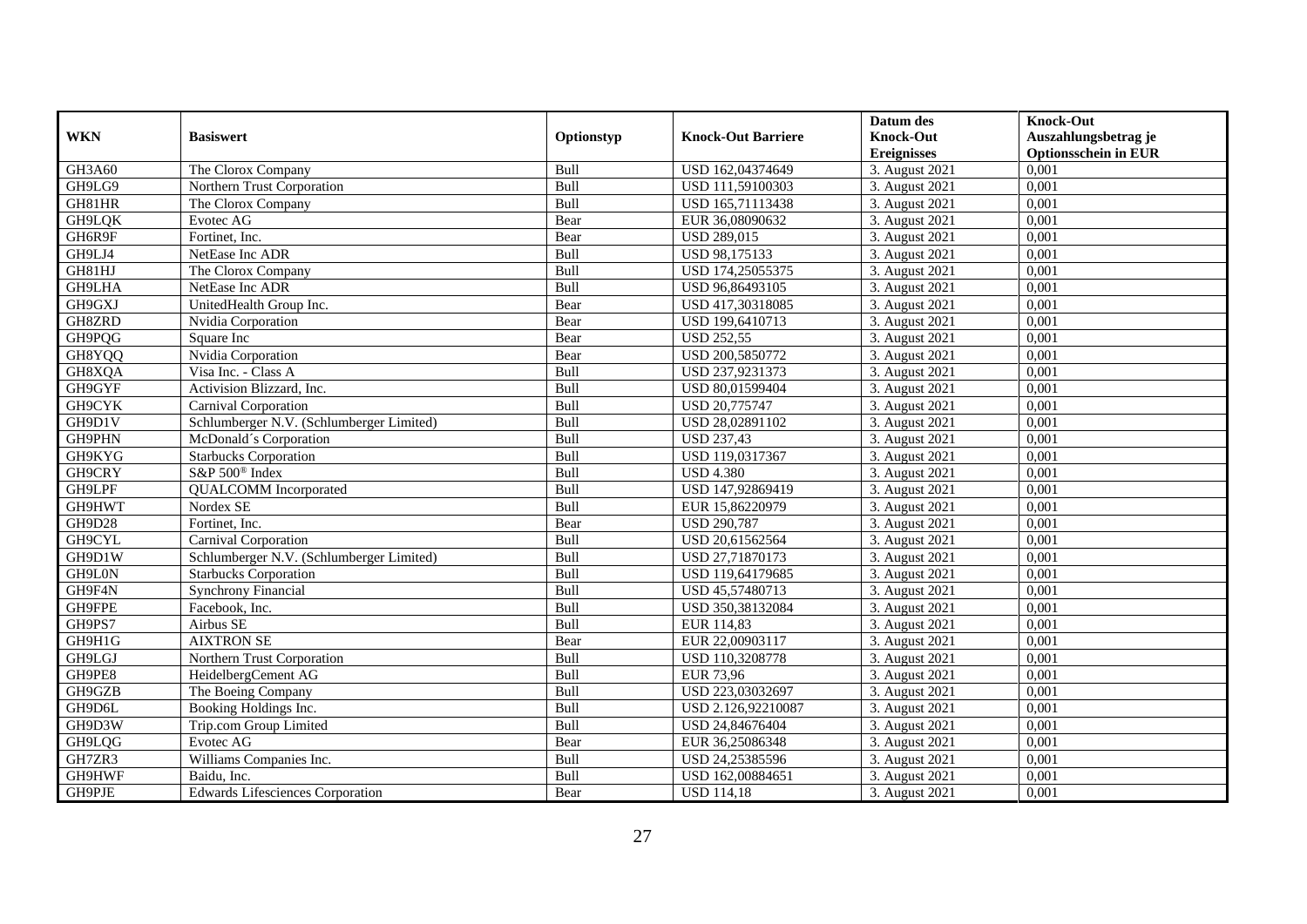| WKN | Basiswert | Optionstyp | Knock-Out Barriere | Datum des Knock-Out Ereignisses | Knock-Out Auszahlungsbetrag je Optionsschein in EUR |
|---|---|---|---|---|---|
| GH3A60 | The Clorox Company | Bull | USD 162,04374649 | 3. August 2021 | 0,001 |
| GH9LG9 | Northern Trust Corporation | Bull | USD 111,59100303 | 3. August 2021 | 0,001 |
| GH81HR | The Clorox Company | Bull | USD 165,71113438 | 3. August 2021 | 0,001 |
| GH9LQK | Evotec AG | Bear | EUR 36,08090632 | 3. August 2021 | 0,001 |
| GH6R9F | Fortinet, Inc. | Bear | USD 289,015 | 3. August 2021 | 0,001 |
| GH9LJ4 | NetEase Inc ADR | Bull | USD 98,175133 | 3. August 2021 | 0,001 |
| GH81HJ | The Clorox Company | Bull | USD 174,25055375 | 3. August 2021 | 0,001 |
| GH9LHA | NetEase Inc ADR | Bull | USD 96,86493105 | 3. August 2021 | 0,001 |
| GH9GXJ | UnitedHealth Group Inc. | Bear | USD 417,30318085 | 3. August 2021 | 0,001 |
| GH8ZRD | Nvidia Corporation | Bear | USD 199,6410713 | 3. August 2021 | 0,001 |
| GH9PQG | Square Inc | Bear | USD 252,55 | 3. August 2021 | 0,001 |
| GH8YQQ | Nvidia Corporation | Bear | USD 200,5850772 | 3. August 2021 | 0,001 |
| GH8XQA | Visa Inc. - Class A | Bull | USD 237,9231373 | 3. August 2021 | 0,001 |
| GH9GYF | Activision Blizzard, Inc. | Bull | USD 80,01599404 | 3. August 2021 | 0,001 |
| GH9CYK | Carnival Corporation | Bull | USD 20,775747 | 3. August 2021 | 0,001 |
| GH9D1V | Schlumberger N.V. (Schlumberger Limited) | Bull | USD 28,02891102 | 3. August 2021 | 0,001 |
| GH9PHN | McDonald´s Corporation | Bull | USD 237,43 | 3. August 2021 | 0,001 |
| GH9KYG | Starbucks Corporation | Bull | USD 119,0317367 | 3. August 2021 | 0,001 |
| GH9CRY | S&P 500® Index | Bull | USD 4.380 | 3. August 2021 | 0,001 |
| GH9LPF | QUALCOMM Incorporated | Bull | USD 147,92869419 | 3. August 2021 | 0,001 |
| GH9HWT | Nordex SE | Bull | EUR 15,86220979 | 3. August 2021 | 0,001 |
| GH9D28 | Fortinet, Inc. | Bear | USD 290,787 | 3. August 2021 | 0,001 |
| GH9CYL | Carnival Corporation | Bull | USD 20,61562564 | 3. August 2021 | 0,001 |
| GH9D1W | Schlumberger N.V. (Schlumberger Limited) | Bull | USD 27,71870173 | 3. August 2021 | 0,001 |
| GH9L0N | Starbucks Corporation | Bull | USD 119,64179685 | 3. August 2021 | 0,001 |
| GH9F4N | Synchrony Financial | Bull | USD 45,57480713 | 3. August 2021 | 0,001 |
| GH9FPE | Facebook, Inc. | Bull | USD 350,38132084 | 3. August 2021 | 0,001 |
| GH9PS7 | Airbus SE | Bull | EUR 114,83 | 3. August 2021 | 0,001 |
| GH9H1G | AIXTRON SE | Bear | EUR 22,00903117 | 3. August 2021 | 0,001 |
| GH9LGJ | Northern Trust Corporation | Bull | USD 110,3208778 | 3. August 2021 | 0,001 |
| GH9PE8 | HeidelbergCement AG | Bull | EUR 73,96 | 3. August 2021 | 0,001 |
| GH9GZB | The Boeing Company | Bull | USD 223,03032697 | 3. August 2021 | 0,001 |
| GH9D6L | Booking Holdings Inc. | Bull | USD 2.126,92210087 | 3. August 2021 | 0,001 |
| GH9D3W | Trip.com Group Limited | Bull | USD 24,84676404 | 3. August 2021 | 0,001 |
| GH9LQG | Evotec AG | Bear | EUR 36,25086348 | 3. August 2021 | 0,001 |
| GH7ZR3 | Williams Companies Inc. | Bull | USD 24,25385596 | 3. August 2021 | 0,001 |
| GH9HWF | Baidu, Inc. | Bull | USD 162,00884651 | 3. August 2021 | 0,001 |
| GH9PJE | Edwards Lifesciences Corporation | Bear | USD 114,18 | 3. August 2021 | 0,001 |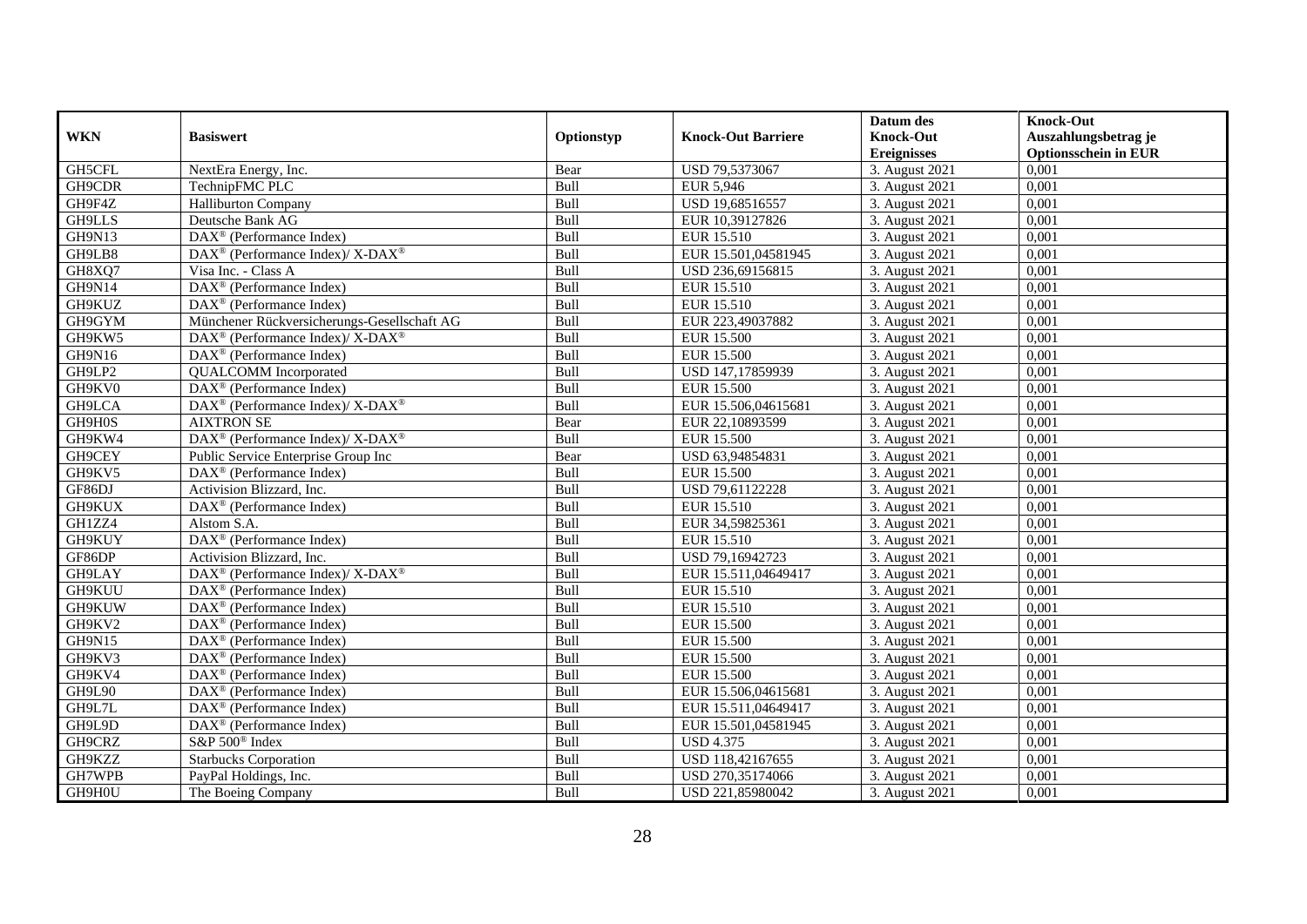| WKN | Basiswert | Optionstyp | Knock-Out Barriere | Datum des Knock-Out Ereignisses | Knock-Out Auszahlungsbetrag je Optionsschein in EUR |
|---|---|---|---|---|---|
| GH5CFL | NextEra Energy, Inc. | Bear | USD 79,5373067 | 3. August 2021 | 0,001 |
| GH9CDR | TechnipFMC PLC | Bull | EUR 5,946 | 3. August 2021 | 0,001 |
| GH9F4Z | Halliburton Company | Bull | USD 19,68516557 | 3. August 2021 | 0,001 |
| GH9LLS | Deutsche Bank AG | Bull | EUR 10,39127826 | 3. August 2021 | 0,001 |
| GH9N13 | DAX® (Performance Index) | Bull | EUR 15.510 | 3. August 2021 | 0,001 |
| GH9LB8 | DAX® (Performance Index)/ X-DAX® | Bull | EUR 15.501,04581945 | 3. August 2021 | 0,001 |
| GH8XQ7 | Visa Inc. - Class A | Bull | USD 236,69156815 | 3. August 2021 | 0,001 |
| GH9N14 | DAX® (Performance Index) | Bull | EUR 15.510 | 3. August 2021 | 0,001 |
| GH9KUZ | DAX® (Performance Index) | Bull | EUR 15.510 | 3. August 2021 | 0,001 |
| GH9GYM | Münchener Rückversicherungs-Gesellschaft AG | Bull | EUR 223,49037882 | 3. August 2021 | 0,001 |
| GH9KW5 | DAX® (Performance Index)/ X-DAX® | Bull | EUR 15.500 | 3. August 2021 | 0,001 |
| GH9N16 | DAX® (Performance Index) | Bull | EUR 15.500 | 3. August 2021 | 0,001 |
| GH9LP2 | QUALCOMM Incorporated | Bull | USD 147,17859939 | 3. August 2021 | 0,001 |
| GH9KV0 | DAX® (Performance Index) | Bull | EUR 15.500 | 3. August 2021 | 0,001 |
| GH9LCA | DAX® (Performance Index)/ X-DAX® | Bull | EUR 15.506,04615681 | 3. August 2021 | 0,001 |
| GH9H0S | AIXTRON SE | Bear | EUR 22,10893599 | 3. August 2021 | 0,001 |
| GH9KW4 | DAX® (Performance Index)/ X-DAX® | Bull | EUR 15.500 | 3. August 2021 | 0,001 |
| GH9CEY | Public Service Enterprise Group Inc | Bear | USD 63,94854831 | 3. August 2021 | 0,001 |
| GH9KV5 | DAX® (Performance Index) | Bull | EUR 15.500 | 3. August 2021 | 0,001 |
| GF86DJ | Activision Blizzard, Inc. | Bull | USD 79,61122228 | 3. August 2021 | 0,001 |
| GH9KUX | DAX® (Performance Index) | Bull | EUR 15.510 | 3. August 2021 | 0,001 |
| GH1ZZ4 | Alstom S.A. | Bull | EUR 34,59825361 | 3. August 2021 | 0,001 |
| GH9KUY | DAX® (Performance Index) | Bull | EUR 15.510 | 3. August 2021 | 0,001 |
| GF86DP | Activision Blizzard, Inc. | Bull | USD 79,16942723 | 3. August 2021 | 0,001 |
| GH9LAY | DAX® (Performance Index)/ X-DAX® | Bull | EUR 15.511,04649417 | 3. August 2021 | 0,001 |
| GH9KUU | DAX® (Performance Index) | Bull | EUR 15.510 | 3. August 2021 | 0,001 |
| GH9KUW | DAX® (Performance Index) | Bull | EUR 15.510 | 3. August 2021 | 0,001 |
| GH9KV2 | DAX® (Performance Index) | Bull | EUR 15.500 | 3. August 2021 | 0,001 |
| GH9N15 | DAX® (Performance Index) | Bull | EUR 15.500 | 3. August 2021 | 0,001 |
| GH9KV3 | DAX® (Performance Index) | Bull | EUR 15.500 | 3. August 2021 | 0,001 |
| GH9KV4 | DAX® (Performance Index) | Bull | EUR 15.500 | 3. August 2021 | 0,001 |
| GH9L90 | DAX® (Performance Index) | Bull | EUR 15.506,04615681 | 3. August 2021 | 0,001 |
| GH9L7L | DAX® (Performance Index) | Bull | EUR 15.511,04649417 | 3. August 2021 | 0,001 |
| GH9L9D | DAX® (Performance Index) | Bull | EUR 15.501,04581945 | 3. August 2021 | 0,001 |
| GH9CRZ | S&P 500® Index | Bull | USD 4.375 | 3. August 2021 | 0,001 |
| GH9KZZ | Starbucks Corporation | Bull | USD 118,42167655 | 3. August 2021 | 0,001 |
| GH7WPB | PayPal Holdings, Inc. | Bull | USD 270,35174066 | 3. August 2021 | 0,001 |
| GH9H0U | The Boeing Company | Bull | USD 221,85980042 | 3. August 2021 | 0,001 |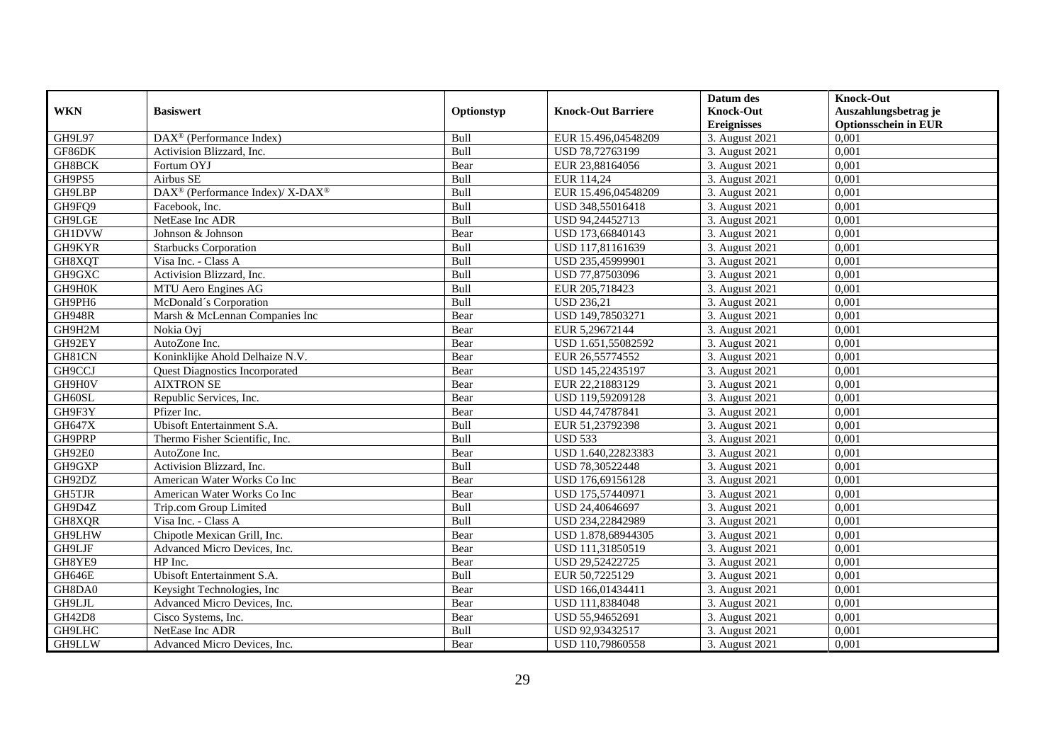| WKN | Basiswert | Optionstyp | Knock-Out Barriere | Datum des Knock-Out Ereignisses | Knock-Out Auszahlungsbetrag je Optionsschein in EUR |
|---|---|---|---|---|---|
| GH9L97 | DAX® (Performance Index) | Bull | EUR 15.496,04548209 | 3. August 2021 | 0,001 |
| GF86DK | Activision Blizzard, Inc. | Bull | USD 78,72763199 | 3. August 2021 | 0,001 |
| GH8BCK | Fortum OYJ | Bear | EUR 23,88164056 | 3. August 2021 | 0,001 |
| GH9PS5 | Airbus SE | Bull | EUR 114,24 | 3. August 2021 | 0,001 |
| GH9LBP | DAX® (Performance Index)/ X-DAX® | Bull | EUR 15.496,04548209 | 3. August 2021 | 0,001 |
| GH9FQ9 | Facebook, Inc. | Bull | USD 348,55016418 | 3. August 2021 | 0,001 |
| GH9LGE | NetEase Inc ADR | Bull | USD 94,24452713 | 3. August 2021 | 0,001 |
| GH1DVW | Johnson & Johnson | Bear | USD 173,66840143 | 3. August 2021 | 0,001 |
| GH9KYR | Starbucks Corporation | Bull | USD 117,81161639 | 3. August 2021 | 0,001 |
| GH8XQT | Visa Inc. - Class A | Bull | USD 235,45999901 | 3. August 2021 | 0,001 |
| GH9GXC | Activision Blizzard, Inc. | Bull | USD 77,87503096 | 3. August 2021 | 0,001 |
| GH9H0K | MTU Aero Engines AG | Bull | EUR 205,718423 | 3. August 2021 | 0,001 |
| GH9PH6 | McDonald´s Corporation | Bull | USD 236,21 | 3. August 2021 | 0,001 |
| GH948R | Marsh & McLennan Companies Inc | Bear | USD 149,78503271 | 3. August 2021 | 0,001 |
| GH9H2M | Nokia Oyj | Bear | EUR 5,29672144 | 3. August 2021 | 0,001 |
| GH92EY | AutoZone Inc. | Bear | USD 1.651,55082592 | 3. August 2021 | 0,001 |
| GH81CN | Koninklijke Ahold Delhaize N.V. | Bear | EUR 26,55774552 | 3. August 2021 | 0,001 |
| GH9CCJ | Quest Diagnostics Incorporated | Bear | USD 145,22435197 | 3. August 2021 | 0,001 |
| GH9H0V | AIXTRON SE | Bear | EUR 22,21883129 | 3. August 2021 | 0,001 |
| GH60SL | Republic Services, Inc. | Bear | USD 119,59209128 | 3. August 2021 | 0,001 |
| GH9F3Y | Pfizer Inc. | Bear | USD 44,74787841 | 3. August 2021 | 0,001 |
| GH647X | Ubisoft Entertainment S.A. | Bull | EUR 51,23792398 | 3. August 2021 | 0,001 |
| GH9PRP | Thermo Fisher Scientific, Inc. | Bull | USD 533 | 3. August 2021 | 0,001 |
| GH92E0 | AutoZone Inc. | Bear | USD 1.640,22823383 | 3. August 2021 | 0,001 |
| GH9GXP | Activision Blizzard, Inc. | Bull | USD 78,30522448 | 3. August 2021 | 0,001 |
| GH92DZ | American Water Works Co Inc | Bear | USD 176,69156128 | 3. August 2021 | 0,001 |
| GH5TJR | American Water Works Co Inc | Bear | USD 175,57440971 | 3. August 2021 | 0,001 |
| GH9D4Z | Trip.com Group Limited | Bull | USD 24,40646697 | 3. August 2021 | 0,001 |
| GH8XQR | Visa Inc. - Class A | Bull | USD 234,22842989 | 3. August 2021 | 0,001 |
| GH9LHW | Chipotle Mexican Grill, Inc. | Bear | USD 1.878,68944305 | 3. August 2021 | 0,001 |
| GH9LJF | Advanced Micro Devices, Inc. | Bear | USD 111,31850519 | 3. August 2021 | 0,001 |
| GH8YE9 | HP Inc. | Bear | USD 29,52422725 | 3. August 2021 | 0,001 |
| GH646E | Ubisoft Entertainment S.A. | Bull | EUR 50,7225129 | 3. August 2021 | 0,001 |
| GH8DA0 | Keysight Technologies, Inc | Bear | USD 166,01434411 | 3. August 2021 | 0,001 |
| GH9LJL | Advanced Micro Devices, Inc. | Bear | USD 111,8384048 | 3. August 2021 | 0,001 |
| GH42D8 | Cisco Systems, Inc. | Bear | USD 55,94652691 | 3. August 2021 | 0,001 |
| GH9LHC | NetEase Inc ADR | Bull | USD 92,93432517 | 3. August 2021 | 0,001 |
| GH9LLW | Advanced Micro Devices, Inc. | Bear | USD 110,79860558 | 3. August 2021 | 0,001 |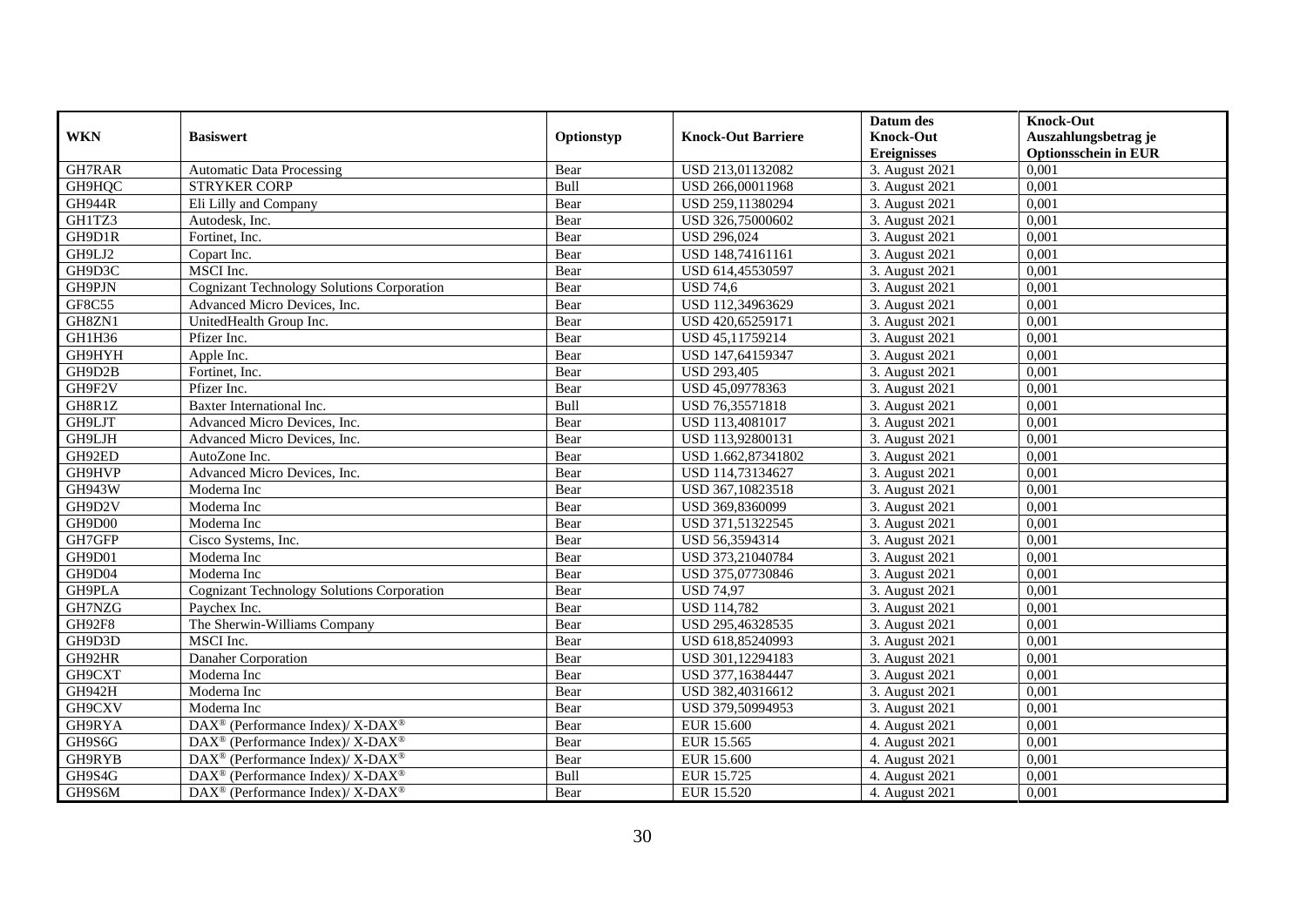| WKN | Basiswert | Optionstyp | Knock-Out Barriere | Datum des Knock-Out Ereignisses | Knock-Out Auszahlungsbetrag je Optionsschein in EUR |
|---|---|---|---|---|---|
| GH7RAR | Automatic Data Processing | Bear | USD 213,01132082 | 3. August 2021 | 0,001 |
| GH9HQC | STRYKER CORP | Bull | USD 266,00011968 | 3. August 2021 | 0,001 |
| GH944R | Eli Lilly and Company | Bear | USD 259,11380294 | 3. August 2021 | 0,001 |
| GH1TZ3 | Autodesk, Inc. | Bear | USD 326,75000602 | 3. August 2021 | 0,001 |
| GH9D1R | Fortinet, Inc. | Bear | USD 296,024 | 3. August 2021 | 0,001 |
| GH9LJ2 | Copart Inc. | Bear | USD 148,74161161 | 3. August 2021 | 0,001 |
| GH9D3C | MSCI Inc. | Bear | USD 614,45530597 | 3. August 2021 | 0,001 |
| GH9PJN | Cognizant Technology Solutions Corporation | Bear | USD 74,6 | 3. August 2021 | 0,001 |
| GF8C55 | Advanced Micro Devices, Inc. | Bear | USD 112,34963629 | 3. August 2021 | 0,001 |
| GH8ZN1 | UnitedHealth Group Inc. | Bear | USD 420,65259171 | 3. August 2021 | 0,001 |
| GH1H36 | Pfizer Inc. | Bear | USD 45,11759214 | 3. August 2021 | 0,001 |
| GH9HYH | Apple Inc. | Bear | USD 147,64159347 | 3. August 2021 | 0,001 |
| GH9D2B | Fortinet, Inc. | Bear | USD 293,405 | 3. August 2021 | 0,001 |
| GH9F2V | Pfizer Inc. | Bear | USD 45,09778363 | 3. August 2021 | 0,001 |
| GH8R1Z | Baxter International Inc. | Bull | USD 76,35571818 | 3. August 2021 | 0,001 |
| GH9LJT | Advanced Micro Devices, Inc. | Bear | USD 113,4081017 | 3. August 2021 | 0,001 |
| GH9LJH | Advanced Micro Devices, Inc. | Bear | USD 113,92800131 | 3. August 2021 | 0,001 |
| GH92ED | AutoZone Inc. | Bear | USD 1.662,87341802 | 3. August 2021 | 0,001 |
| GH9HVP | Advanced Micro Devices, Inc. | Bear | USD 114,73134627 | 3. August 2021 | 0,001 |
| GH943W | Moderna Inc | Bear | USD 367,10823518 | 3. August 2021 | 0,001 |
| GH9D2V | Moderna Inc | Bear | USD 369,8360099 | 3. August 2021 | 0,001 |
| GH9D00 | Moderna Inc | Bear | USD 371,51322545 | 3. August 2021 | 0,001 |
| GH7GFP | Cisco Systems, Inc. | Bear | USD 56,3594314 | 3. August 2021 | 0,001 |
| GH9D01 | Moderna Inc | Bear | USD 373,21040784 | 3. August 2021 | 0,001 |
| GH9D04 | Moderna Inc | Bear | USD 375,07730846 | 3. August 2021 | 0,001 |
| GH9PLA | Cognizant Technology Solutions Corporation | Bear | USD 74,97 | 3. August 2021 | 0,001 |
| GH7NZG | Paychex Inc. | Bear | USD 114,782 | 3. August 2021 | 0,001 |
| GH92F8 | The Sherwin-Williams Company | Bear | USD 295,46328535 | 3. August 2021 | 0,001 |
| GH9D3D | MSCI Inc. | Bear | USD 618,85240993 | 3. August 2021 | 0,001 |
| GH92HR | Danaher Corporation | Bear | USD 301,12294183 | 3. August 2021 | 0,001 |
| GH9CXT | Moderna Inc | Bear | USD 377,16384447 | 3. August 2021 | 0,001 |
| GH942H | Moderna Inc | Bear | USD 382,40316612 | 3. August 2021 | 0,001 |
| GH9CXV | Moderna Inc | Bear | USD 379,50994953 | 3. August 2021 | 0,001 |
| GH9RYA | DAX® (Performance Index)/ X-DAX® | Bear | EUR 15.600 | 4. August 2021 | 0,001 |
| GH9S6G | DAX® (Performance Index)/ X-DAX® | Bear | EUR 15.565 | 4. August 2021 | 0,001 |
| GH9RYB | DAX® (Performance Index)/ X-DAX® | Bear | EUR 15.600 | 4. August 2021 | 0,001 |
| GH9S4G | DAX® (Performance Index)/ X-DAX® | Bull | EUR 15.725 | 4. August 2021 | 0,001 |
| GH9S6M | DAX® (Performance Index)/ X-DAX® | Bear | EUR 15.520 | 4. August 2021 | 0,001 |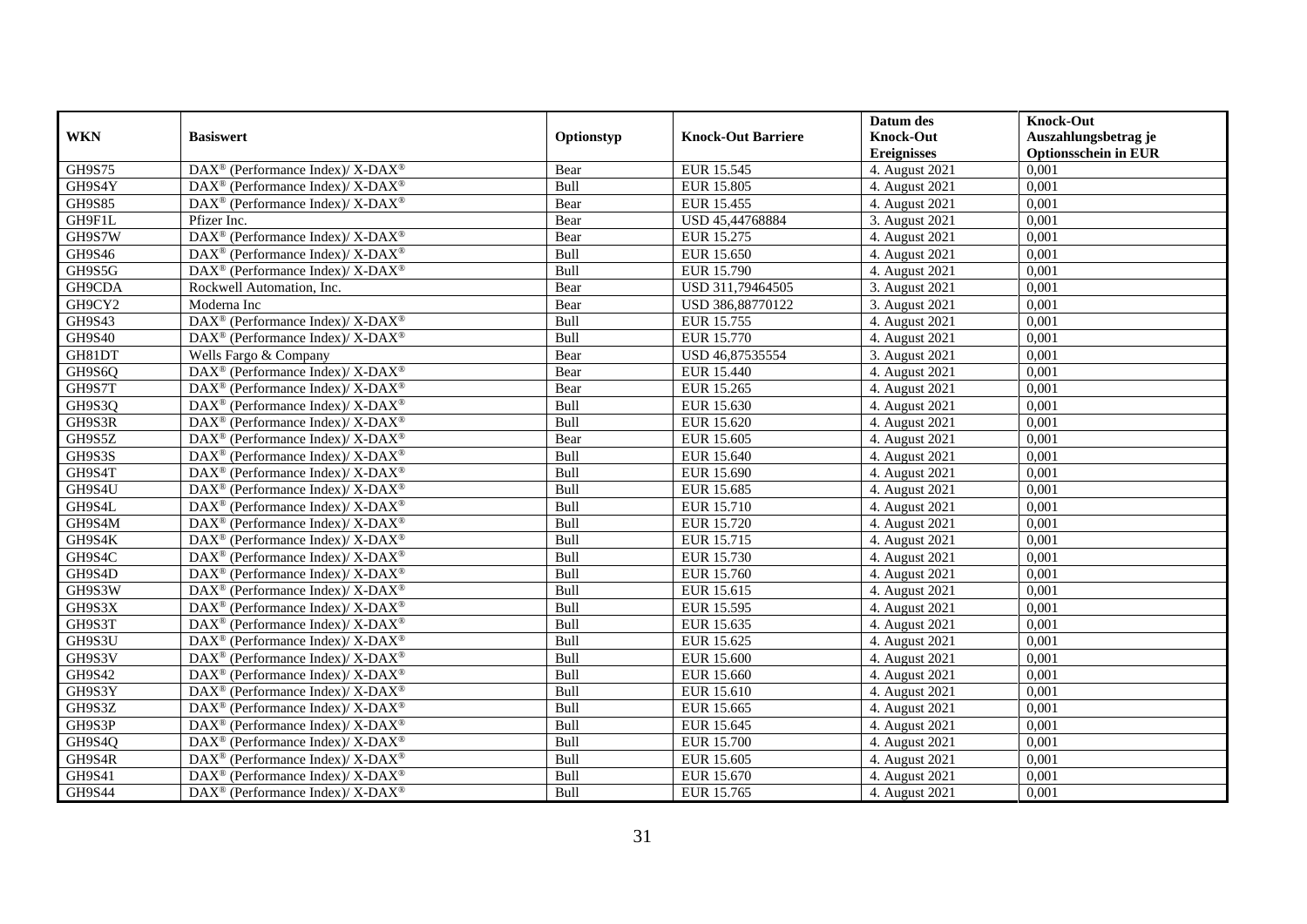| WKN | Basiswert | Optionstyp | Knock-Out Barriere | Datum des Knock-Out Ereignisses | Knock-Out Auszahlungsbetrag je Optionsschein in EUR |
|---|---|---|---|---|---|
| GH9S75 | DAX® (Performance Index)/ X-DAX® | Bear | EUR 15.545 | 4. August 2021 | 0,001 |
| GH9S4Y | DAX® (Performance Index)/ X-DAX® | Bull | EUR 15.805 | 4. August 2021 | 0,001 |
| GH9S85 | DAX® (Performance Index)/ X-DAX® | Bear | EUR 15.455 | 4. August 2021 | 0,001 |
| GH9F1L | Pfizer Inc. | Bear | USD 45,44768884 | 3. August 2021 | 0,001 |
| GH9S7W | DAX® (Performance Index)/ X-DAX® | Bear | EUR 15.275 | 4. August 2021 | 0,001 |
| GH9S46 | DAX® (Performance Index)/ X-DAX® | Bull | EUR 15.650 | 4. August 2021 | 0,001 |
| GH9S5G | DAX® (Performance Index)/ X-DAX® | Bull | EUR 15.790 | 4. August 2021 | 0,001 |
| GH9CDA | Rockwell Automation, Inc. | Bear | USD 311,79464505 | 3. August 2021 | 0,001 |
| GH9CY2 | Moderna Inc | Bear | USD 386,88770122 | 3. August 2021 | 0,001 |
| GH9S43 | DAX® (Performance Index)/ X-DAX® | Bull | EUR 15.755 | 4. August 2021 | 0,001 |
| GH9S40 | DAX® (Performance Index)/ X-DAX® | Bull | EUR 15.770 | 4. August 2021 | 0,001 |
| GH81DT | Wells Fargo & Company | Bear | USD 46,87535554 | 3. August 2021 | 0,001 |
| GH9S6Q | DAX® (Performance Index)/ X-DAX® | Bear | EUR 15.440 | 4. August 2021 | 0,001 |
| GH9S7T | DAX® (Performance Index)/ X-DAX® | Bear | EUR 15.265 | 4. August 2021 | 0,001 |
| GH9S3Q | DAX® (Performance Index)/ X-DAX® | Bull | EUR 15.630 | 4. August 2021 | 0,001 |
| GH9S3R | DAX® (Performance Index)/ X-DAX® | Bull | EUR 15.620 | 4. August 2021 | 0,001 |
| GH9S5Z | DAX® (Performance Index)/ X-DAX® | Bear | EUR 15.605 | 4. August 2021 | 0,001 |
| GH9S3S | DAX® (Performance Index)/ X-DAX® | Bull | EUR 15.640 | 4. August 2021 | 0,001 |
| GH9S4T | DAX® (Performance Index)/ X-DAX® | Bull | EUR 15.690 | 4. August 2021 | 0,001 |
| GH9S4U | DAX® (Performance Index)/ X-DAX® | Bull | EUR 15.685 | 4. August 2021 | 0,001 |
| GH9S4L | DAX® (Performance Index)/ X-DAX® | Bull | EUR 15.710 | 4. August 2021 | 0,001 |
| GH9S4M | DAX® (Performance Index)/ X-DAX® | Bull | EUR 15.720 | 4. August 2021 | 0,001 |
| GH9S4K | DAX® (Performance Index)/ X-DAX® | Bull | EUR 15.715 | 4. August 2021 | 0,001 |
| GH9S4C | DAX® (Performance Index)/ X-DAX® | Bull | EUR 15.730 | 4. August 2021 | 0,001 |
| GH9S4D | DAX® (Performance Index)/ X-DAX® | Bull | EUR 15.760 | 4. August 2021 | 0,001 |
| GH9S3W | DAX® (Performance Index)/ X-DAX® | Bull | EUR 15.615 | 4. August 2021 | 0,001 |
| GH9S3X | DAX® (Performance Index)/ X-DAX® | Bull | EUR 15.595 | 4. August 2021 | 0,001 |
| GH9S3T | DAX® (Performance Index)/ X-DAX® | Bull | EUR 15.635 | 4. August 2021 | 0,001 |
| GH9S3U | DAX® (Performance Index)/ X-DAX® | Bull | EUR 15.625 | 4. August 2021 | 0,001 |
| GH9S3V | DAX® (Performance Index)/ X-DAX® | Bull | EUR 15.600 | 4. August 2021 | 0,001 |
| GH9S42 | DAX® (Performance Index)/ X-DAX® | Bull | EUR 15.660 | 4. August 2021 | 0,001 |
| GH9S3Y | DAX® (Performance Index)/ X-DAX® | Bull | EUR 15.610 | 4. August 2021 | 0,001 |
| GH9S3Z | DAX® (Performance Index)/ X-DAX® | Bull | EUR 15.665 | 4. August 2021 | 0,001 |
| GH9S3P | DAX® (Performance Index)/ X-DAX® | Bull | EUR 15.645 | 4. August 2021 | 0,001 |
| GH9S4Q | DAX® (Performance Index)/ X-DAX® | Bull | EUR 15.700 | 4. August 2021 | 0,001 |
| GH9S4R | DAX® (Performance Index)/ X-DAX® | Bull | EUR 15.605 | 4. August 2021 | 0,001 |
| GH9S41 | DAX® (Performance Index)/ X-DAX® | Bull | EUR 15.670 | 4. August 2021 | 0,001 |
| GH9S44 | DAX® (Performance Index)/ X-DAX® | Bull | EUR 15.765 | 4. August 2021 | 0,001 |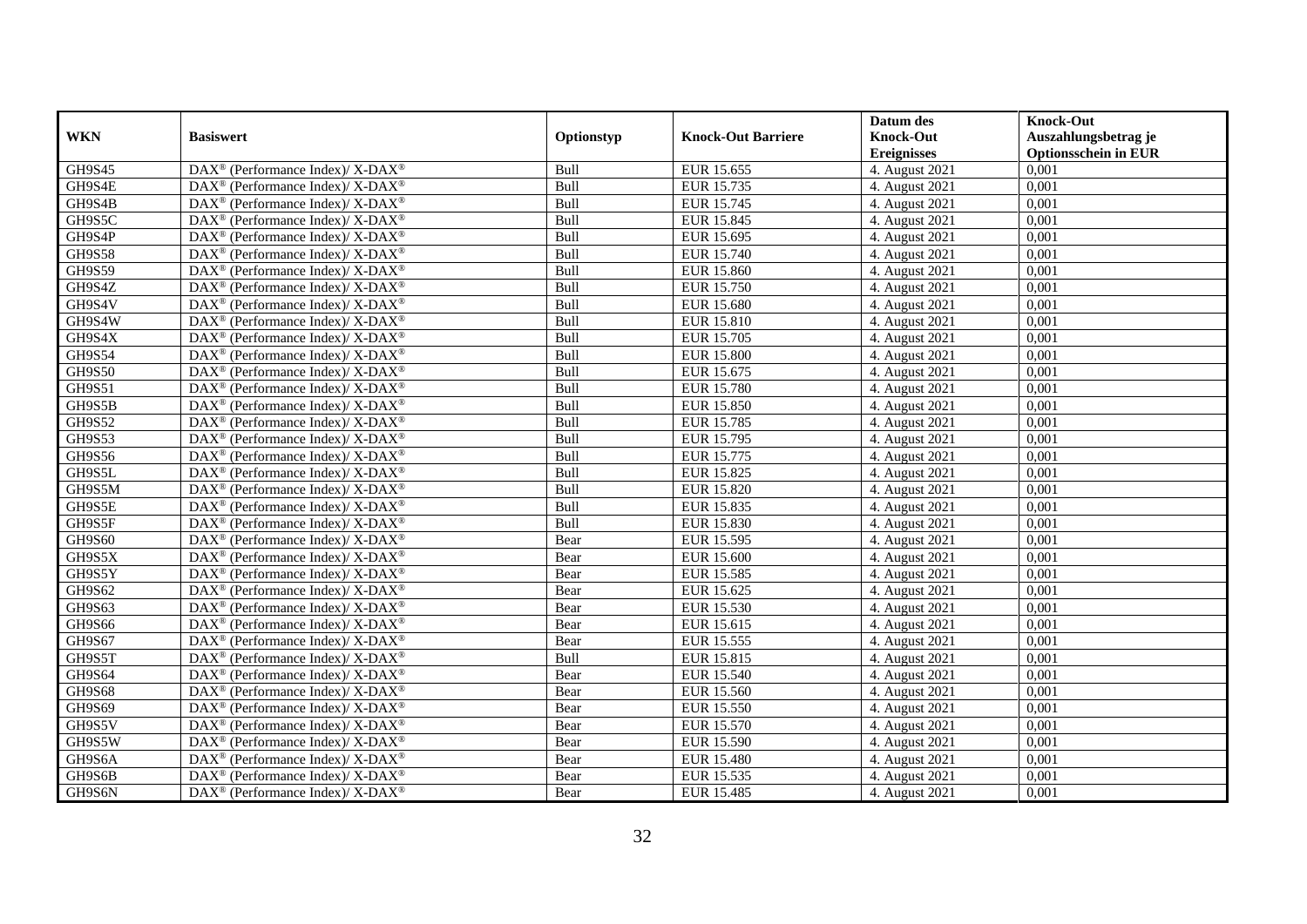| WKN | Basiswert | Optionstyp | Knock-Out Barriere | Datum des Knock-Out Ereignisses | Knock-Out Auszahlungsbetrag je Optionsschein in EUR |
|---|---|---|---|---|---|
| GH9S45 | DAX® (Performance Index)/ X-DAX® | Bull | EUR 15.655 | 4. August 2021 | 0,001 |
| GH9S4E | DAX® (Performance Index)/ X-DAX® | Bull | EUR 15.735 | 4. August 2021 | 0,001 |
| GH9S4B | DAX® (Performance Index)/ X-DAX® | Bull | EUR 15.745 | 4. August 2021 | 0,001 |
| GH9S5C | DAX® (Performance Index)/ X-DAX® | Bull | EUR 15.845 | 4. August 2021 | 0,001 |
| GH9S4P | DAX® (Performance Index)/ X-DAX® | Bull | EUR 15.695 | 4. August 2021 | 0,001 |
| GH9S58 | DAX® (Performance Index)/ X-DAX® | Bull | EUR 15.740 | 4. August 2021 | 0,001 |
| GH9S59 | DAX® (Performance Index)/ X-DAX® | Bull | EUR 15.860 | 4. August 2021 | 0,001 |
| GH9S4Z | DAX® (Performance Index)/ X-DAX® | Bull | EUR 15.750 | 4. August 2021 | 0,001 |
| GH9S4V | DAX® (Performance Index)/ X-DAX® | Bull | EUR 15.680 | 4. August 2021 | 0,001 |
| GH9S4W | DAX® (Performance Index)/ X-DAX® | Bull | EUR 15.810 | 4. August 2021 | 0,001 |
| GH9S4X | DAX® (Performance Index)/ X-DAX® | Bull | EUR 15.705 | 4. August 2021 | 0,001 |
| GH9S54 | DAX® (Performance Index)/ X-DAX® | Bull | EUR 15.800 | 4. August 2021 | 0,001 |
| GH9S50 | DAX® (Performance Index)/ X-DAX® | Bull | EUR 15.675 | 4. August 2021 | 0,001 |
| GH9S51 | DAX® (Performance Index)/ X-DAX® | Bull | EUR 15.780 | 4. August 2021 | 0,001 |
| GH9S5B | DAX® (Performance Index)/ X-DAX® | Bull | EUR 15.850 | 4. August 2021 | 0,001 |
| GH9S52 | DAX® (Performance Index)/ X-DAX® | Bull | EUR 15.785 | 4. August 2021 | 0,001 |
| GH9S53 | DAX® (Performance Index)/ X-DAX® | Bull | EUR 15.795 | 4. August 2021 | 0,001 |
| GH9S56 | DAX® (Performance Index)/ X-DAX® | Bull | EUR 15.775 | 4. August 2021 | 0,001 |
| GH9S5L | DAX® (Performance Index)/ X-DAX® | Bull | EUR 15.825 | 4. August 2021 | 0,001 |
| GH9S5M | DAX® (Performance Index)/ X-DAX® | Bull | EUR 15.820 | 4. August 2021 | 0,001 |
| GH9S5E | DAX® (Performance Index)/ X-DAX® | Bull | EUR 15.835 | 4. August 2021 | 0,001 |
| GH9S5F | DAX® (Performance Index)/ X-DAX® | Bull | EUR 15.830 | 4. August 2021 | 0,001 |
| GH9S60 | DAX® (Performance Index)/ X-DAX® | Bear | EUR 15.595 | 4. August 2021 | 0,001 |
| GH9S5X | DAX® (Performance Index)/ X-DAX® | Bear | EUR 15.600 | 4. August 2021 | 0,001 |
| GH9S5Y | DAX® (Performance Index)/ X-DAX® | Bear | EUR 15.585 | 4. August 2021 | 0,001 |
| GH9S62 | DAX® (Performance Index)/ X-DAX® | Bear | EUR 15.625 | 4. August 2021 | 0,001 |
| GH9S63 | DAX® (Performance Index)/ X-DAX® | Bear | EUR 15.530 | 4. August 2021 | 0,001 |
| GH9S66 | DAX® (Performance Index)/ X-DAX® | Bear | EUR 15.615 | 4. August 2021 | 0,001 |
| GH9S67 | DAX® (Performance Index)/ X-DAX® | Bear | EUR 15.555 | 4. August 2021 | 0,001 |
| GH9S5T | DAX® (Performance Index)/ X-DAX® | Bull | EUR 15.815 | 4. August 2021 | 0,001 |
| GH9S64 | DAX® (Performance Index)/ X-DAX® | Bear | EUR 15.540 | 4. August 2021 | 0,001 |
| GH9S68 | DAX® (Performance Index)/ X-DAX® | Bear | EUR 15.560 | 4. August 2021 | 0,001 |
| GH9S69 | DAX® (Performance Index)/ X-DAX® | Bear | EUR 15.550 | 4. August 2021 | 0,001 |
| GH9S5V | DAX® (Performance Index)/ X-DAX® | Bear | EUR 15.570 | 4. August 2021 | 0,001 |
| GH9S5W | DAX® (Performance Index)/ X-DAX® | Bear | EUR 15.590 | 4. August 2021 | 0,001 |
| GH9S6A | DAX® (Performance Index)/ X-DAX® | Bear | EUR 15.480 | 4. August 2021 | 0,001 |
| GH9S6B | DAX® (Performance Index)/ X-DAX® | Bear | EUR 15.535 | 4. August 2021 | 0,001 |
| GH9S6N | DAX® (Performance Index)/ X-DAX® | Bear | EUR 15.485 | 4. August 2021 | 0,001 |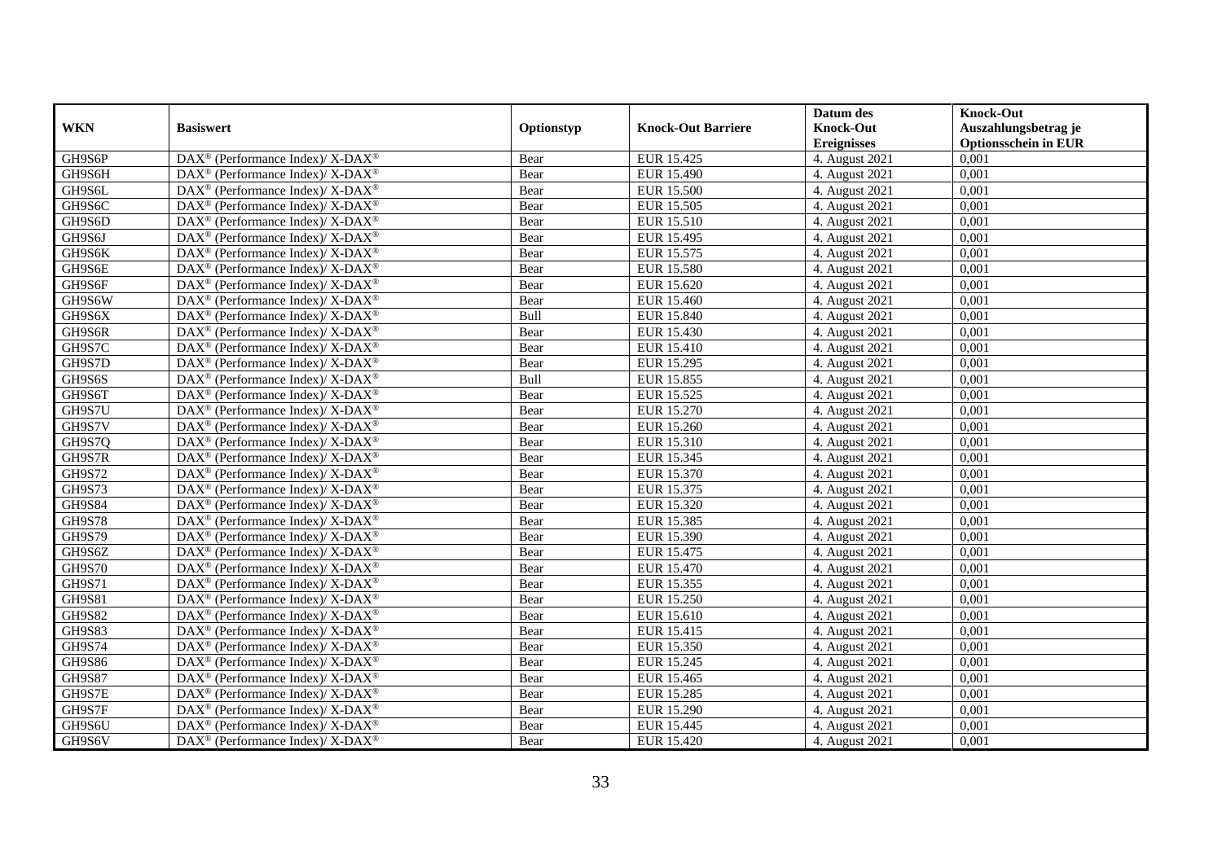| WKN | Basiswert | Optionstyp | Knock-Out Barriere | Datum des Knock-Out Ereignisses | Knock-Out Auszahlungsbetrag je Optionsschein in EUR |
|---|---|---|---|---|---|
| GH9S6P | DAX® (Performance Index)/ X-DAX® | Bear | EUR 15.425 | 4. August 2021 | 0,001 |
| GH9S6H | DAX® (Performance Index)/ X-DAX® | Bear | EUR 15.490 | 4. August 2021 | 0,001 |
| GH9S6L | DAX® (Performance Index)/ X-DAX® | Bear | EUR 15.500 | 4. August 2021 | 0,001 |
| GH9S6C | DAX® (Performance Index)/ X-DAX® | Bear | EUR 15.505 | 4. August 2021 | 0,001 |
| GH9S6D | DAX® (Performance Index)/ X-DAX® | Bear | EUR 15.510 | 4. August 2021 | 0,001 |
| GH9S6J | DAX® (Performance Index)/ X-DAX® | Bear | EUR 15.495 | 4. August 2021 | 0,001 |
| GH9S6K | DAX® (Performance Index)/ X-DAX® | Bear | EUR 15.575 | 4. August 2021 | 0,001 |
| GH9S6E | DAX® (Performance Index)/ X-DAX® | Bear | EUR 15.580 | 4. August 2021 | 0,001 |
| GH9S6F | DAX® (Performance Index)/ X-DAX® | Bear | EUR 15.620 | 4. August 2021 | 0,001 |
| GH9S6W | DAX® (Performance Index)/ X-DAX® | Bear | EUR 15.460 | 4. August 2021 | 0,001 |
| GH9S6X | DAX® (Performance Index)/ X-DAX® | Bull | EUR 15.840 | 4. August 2021 | 0,001 |
| GH9S6R | DAX® (Performance Index)/ X-DAX® | Bear | EUR 15.430 | 4. August 2021 | 0,001 |
| GH9S7C | DAX® (Performance Index)/ X-DAX® | Bear | EUR 15.410 | 4. August 2021 | 0,001 |
| GH9S7D | DAX® (Performance Index)/ X-DAX® | Bear | EUR 15.295 | 4. August 2021 | 0,001 |
| GH9S6S | DAX® (Performance Index)/ X-DAX® | Bull | EUR 15.855 | 4. August 2021 | 0,001 |
| GH9S6T | DAX® (Performance Index)/ X-DAX® | Bear | EUR 15.525 | 4. August 2021 | 0,001 |
| GH9S7U | DAX® (Performance Index)/ X-DAX® | Bear | EUR 15.270 | 4. August 2021 | 0,001 |
| GH9S7V | DAX® (Performance Index)/ X-DAX® | Bear | EUR 15.260 | 4. August 2021 | 0,001 |
| GH9S7Q | DAX® (Performance Index)/ X-DAX® | Bear | EUR 15.310 | 4. August 2021 | 0,001 |
| GH9S7R | DAX® (Performance Index)/ X-DAX® | Bear | EUR 15.345 | 4. August 2021 | 0,001 |
| GH9S72 | DAX® (Performance Index)/ X-DAX® | Bear | EUR 15.370 | 4. August 2021 | 0,001 |
| GH9S73 | DAX® (Performance Index)/ X-DAX® | Bear | EUR 15.375 | 4. August 2021 | 0,001 |
| GH9S84 | DAX® (Performance Index)/ X-DAX® | Bear | EUR 15.320 | 4. August 2021 | 0,001 |
| GH9S78 | DAX® (Performance Index)/ X-DAX® | Bear | EUR 15.385 | 4. August 2021 | 0,001 |
| GH9S79 | DAX® (Performance Index)/ X-DAX® | Bear | EUR 15.390 | 4. August 2021 | 0,001 |
| GH9S6Z | DAX® (Performance Index)/ X-DAX® | Bear | EUR 15.475 | 4. August 2021 | 0,001 |
| GH9S70 | DAX® (Performance Index)/ X-DAX® | Bear | EUR 15.470 | 4. August 2021 | 0,001 |
| GH9S71 | DAX® (Performance Index)/ X-DAX® | Bear | EUR 15.355 | 4. August 2021 | 0,001 |
| GH9S81 | DAX® (Performance Index)/ X-DAX® | Bear | EUR 15.250 | 4. August 2021 | 0,001 |
| GH9S82 | DAX® (Performance Index)/ X-DAX® | Bear | EUR 15.610 | 4. August 2021 | 0,001 |
| GH9S83 | DAX® (Performance Index)/ X-DAX® | Bear | EUR 15.415 | 4. August 2021 | 0,001 |
| GH9S74 | DAX® (Performance Index)/ X-DAX® | Bear | EUR 15.350 | 4. August 2021 | 0,001 |
| GH9S86 | DAX® (Performance Index)/ X-DAX® | Bear | EUR 15.245 | 4. August 2021 | 0,001 |
| GH9S87 | DAX® (Performance Index)/ X-DAX® | Bear | EUR 15.465 | 4. August 2021 | 0,001 |
| GH9S7E | DAX® (Performance Index)/ X-DAX® | Bear | EUR 15.285 | 4. August 2021 | 0,001 |
| GH9S7F | DAX® (Performance Index)/ X-DAX® | Bear | EUR 15.290 | 4. August 2021 | 0,001 |
| GH9S6U | DAX® (Performance Index)/ X-DAX® | Bear | EUR 15.445 | 4. August 2021 | 0,001 |
| GH9S6V | DAX® (Performance Index)/ X-DAX® | Bear | EUR 15.420 | 4. August 2021 | 0,001 |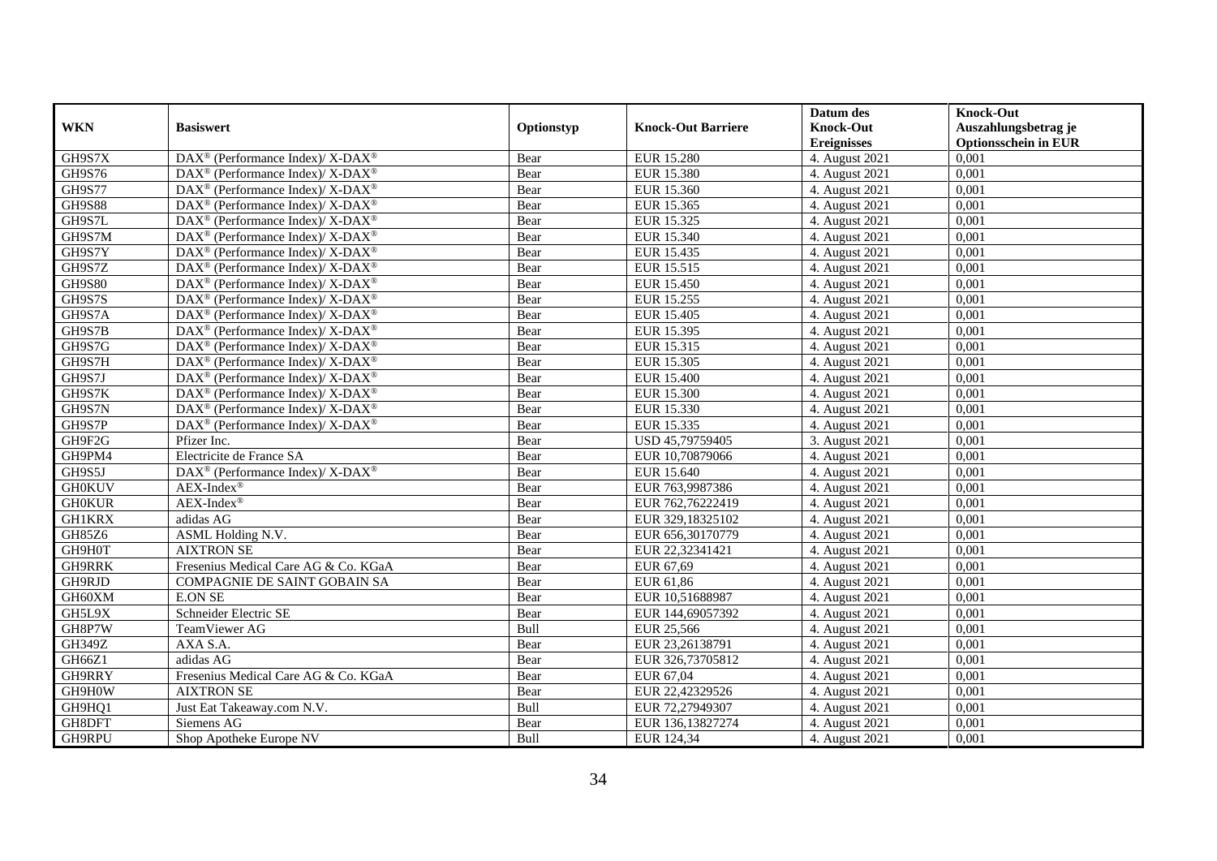| WKN | Basiswert | Optionstyp | Knock-Out Barriere | Datum des Knock-Out Ereignisses | Knock-Out Auszahlungsbetrag je Optionsschein in EUR |
|---|---|---|---|---|---|
| GH9S7X | DAX® (Performance Index)/ X-DAX® | Bear | EUR 15.280 | 4. August 2021 | 0,001 |
| GH9S76 | DAX® (Performance Index)/ X-DAX® | Bear | EUR 15.380 | 4. August 2021 | 0,001 |
| GH9S77 | DAX® (Performance Index)/ X-DAX® | Bear | EUR 15.360 | 4. August 2021 | 0,001 |
| GH9S88 | DAX® (Performance Index)/ X-DAX® | Bear | EUR 15.365 | 4. August 2021 | 0,001 |
| GH9S7L | DAX® (Performance Index)/ X-DAX® | Bear | EUR 15.325 | 4. August 2021 | 0,001 |
| GH9S7M | DAX® (Performance Index)/ X-DAX® | Bear | EUR 15.340 | 4. August 2021 | 0,001 |
| GH9S7Y | DAX® (Performance Index)/ X-DAX® | Bear | EUR 15.435 | 4. August 2021 | 0,001 |
| GH9S7Z | DAX® (Performance Index)/ X-DAX® | Bear | EUR 15.515 | 4. August 2021 | 0,001 |
| GH9S80 | DAX® (Performance Index)/ X-DAX® | Bear | EUR 15.450 | 4. August 2021 | 0,001 |
| GH9S7S | DAX® (Performance Index)/ X-DAX® | Bear | EUR 15.255 | 4. August 2021 | 0,001 |
| GH9S7A | DAX® (Performance Index)/ X-DAX® | Bear | EUR 15.405 | 4. August 2021 | 0,001 |
| GH9S7B | DAX® (Performance Index)/ X-DAX® | Bear | EUR 15.395 | 4. August 2021 | 0,001 |
| GH9S7G | DAX® (Performance Index)/ X-DAX® | Bear | EUR 15.315 | 4. August 2021 | 0,001 |
| GH9S7H | DAX® (Performance Index)/ X-DAX® | Bear | EUR 15.305 | 4. August 2021 | 0,001 |
| GH9S7J | DAX® (Performance Index)/ X-DAX® | Bear | EUR 15.400 | 4. August 2021 | 0,001 |
| GH9S7K | DAX® (Performance Index)/ X-DAX® | Bear | EUR 15.300 | 4. August 2021 | 0,001 |
| GH9S7N | DAX® (Performance Index)/ X-DAX® | Bear | EUR 15.330 | 4. August 2021 | 0,001 |
| GH9S7P | DAX® (Performance Index)/ X-DAX® | Bear | EUR 15.335 | 4. August 2021 | 0,001 |
| GH9F2G | Pfizer Inc. | Bear | USD 45,79759405 | 3. August 2021 | 0,001 |
| GH9PM4 | Electricite de France SA | Bear | EUR 10,70879066 | 4. August 2021 | 0,001 |
| GH9S5J | DAX® (Performance Index)/ X-DAX® | Bear | EUR 15.640 | 4. August 2021 | 0,001 |
| GH0KUV | AEX-Index® | Bear | EUR 763,9987386 | 4. August 2021 | 0,001 |
| GH0KUR | AEX-Index® | Bear | EUR 762,76222419 | 4. August 2021 | 0,001 |
| GH1KRX | adidas AG | Bear | EUR 329,18325102 | 4. August 2021 | 0,001 |
| GH85Z6 | ASML Holding N.V. | Bear | EUR 656,30170779 | 4. August 2021 | 0,001 |
| GH9H0T | AIXTRON SE | Bear | EUR 22,32341421 | 4. August 2021 | 0,001 |
| GH9RRK | Fresenius Medical Care AG & Co. KGaA | Bear | EUR 67,69 | 4. August 2021 | 0,001 |
| GH9RJD | COMPAGNIE DE SAINT GOBAIN SA | Bear | EUR 61,86 | 4. August 2021 | 0,001 |
| GH60XM | E.ON SE | Bear | EUR 10,51688987 | 4. August 2021 | 0,001 |
| GH5L9X | Schneider Electric SE | Bear | EUR 144,69057392 | 4. August 2021 | 0,001 |
| GH8P7W | TeamViewer AG | Bull | EUR 25,566 | 4. August 2021 | 0,001 |
| GH349Z | AXA S.A. | Bear | EUR 23,26138791 | 4. August 2021 | 0,001 |
| GH66Z1 | adidas AG | Bear | EUR 326,73705812 | 4. August 2021 | 0,001 |
| GH9RRY | Fresenius Medical Care AG & Co. KGaA | Bear | EUR 67,04 | 4. August 2021 | 0,001 |
| GH9H0W | AIXTRON SE | Bear | EUR 22,42329526 | 4. August 2021 | 0,001 |
| GH9HQ1 | Just Eat Takeaway.com N.V. | Bull | EUR 72,27949307 | 4. August 2021 | 0,001 |
| GH8DFT | Siemens AG | Bear | EUR 136,13827274 | 4. August 2021 | 0,001 |
| GH9RPU | Shop Apotheke Europe NV | Bull | EUR 124,34 | 4. August 2021 | 0,001 |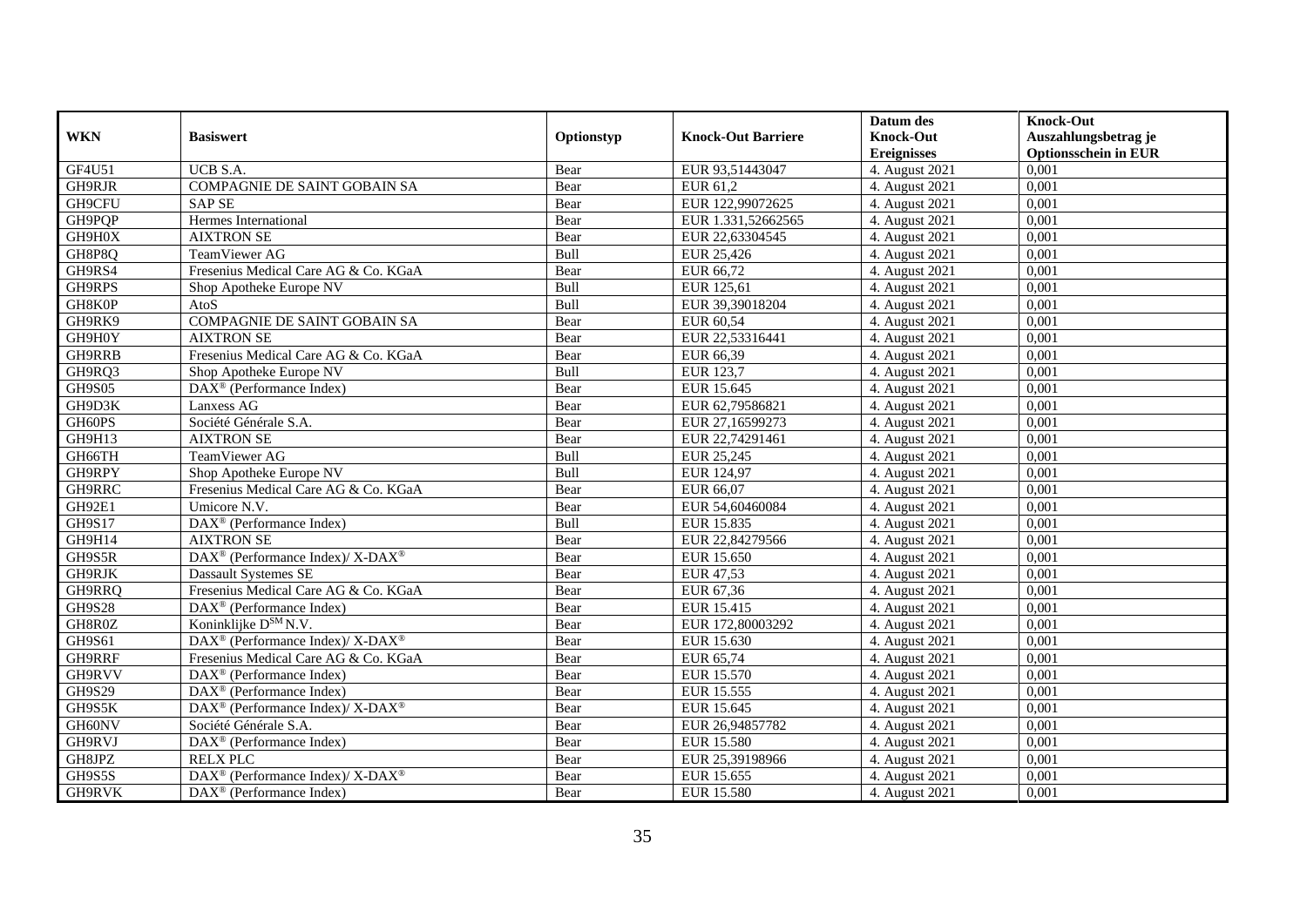| WKN | Basiswert | Optionstyp | Knock-Out Barriere | Datum des Knock-Out Ereignisses | Knock-Out Auszahlungsbetrag je Optionsschein in EUR |
|---|---|---|---|---|---|
| GF4U51 | UCB S.A. | Bear | EUR 93,51443047 | 4. August 2021 | 0,001 |
| GH9RJR | COMPAGNIE DE SAINT GOBAIN SA | Bear | EUR 61,2 | 4. August 2021 | 0,001 |
| GH9CFU | SAP SE | Bear | EUR 122,99072625 | 4. August 2021 | 0,001 |
| GH9PQP | Hermes International | Bear | EUR 1.331,52662565 | 4. August 2021 | 0,001 |
| GH9H0X | AIXTRON SE | Bear | EUR 22,63304545 | 4. August 2021 | 0,001 |
| GH8P8Q | TeamViewer AG | Bull | EUR 25,426 | 4. August 2021 | 0,001 |
| GH9RS4 | Fresenius Medical Care AG & Co. KGaA | Bear | EUR 66,72 | 4. August 2021 | 0,001 |
| GH9RPS | Shop Apotheke Europe NV | Bull | EUR 125,61 | 4. August 2021 | 0,001 |
| GH8K0P | AtoS | Bull | EUR 39,39018204 | 4. August 2021 | 0,001 |
| GH9RK9 | COMPAGNIE DE SAINT GOBAIN SA | Bear | EUR 60,54 | 4. August 2021 | 0,001 |
| GH9H0Y | AIXTRON SE | Bear | EUR 22,53316441 | 4. August 2021 | 0,001 |
| GH9RRB | Fresenius Medical Care AG & Co. KGaA | Bear | EUR 66,39 | 4. August 2021 | 0,001 |
| GH9RQ3 | Shop Apotheke Europe NV | Bull | EUR 123,7 | 4. August 2021 | 0,001 |
| GH9S05 | DAX® (Performance Index) | Bear | EUR 15.645 | 4. August 2021 | 0,001 |
| GH9D3K | Lanxess AG | Bear | EUR 62,79586821 | 4. August 2021 | 0,001 |
| GH60PS | Société Générale S.A. | Bear | EUR 27,16599273 | 4. August 2021 | 0,001 |
| GH9H13 | AIXTRON SE | Bear | EUR 22,74291461 | 4. August 2021 | 0,001 |
| GH66TH | TeamViewer AG | Bull | EUR 25,245 | 4. August 2021 | 0,001 |
| GH9RPY | Shop Apotheke Europe NV | Bull | EUR 124,97 | 4. August 2021 | 0,001 |
| GH9RRC | Fresenius Medical Care AG & Co. KGaA | Bear | EUR 66,07 | 4. August 2021 | 0,001 |
| GH92E1 | Umicore N.V. | Bear | EUR 54,60460084 | 4. August 2021 | 0,001 |
| GH9S17 | DAX® (Performance Index) | Bull | EUR 15.835 | 4. August 2021 | 0,001 |
| GH9H14 | AIXTRON SE | Bear | EUR 22,84279566 | 4. August 2021 | 0,001 |
| GH9S5R | DAX® (Performance Index)/ X-DAX® | Bear | EUR 15.650 | 4. August 2021 | 0,001 |
| GH9RJK | Dassault Systemes SE | Bear | EUR 47,53 | 4. August 2021 | 0,001 |
| GH9RRQ | Fresenius Medical Care AG & Co. KGaA | Bear | EUR 67,36 | 4. August 2021 | 0,001 |
| GH9S28 | DAX® (Performance Index) | Bear | EUR 15.415 | 4. August 2021 | 0,001 |
| GH8R0Z | Koninklijke D$^{SM}$ N.V. | Bear | EUR 172,80003292 | 4. August 2021 | 0,001 |
| GH9S61 | DAX® (Performance Index)/ X-DAX® | Bear | EUR 15.630 | 4. August 2021 | 0,001 |
| GH9RRF | Fresenius Medical Care AG & Co. KGaA | Bear | EUR 65,74 | 4. August 2021 | 0,001 |
| GH9RVV | DAX® (Performance Index) | Bear | EUR 15.570 | 4. August 2021 | 0,001 |
| GH9S29 | DAX® (Performance Index) | Bear | EUR 15.555 | 4. August 2021 | 0,001 |
| GH9S5K | DAX® (Performance Index)/ X-DAX® | Bear | EUR 15.645 | 4. August 2021 | 0,001 |
| GH60NV | Société Générale S.A. | Bear | EUR 26,94857782 | 4. August 2021 | 0,001 |
| GH9RVJ | DAX® (Performance Index) | Bear | EUR 15.580 | 4. August 2021 | 0,001 |
| GH8JPZ | RELX PLC | Bear | EUR 25,39198966 | 4. August 2021 | 0,001 |
| GH9S5S | DAX® (Performance Index)/ X-DAX® | Bear | EUR 15.655 | 4. August 2021 | 0,001 |
| GH9RVK | DAX® (Performance Index) | Bear | EUR 15.580 | 4. August 2021 | 0,001 |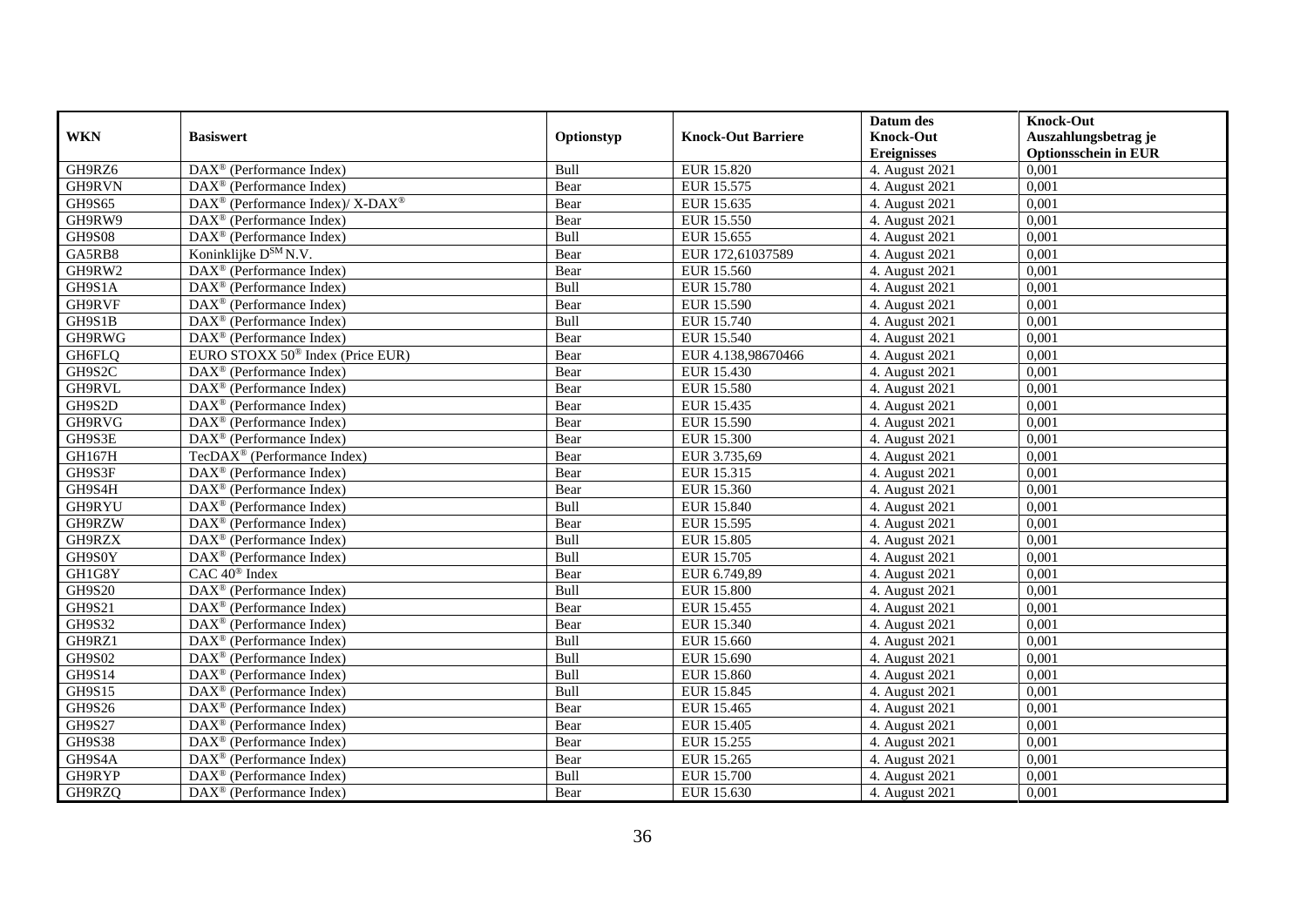| WKN | Basiswert | Optionstyp | Knock-Out Barriere | Datum des Knock-Out Ereignisses | Knock-Out Auszahlungsbetrag je Optionsschein in EUR |
|---|---|---|---|---|---|
| GH9RZ6 | DAX® (Performance Index) | Bull | EUR 15.820 | 4. August 2021 | 0,001 |
| GH9RVN | DAX® (Performance Index) | Bear | EUR 15.575 | 4. August 2021 | 0,001 |
| GH9S65 | DAX® (Performance Index)/ X-DAX® | Bear | EUR 15.635 | 4. August 2021 | 0,001 |
| GH9RW9 | DAX® (Performance Index) | Bear | EUR 15.550 | 4. August 2021 | 0,001 |
| GH9S08 | DAX® (Performance Index) | Bull | EUR 15.655 | 4. August 2021 | 0,001 |
| GA5RB8 | Koninklijke DSM N.V. | Bear | EUR 172,61037589 | 4. August 2021 | 0,001 |
| GH9RW2 | DAX® (Performance Index) | Bear | EUR 15.560 | 4. August 2021 | 0,001 |
| GH9S1A | DAX® (Performance Index) | Bull | EUR 15.780 | 4. August 2021 | 0,001 |
| GH9RVF | DAX® (Performance Index) | Bear | EUR 15.590 | 4. August 2021 | 0,001 |
| GH9S1B | DAX® (Performance Index) | Bull | EUR 15.740 | 4. August 2021 | 0,001 |
| GH9RWG | DAX® (Performance Index) | Bear | EUR 15.540 | 4. August 2021 | 0,001 |
| GH6FLQ | EURO STOXX 50® Index (Price EUR) | Bear | EUR 4.138,98670466 | 4. August 2021 | 0,001 |
| GH9S2C | DAX® (Performance Index) | Bear | EUR 15.430 | 4. August 2021 | 0,001 |
| GH9RVL | DAX® (Performance Index) | Bear | EUR 15.580 | 4. August 2021 | 0,001 |
| GH9S2D | DAX® (Performance Index) | Bear | EUR 15.435 | 4. August 2021 | 0,001 |
| GH9RVG | DAX® (Performance Index) | Bear | EUR 15.590 | 4. August 2021 | 0,001 |
| GH9S3E | DAX® (Performance Index) | Bear | EUR 15.300 | 4. August 2021 | 0,001 |
| GH167H | TecDAX® (Performance Index) | Bear | EUR 3.735,69 | 4. August 2021 | 0,001 |
| GH9S3F | DAX® (Performance Index) | Bear | EUR 15.315 | 4. August 2021 | 0,001 |
| GH9S4H | DAX® (Performance Index) | Bear | EUR 15.360 | 4. August 2021 | 0,001 |
| GH9RYU | DAX® (Performance Index) | Bull | EUR 15.840 | 4. August 2021 | 0,001 |
| GH9RZW | DAX® (Performance Index) | Bear | EUR 15.595 | 4. August 2021 | 0,001 |
| GH9RZX | DAX® (Performance Index) | Bull | EUR 15.805 | 4. August 2021 | 0,001 |
| GH9S0Y | DAX® (Performance Index) | Bull | EUR 15.705 | 4. August 2021 | 0,001 |
| GH1G8Y | CAC 40® Index | Bear | EUR 6.749,89 | 4. August 2021 | 0,001 |
| GH9S20 | DAX® (Performance Index) | Bull | EUR 15.800 | 4. August 2021 | 0,001 |
| GH9S21 | DAX® (Performance Index) | Bear | EUR 15.455 | 4. August 2021 | 0,001 |
| GH9S32 | DAX® (Performance Index) | Bear | EUR 15.340 | 4. August 2021 | 0,001 |
| GH9RZ1 | DAX® (Performance Index) | Bull | EUR 15.660 | 4. August 2021 | 0,001 |
| GH9S02 | DAX® (Performance Index) | Bull | EUR 15.690 | 4. August 2021 | 0,001 |
| GH9S14 | DAX® (Performance Index) | Bull | EUR 15.860 | 4. August 2021 | 0,001 |
| GH9S15 | DAX® (Performance Index) | Bull | EUR 15.845 | 4. August 2021 | 0,001 |
| GH9S26 | DAX® (Performance Index) | Bear | EUR 15.465 | 4. August 2021 | 0,001 |
| GH9S27 | DAX® (Performance Index) | Bear | EUR 15.405 | 4. August 2021 | 0,001 |
| GH9S38 | DAX® (Performance Index) | Bear | EUR 15.255 | 4. August 2021 | 0,001 |
| GH9S4A | DAX® (Performance Index) | Bear | EUR 15.265 | 4. August 2021 | 0,001 |
| GH9RYP | DAX® (Performance Index) | Bull | EUR 15.700 | 4. August 2021 | 0,001 |
| GH9RZQ | DAX® (Performance Index) | Bear | EUR 15.630 | 4. August 2021 | 0,001 |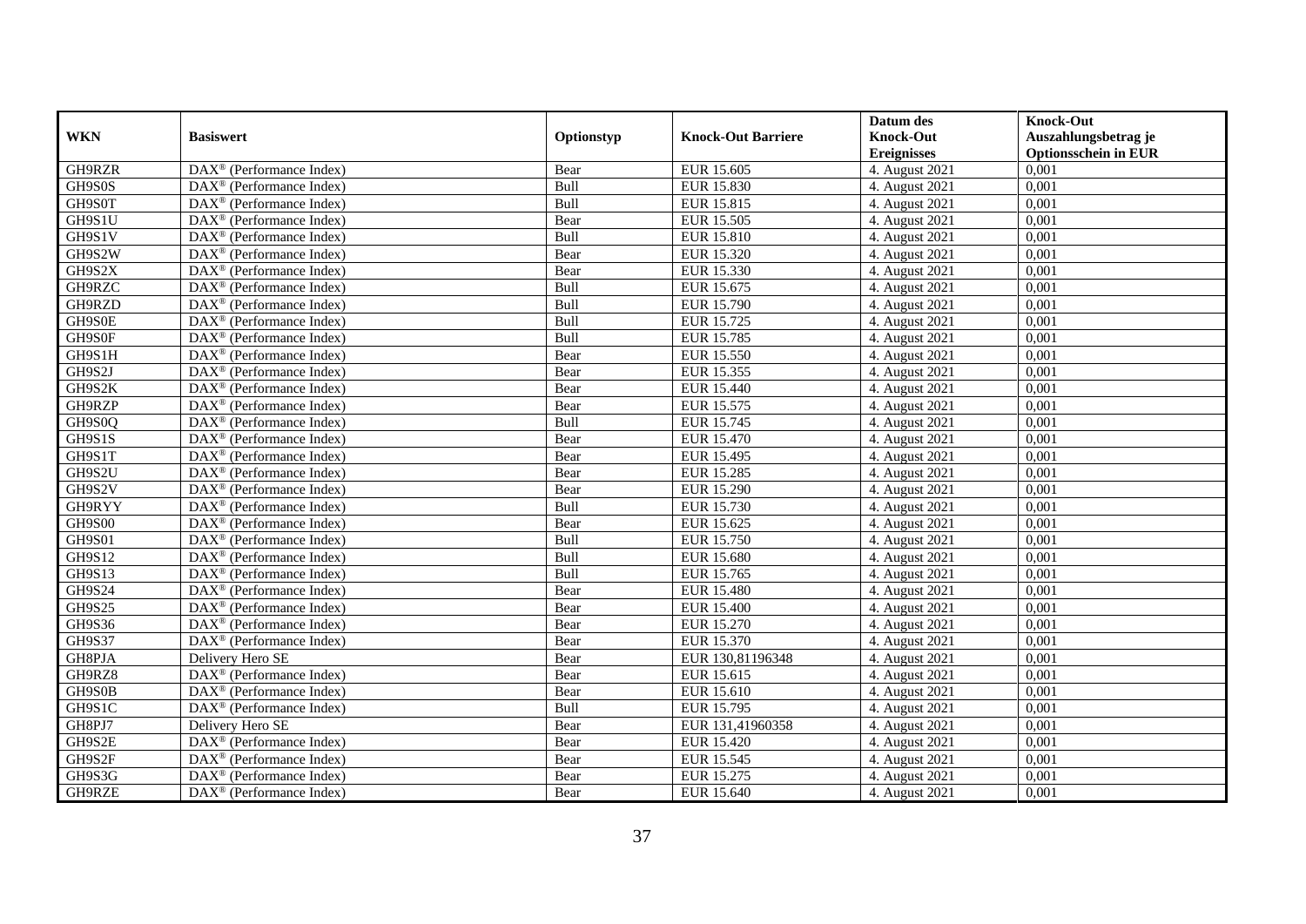| WKN | Basiswert | Optionstyp | Knock-Out Barriere | Datum des Knock-Out Ereignisses | Knock-Out Auszahlungsbetrag je Optionsschein in EUR |
|---|---|---|---|---|---|
| GH9RZR | DAX® (Performance Index) | Bear | EUR 15.605 | 4. August 2021 | 0,001 |
| GH9S0S | DAX® (Performance Index) | Bull | EUR 15.830 | 4. August 2021 | 0,001 |
| GH9S0T | DAX® (Performance Index) | Bull | EUR 15.815 | 4. August 2021 | 0,001 |
| GH9S1U | DAX® (Performance Index) | Bear | EUR 15.505 | 4. August 2021 | 0,001 |
| GH9S1V | DAX® (Performance Index) | Bull | EUR 15.810 | 4. August 2021 | 0,001 |
| GH9S2W | DAX® (Performance Index) | Bear | EUR 15.320 | 4. August 2021 | 0,001 |
| GH9S2X | DAX® (Performance Index) | Bear | EUR 15.330 | 4. August 2021 | 0,001 |
| GH9RZC | DAX® (Performance Index) | Bull | EUR 15.675 | 4. August 2021 | 0,001 |
| GH9RZD | DAX® (Performance Index) | Bull | EUR 15.790 | 4. August 2021 | 0,001 |
| GH9S0E | DAX® (Performance Index) | Bull | EUR 15.725 | 4. August 2021 | 0,001 |
| GH9S0F | DAX® (Performance Index) | Bull | EUR 15.785 | 4. August 2021 | 0,001 |
| GH9S1H | DAX® (Performance Index) | Bear | EUR 15.550 | 4. August 2021 | 0,001 |
| GH9S2J | DAX® (Performance Index) | Bear | EUR 15.355 | 4. August 2021 | 0,001 |
| GH9S2K | DAX® (Performance Index) | Bear | EUR 15.440 | 4. August 2021 | 0,001 |
| GH9RZP | DAX® (Performance Index) | Bear | EUR 15.575 | 4. August 2021 | 0,001 |
| GH9S0Q | DAX® (Performance Index) | Bull | EUR 15.745 | 4. August 2021 | 0,001 |
| GH9S1S | DAX® (Performance Index) | Bear | EUR 15.470 | 4. August 2021 | 0,001 |
| GH9S1T | DAX® (Performance Index) | Bear | EUR 15.495 | 4. August 2021 | 0,001 |
| GH9S2U | DAX® (Performance Index) | Bear | EUR 15.285 | 4. August 2021 | 0,001 |
| GH9S2V | DAX® (Performance Index) | Bear | EUR 15.290 | 4. August 2021 | 0,001 |
| GH9RYY | DAX® (Performance Index) | Bull | EUR 15.730 | 4. August 2021 | 0,001 |
| GH9S00 | DAX® (Performance Index) | Bear | EUR 15.625 | 4. August 2021 | 0,001 |
| GH9S01 | DAX® (Performance Index) | Bull | EUR 15.750 | 4. August 2021 | 0,001 |
| GH9S12 | DAX® (Performance Index) | Bull | EUR 15.680 | 4. August 2021 | 0,001 |
| GH9S13 | DAX® (Performance Index) | Bull | EUR 15.765 | 4. August 2021 | 0,001 |
| GH9S24 | DAX® (Performance Index) | Bear | EUR 15.480 | 4. August 2021 | 0,001 |
| GH9S25 | DAX® (Performance Index) | Bear | EUR 15.400 | 4. August 2021 | 0,001 |
| GH9S36 | DAX® (Performance Index) | Bear | EUR 15.270 | 4. August 2021 | 0,001 |
| GH9S37 | DAX® (Performance Index) | Bear | EUR 15.370 | 4. August 2021 | 0,001 |
| GH8PJA | Delivery Hero SE | Bear | EUR 130,81196348 | 4. August 2021 | 0,001 |
| GH9RZ8 | DAX® (Performance Index) | Bear | EUR 15.615 | 4. August 2021 | 0,001 |
| GH9S0B | DAX® (Performance Index) | Bear | EUR 15.610 | 4. August 2021 | 0,001 |
| GH9S1C | DAX® (Performance Index) | Bull | EUR 15.795 | 4. August 2021 | 0,001 |
| GH8PJ7 | Delivery Hero SE | Bear | EUR 131,41960358 | 4. August 2021 | 0,001 |
| GH9S2E | DAX® (Performance Index) | Bear | EUR 15.420 | 4. August 2021 | 0,001 |
| GH9S2F | DAX® (Performance Index) | Bear | EUR 15.545 | 4. August 2021 | 0,001 |
| GH9S3G | DAX® (Performance Index) | Bear | EUR 15.275 | 4. August 2021 | 0,001 |
| GH9RZE | DAX® (Performance Index) | Bear | EUR 15.640 | 4. August 2021 | 0,001 |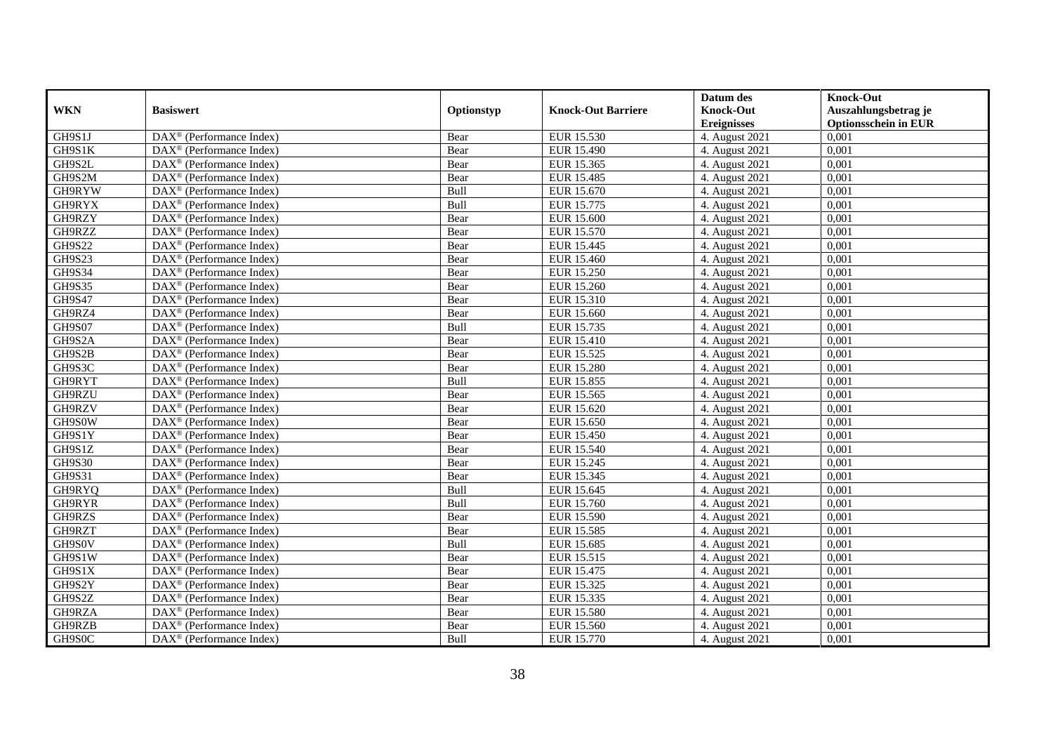| WKN | Basiswert | Optionstyp | Knock-Out Barriere | Datum des Knock-Out Ereignisses | Knock-Out Auszahlungsbetrag je Optionsschein in EUR |
|---|---|---|---|---|---|
| GH9S1J | DAX® (Performance Index) | Bear | EUR 15.530 | 4. August 2021 | 0,001 |
| GH9S1K | DAX® (Performance Index) | Bear | EUR 15.490 | 4. August 2021 | 0,001 |
| GH9S2L | DAX® (Performance Index) | Bear | EUR 15.365 | 4. August 2021 | 0,001 |
| GH9S2M | DAX® (Performance Index) | Bear | EUR 15.485 | 4. August 2021 | 0,001 |
| GH9RYW | DAX® (Performance Index) | Bull | EUR 15.670 | 4. August 2021 | 0,001 |
| GH9RYX | DAX® (Performance Index) | Bull | EUR 15.775 | 4. August 2021 | 0,001 |
| GH9RZY | DAX® (Performance Index) | Bear | EUR 15.600 | 4. August 2021 | 0,001 |
| GH9RZZ | DAX® (Performance Index) | Bear | EUR 15.570 | 4. August 2021 | 0,001 |
| GH9S22 | DAX® (Performance Index) | Bear | EUR 15.445 | 4. August 2021 | 0,001 |
| GH9S23 | DAX® (Performance Index) | Bear | EUR 15.460 | 4. August 2021 | 0,001 |
| GH9S34 | DAX® (Performance Index) | Bear | EUR 15.250 | 4. August 2021 | 0,001 |
| GH9S35 | DAX® (Performance Index) | Bear | EUR 15.260 | 4. August 2021 | 0,001 |
| GH9S47 | DAX® (Performance Index) | Bear | EUR 15.310 | 4. August 2021 | 0,001 |
| GH9RZ4 | DAX® (Performance Index) | Bear | EUR 15.660 | 4. August 2021 | 0,001 |
| GH9S07 | DAX® (Performance Index) | Bull | EUR 15.735 | 4. August 2021 | 0,001 |
| GH9S2A | DAX® (Performance Index) | Bear | EUR 15.410 | 4. August 2021 | 0,001 |
| GH9S2B | DAX® (Performance Index) | Bear | EUR 15.525 | 4. August 2021 | 0,001 |
| GH9S3C | DAX® (Performance Index) | Bear | EUR 15.280 | 4. August 2021 | 0,001 |
| GH9RYT | DAX® (Performance Index) | Bull | EUR 15.855 | 4. August 2021 | 0,001 |
| GH9RZU | DAX® (Performance Index) | Bear | EUR 15.565 | 4. August 2021 | 0,001 |
| GH9RZV | DAX® (Performance Index) | Bear | EUR 15.620 | 4. August 2021 | 0,001 |
| GH9S0W | DAX® (Performance Index) | Bear | EUR 15.650 | 4. August 2021 | 0,001 |
| GH9S1Y | DAX® (Performance Index) | Bear | EUR 15.450 | 4. August 2021 | 0,001 |
| GH9S1Z | DAX® (Performance Index) | Bear | EUR 15.540 | 4. August 2021 | 0,001 |
| GH9S30 | DAX® (Performance Index) | Bear | EUR 15.245 | 4. August 2021 | 0,001 |
| GH9S31 | DAX® (Performance Index) | Bear | EUR 15.345 | 4. August 2021 | 0,001 |
| GH9RYQ | DAX® (Performance Index) | Bull | EUR 15.645 | 4. August 2021 | 0,001 |
| GH9RYR | DAX® (Performance Index) | Bull | EUR 15.760 | 4. August 2021 | 0,001 |
| GH9RZS | DAX® (Performance Index) | Bear | EUR 15.590 | 4. August 2021 | 0,001 |
| GH9RZT | DAX® (Performance Index) | Bear | EUR 15.585 | 4. August 2021 | 0,001 |
| GH9S0V | DAX® (Performance Index) | Bull | EUR 15.685 | 4. August 2021 | 0,001 |
| GH9S1W | DAX® (Performance Index) | Bear | EUR 15.515 | 4. August 2021 | 0,001 |
| GH9S1X | DAX® (Performance Index) | Bear | EUR 15.475 | 4. August 2021 | 0,001 |
| GH9S2Y | DAX® (Performance Index) | Bear | EUR 15.325 | 4. August 2021 | 0,001 |
| GH9S2Z | DAX® (Performance Index) | Bear | EUR 15.335 | 4. August 2021 | 0,001 |
| GH9RZA | DAX® (Performance Index) | Bear | EUR 15.580 | 4. August 2021 | 0,001 |
| GH9RZB | DAX® (Performance Index) | Bear | EUR 15.560 | 4. August 2021 | 0,001 |
| GH9S0C | DAX® (Performance Index) | Bull | EUR 15.770 | 4. August 2021 | 0,001 |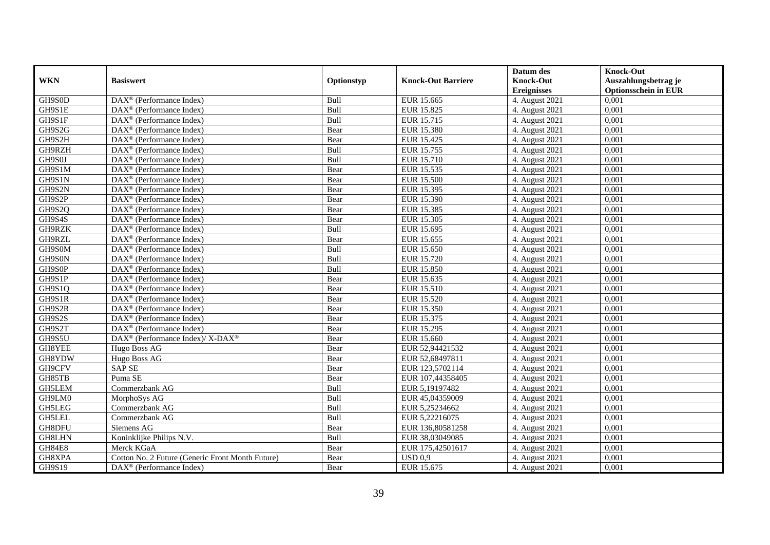| WKN | Basiswert | Optionstyp | Knock-Out Barriere | Datum des Knock-Out Ereignisses | Knock-Out Auszahlungsbetrag je Optionsschein in EUR |
|---|---|---|---|---|---|
| GH9S0D | DAX® (Performance Index) | Bull | EUR 15.665 | 4. August 2021 | 0,001 |
| GH9S1E | DAX® (Performance Index) | Bull | EUR 15.825 | 4. August 2021 | 0,001 |
| GH9S1F | DAX® (Performance Index) | Bull | EUR 15.715 | 4. August 2021 | 0,001 |
| GH9S2G | DAX® (Performance Index) | Bear | EUR 15.380 | 4. August 2021 | 0,001 |
| GH9S2H | DAX® (Performance Index) | Bear | EUR 15.425 | 4. August 2021 | 0,001 |
| GH9RZH | DAX® (Performance Index) | Bull | EUR 15.755 | 4. August 2021 | 0,001 |
| GH9S0J | DAX® (Performance Index) | Bull | EUR 15.710 | 4. August 2021 | 0,001 |
| GH9S1M | DAX® (Performance Index) | Bear | EUR 15.535 | 4. August 2021 | 0,001 |
| GH9S1N | DAX® (Performance Index) | Bear | EUR 15.500 | 4. August 2021 | 0,001 |
| GH9S2N | DAX® (Performance Index) | Bear | EUR 15.395 | 4. August 2021 | 0,001 |
| GH9S2P | DAX® (Performance Index) | Bear | EUR 15.390 | 4. August 2021 | 0,001 |
| GH9S2Q | DAX® (Performance Index) | Bear | EUR 15.385 | 4. August 2021 | 0,001 |
| GH9S4S | DAX® (Performance Index) | Bear | EUR 15.305 | 4. August 2021 | 0,001 |
| GH9RZK | DAX® (Performance Index) | Bull | EUR 15.695 | 4. August 2021 | 0,001 |
| GH9RZL | DAX® (Performance Index) | Bear | EUR 15.655 | 4. August 2021 | 0,001 |
| GH9S0M | DAX® (Performance Index) | Bull | EUR 15.650 | 4. August 2021 | 0,001 |
| GH9S0N | DAX® (Performance Index) | Bull | EUR 15.720 | 4. August 2021 | 0,001 |
| GH9S0P | DAX® (Performance Index) | Bull | EUR 15.850 | 4. August 2021 | 0,001 |
| GH9S1P | DAX® (Performance Index) | Bear | EUR 15.635 | 4. August 2021 | 0,001 |
| GH9S1Q | DAX® (Performance Index) | Bear | EUR 15.510 | 4. August 2021 | 0,001 |
| GH9S1R | DAX® (Performance Index) | Bear | EUR 15.520 | 4. August 2021 | 0,001 |
| GH9S2R | DAX® (Performance Index) | Bear | EUR 15.350 | 4. August 2021 | 0,001 |
| GH9S2S | DAX® (Performance Index) | Bear | EUR 15.375 | 4. August 2021 | 0,001 |
| GH9S2T | DAX® (Performance Index) | Bear | EUR 15.295 | 4. August 2021 | 0,001 |
| GH9S5U | DAX® (Performance Index)/ X-DAX® | Bear | EUR 15.660 | 4. August 2021 | 0,001 |
| GH8YEE | Hugo Boss AG | Bear | EUR 52,94421532 | 4. August 2021 | 0,001 |
| GH8YDW | Hugo Boss AG | Bear | EUR 52,68497811 | 4. August 2021 | 0,001 |
| GH9CFV | SAP SE | Bear | EUR 123,5702114 | 4. August 2021 | 0,001 |
| GH85TB | Puma SE | Bear | EUR 107,44358405 | 4. August 2021 | 0,001 |
| GH5LEM | Commerzbank AG | Bull | EUR 5,19197482 | 4. August 2021 | 0,001 |
| GH9LM0 | MorphoSys AG | Bull | EUR 45,04359009 | 4. August 2021 | 0,001 |
| GH5LEG | Commerzbank AG | Bull | EUR 5,25234662 | 4. August 2021 | 0,001 |
| GH5LEL | Commerzbank AG | Bull | EUR 5,22216075 | 4. August 2021 | 0,001 |
| GH8DFU | Siemens AG | Bear | EUR 136,80581258 | 4. August 2021 | 0,001 |
| GH8LHN | Koninklijke Philips N.V. | Bull | EUR 38,03049085 | 4. August 2021 | 0,001 |
| GH84E8 | Merck KGaA | Bear | EUR 175,42501617 | 4. August 2021 | 0,001 |
| GH8XPA | Cotton No. 2 Future (Generic Front Month Future) | Bear | USD 0,9 | 4. August 2021 | 0,001 |
| GH9S19 | DAX® (Performance Index) | Bear | EUR 15.675 | 4. August 2021 | 0,001 |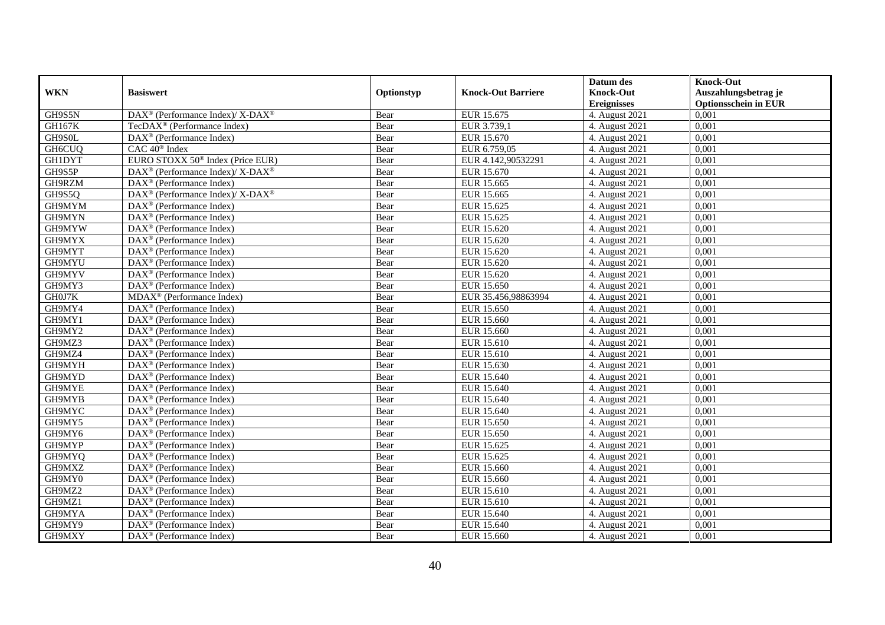| WKN | Basiswert | Optionstyp | Knock-Out Barriere | Datum des Knock-Out Ereignisses | Knock-Out Auszahlungsbetrag je Optionsschein in EUR |
|---|---|---|---|---|---|
| GH9S5N | DAX® (Performance Index)/ X-DAX® | Bear | EUR 15.675 | 4. August 2021 | 0,001 |
| GH167K | TecDAX® (Performance Index) | Bear | EUR 3.739,1 | 4. August 2021 | 0,001 |
| GH9S0L | DAX® (Performance Index) | Bear | EUR 15.670 | 4. August 2021 | 0,001 |
| GH6CUQ | CAC 40® Index | Bear | EUR 6.759,05 | 4. August 2021 | 0,001 |
| GH1DYT | EURO STOXX 50® Index (Price EUR) | Bear | EUR 4.142,90532291 | 4. August 2021 | 0,001 |
| GH9S5P | DAX® (Performance Index)/ X-DAX® | Bear | EUR 15.670 | 4. August 2021 | 0,001 |
| GH9RZM | DAX® (Performance Index) | Bear | EUR 15.665 | 4. August 2021 | 0,001 |
| GH9S5Q | DAX® (Performance Index)/ X-DAX® | Bear | EUR 15.665 | 4. August 2021 | 0,001 |
| GH9MYM | DAX® (Performance Index) | Bear | EUR 15.625 | 4. August 2021 | 0,001 |
| GH9MYN | DAX® (Performance Index) | Bear | EUR 15.625 | 4. August 2021 | 0,001 |
| GH9MYW | DAX® (Performance Index) | Bear | EUR 15.620 | 4. August 2021 | 0,001 |
| GH9MYX | DAX® (Performance Index) | Bear | EUR 15.620 | 4. August 2021 | 0,001 |
| GH9MYT | DAX® (Performance Index) | Bear | EUR 15.620 | 4. August 2021 | 0,001 |
| GH9MYU | DAX® (Performance Index) | Bear | EUR 15.620 | 4. August 2021 | 0,001 |
| GH9MYV | DAX® (Performance Index) | Bear | EUR 15.620 | 4. August 2021 | 0,001 |
| GH9MY3 | DAX® (Performance Index) | Bear | EUR 15.650 | 4. August 2021 | 0,001 |
| GH0J7K | MDAX® (Performance Index) | Bear | EUR 35.456,98863994 | 4. August 2021 | 0,001 |
| GH9MY4 | DAX® (Performance Index) | Bear | EUR 15.650 | 4. August 2021 | 0,001 |
| GH9MY1 | DAX® (Performance Index) | Bear | EUR 15.660 | 4. August 2021 | 0,001 |
| GH9MY2 | DAX® (Performance Index) | Bear | EUR 15.660 | 4. August 2021 | 0,001 |
| GH9MZ3 | DAX® (Performance Index) | Bear | EUR 15.610 | 4. August 2021 | 0,001 |
| GH9MZ4 | DAX® (Performance Index) | Bear | EUR 15.610 | 4. August 2021 | 0,001 |
| GH9MYH | DAX® (Performance Index) | Bear | EUR 15.630 | 4. August 2021 | 0,001 |
| GH9MYD | DAX® (Performance Index) | Bear | EUR 15.640 | 4. August 2021 | 0,001 |
| GH9MYE | DAX® (Performance Index) | Bear | EUR 15.640 | 4. August 2021 | 0,001 |
| GH9MYB | DAX® (Performance Index) | Bear | EUR 15.640 | 4. August 2021 | 0,001 |
| GH9MYC | DAX® (Performance Index) | Bear | EUR 15.640 | 4. August 2021 | 0,001 |
| GH9MY5 | DAX® (Performance Index) | Bear | EUR 15.650 | 4. August 2021 | 0,001 |
| GH9MY6 | DAX® (Performance Index) | Bear | EUR 15.650 | 4. August 2021 | 0,001 |
| GH9MYP | DAX® (Performance Index) | Bear | EUR 15.625 | 4. August 2021 | 0,001 |
| GH9MYQ | DAX® (Performance Index) | Bear | EUR 15.625 | 4. August 2021 | 0,001 |
| GH9MXZ | DAX® (Performance Index) | Bear | EUR 15.660 | 4. August 2021 | 0,001 |
| GH9MY0 | DAX® (Performance Index) | Bear | EUR 15.660 | 4. August 2021 | 0,001 |
| GH9MZ2 | DAX® (Performance Index) | Bear | EUR 15.610 | 4. August 2021 | 0,001 |
| GH9MZ1 | DAX® (Performance Index) | Bear | EUR 15.610 | 4. August 2021 | 0,001 |
| GH9MYA | DAX® (Performance Index) | Bear | EUR 15.640 | 4. August 2021 | 0,001 |
| GH9MY9 | DAX® (Performance Index) | Bear | EUR 15.640 | 4. August 2021 | 0,001 |
| GH9MXY | DAX® (Performance Index) | Bear | EUR 15.660 | 4. August 2021 | 0,001 |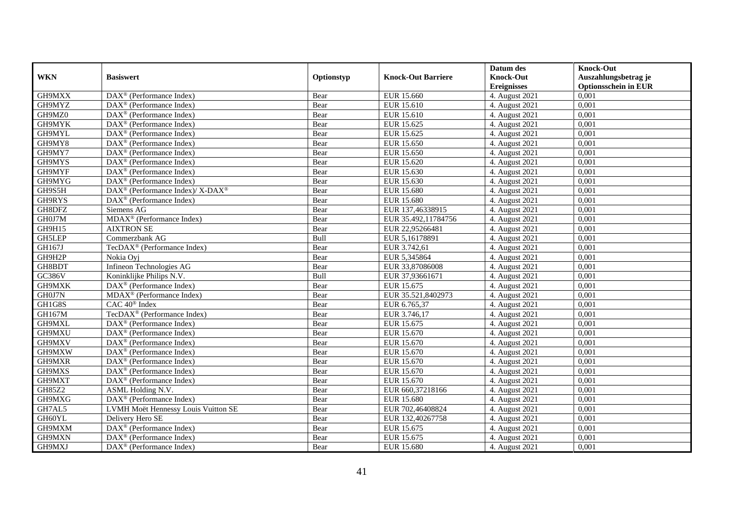| WKN | Basiswert | Optionstyp | Knock-Out Barriere | Datum des Knock-Out Ereignisses | Knock-Out Auszahlungsbetrag je Optionsschein in EUR |
|---|---|---|---|---|---|
| GH9MXX | DAX® (Performance Index) | Bear | EUR 15.660 | 4. August 2021 | 0,001 |
| GH9MYZ | DAX® (Performance Index) | Bear | EUR 15.610 | 4. August 2021 | 0,001 |
| GH9MZ0 | DAX® (Performance Index) | Bear | EUR 15.610 | 4. August 2021 | 0,001 |
| GH9MYK | DAX® (Performance Index) | Bear | EUR 15.625 | 4. August 2021 | 0,001 |
| GH9MYL | DAX® (Performance Index) | Bear | EUR 15.625 | 4. August 2021 | 0,001 |
| GH9MY8 | DAX® (Performance Index) | Bear | EUR 15.650 | 4. August 2021 | 0,001 |
| GH9MY7 | DAX® (Performance Index) | Bear | EUR 15.650 | 4. August 2021 | 0,001 |
| GH9MYS | DAX® (Performance Index) | Bear | EUR 15.620 | 4. August 2021 | 0,001 |
| GH9MYF | DAX® (Performance Index) | Bear | EUR 15.630 | 4. August 2021 | 0,001 |
| GH9MYG | DAX® (Performance Index) | Bear | EUR 15.630 | 4. August 2021 | 0,001 |
| GH9S5H | DAX® (Performance Index)/ X-DAX® | Bear | EUR 15.680 | 4. August 2021 | 0,001 |
| GH9RYS | DAX® (Performance Index) | Bear | EUR 15.680 | 4. August 2021 | 0,001 |
| GH8DFZ | Siemens AG | Bear | EUR 137,46338915 | 4. August 2021 | 0,001 |
| GH0J7M | MDAX® (Performance Index) | Bear | EUR 35.492,11784756 | 4. August 2021 | 0,001 |
| GH9H15 | AIXTRON SE | Bear | EUR 22,95266481 | 4. August 2021 | 0,001 |
| GH5LEP | Commerzbank AG | Bull | EUR 5,16178891 | 4. August 2021 | 0,001 |
| GH167J | TecDAX® (Performance Index) | Bear | EUR 3.742,61 | 4. August 2021 | 0,001 |
| GH9H2P | Nokia Oyj | Bear | EUR 5,345864 | 4. August 2021 | 0,001 |
| GH8BDT | Infineon Technologies AG | Bear | EUR 33,87086008 | 4. August 2021 | 0,001 |
| GC386V | Koninklijke Philips N.V. | Bull | EUR 37,93661671 | 4. August 2021 | 0,001 |
| GH9MXK | DAX® (Performance Index) | Bear | EUR 15.675 | 4. August 2021 | 0,001 |
| GH0J7N | MDAX® (Performance Index) | Bear | EUR 35.521,8402973 | 4. August 2021 | 0,001 |
| GH1G8S | CAC 40® Index | Bear | EUR 6.765,37 | 4. August 2021 | 0,001 |
| GH167M | TecDAX® (Performance Index) | Bear | EUR 3.746,17 | 4. August 2021 | 0,001 |
| GH9MXL | DAX® (Performance Index) | Bear | EUR 15.675 | 4. August 2021 | 0,001 |
| GH9MXU | DAX® (Performance Index) | Bear | EUR 15.670 | 4. August 2021 | 0,001 |
| GH9MXV | DAX® (Performance Index) | Bear | EUR 15.670 | 4. August 2021 | 0,001 |
| GH9MXW | DAX® (Performance Index) | Bear | EUR 15.670 | 4. August 2021 | 0,001 |
| GH9MXR | DAX® (Performance Index) | Bear | EUR 15.670 | 4. August 2021 | 0,001 |
| GH9MXS | DAX® (Performance Index) | Bear | EUR 15.670 | 4. August 2021 | 0,001 |
| GH9MXT | DAX® (Performance Index) | Bear | EUR 15.670 | 4. August 2021 | 0,001 |
| GH85Z2 | ASML Holding N.V. | Bear | EUR 660,37218166 | 4. August 2021 | 0,001 |
| GH9MXG | DAX® (Performance Index) | Bear | EUR 15.680 | 4. August 2021 | 0,001 |
| GH7AL5 | LVMH Moët Hennessy Louis Vuitton SE | Bear | EUR 702,46408824 | 4. August 2021 | 0,001 |
| GH60YL | Delivery Hero SE | Bear | EUR 132,40267758 | 4. August 2021 | 0,001 |
| GH9MXM | DAX® (Performance Index) | Bear | EUR 15.675 | 4. August 2021 | 0,001 |
| GH9MXN | DAX® (Performance Index) | Bear | EUR 15.675 | 4. August 2021 | 0,001 |
| GH9MXJ | DAX® (Performance Index) | Bear | EUR 15.680 | 4. August 2021 | 0,001 |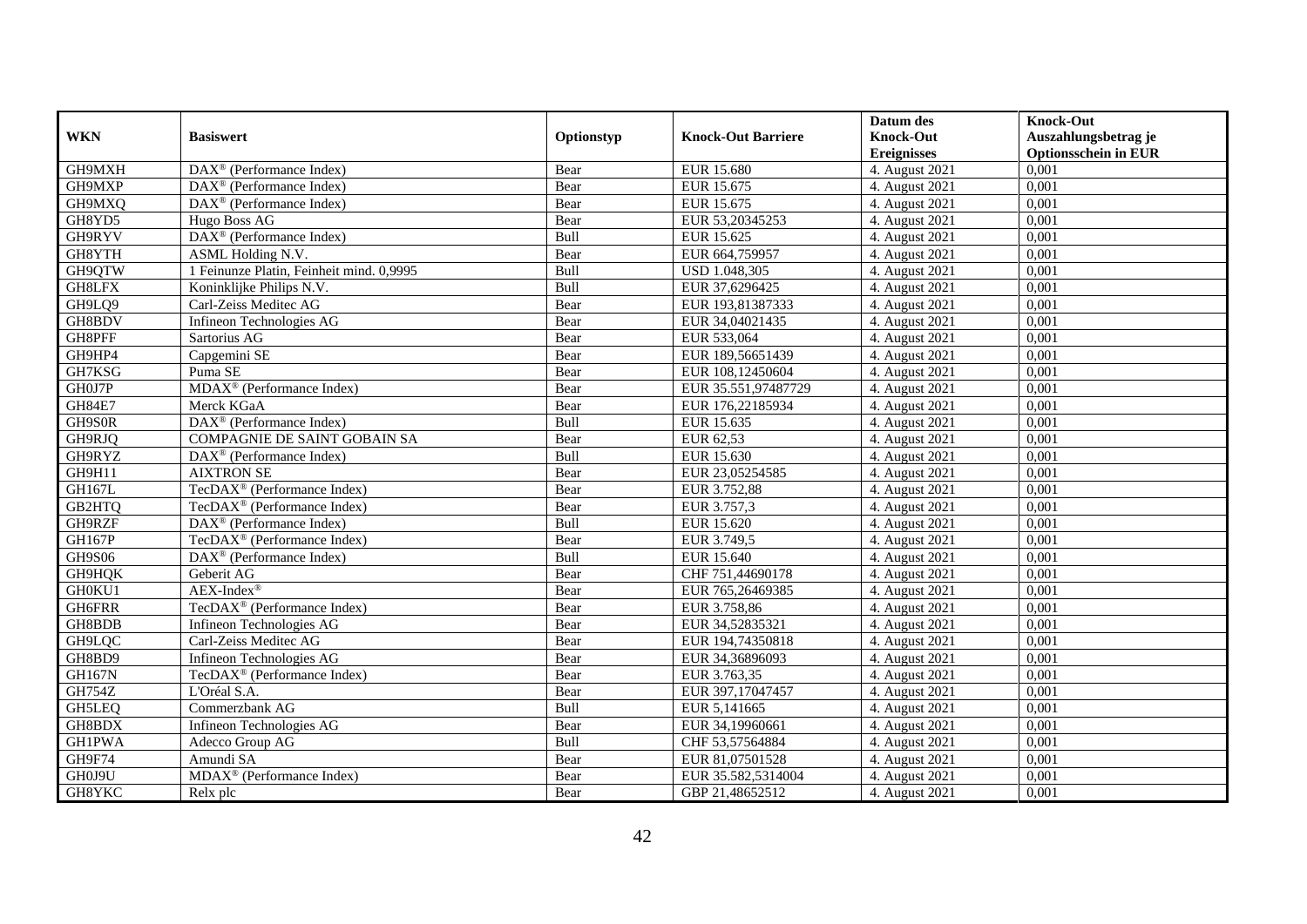| WKN | Basiswert | Optionstyp | Knock-Out Barriere | Datum des Knock-Out Ereignisses | Knock-Out Auszahlungsbetrag je Optionsschein in EUR |
|---|---|---|---|---|---|
| GH9MXH | DAX® (Performance Index) | Bear | EUR 15.680 | 4. August 2021 | 0,001 |
| GH9MXP | DAX® (Performance Index) | Bear | EUR 15.675 | 4. August 2021 | 0,001 |
| GH9MXQ | DAX® (Performance Index) | Bear | EUR 15.675 | 4. August 2021 | 0,001 |
| GH8YD5 | Hugo Boss AG | Bear | EUR 53,20345253 | 4. August 2021 | 0,001 |
| GH9RYV | DAX® (Performance Index) | Bull | EUR 15.625 | 4. August 2021 | 0,001 |
| GH8YTH | ASML Holding N.V. | Bear | EUR 664,759957 | 4. August 2021 | 0,001 |
| GH9QTW | 1 Feinunze Platin, Feinheit mind. 0,9995 | Bull | USD 1.048,305 | 4. August 2021 | 0,001 |
| GH8LFX | Koninklijke Philips N.V. | Bull | EUR 37,6296425 | 4. August 2021 | 0,001 |
| GH9LQ9 | Carl-Zeiss Meditec AG | Bear | EUR 193,81387333 | 4. August 2021 | 0,001 |
| GH8BDV | Infineon Technologies AG | Bear | EUR 34,04021435 | 4. August 2021 | 0,001 |
| GH8PFF | Sartorius AG | Bear | EUR 533,064 | 4. August 2021 | 0,001 |
| GH9HP4 | Capgemini SE | Bear | EUR 189,56651439 | 4. August 2021 | 0,001 |
| GH7KSG | Puma SE | Bear | EUR 108,12450604 | 4. August 2021 | 0,001 |
| GH0J7P | MDAX® (Performance Index) | Bear | EUR 35.551,97487729 | 4. August 2021 | 0,001 |
| GH84E7 | Merck KGaA | Bear | EUR 176,22185934 | 4. August 2021 | 0,001 |
| GH9S0R | DAX® (Performance Index) | Bull | EUR 15.635 | 4. August 2021 | 0,001 |
| GH9RJQ | COMPAGNIE DE SAINT GOBAIN SA | Bear | EUR 62,53 | 4. August 2021 | 0,001 |
| GH9RYZ | DAX® (Performance Index) | Bull | EUR 15.630 | 4. August 2021 | 0,001 |
| GH9H11 | AIXTRON SE | Bear | EUR 23,05254585 | 4. August 2021 | 0,001 |
| GH167L | TecDAX® (Performance Index) | Bear | EUR 3.752,88 | 4. August 2021 | 0,001 |
| GB2HTQ | TecDAX® (Performance Index) | Bear | EUR 3.757,3 | 4. August 2021 | 0,001 |
| GH9RZF | DAX® (Performance Index) | Bull | EUR 15.620 | 4. August 2021 | 0,001 |
| GH167P | TecDAX® (Performance Index) | Bear | EUR 3.749,5 | 4. August 2021 | 0,001 |
| GH9S06 | DAX® (Performance Index) | Bull | EUR 15.640 | 4. August 2021 | 0,001 |
| GH9HQK | Geberit AG | Bear | CHF 751,44690178 | 4. August 2021 | 0,001 |
| GH0KU1 | AEX-Index® | Bear | EUR 765,26469385 | 4. August 2021 | 0,001 |
| GH6FRR | TecDAX® (Performance Index) | Bear | EUR 3.758,86 | 4. August 2021 | 0,001 |
| GH8BDB | Infineon Technologies AG | Bear | EUR 34,52835321 | 4. August 2021 | 0,001 |
| GH9LQC | Carl-Zeiss Meditec AG | Bear | EUR 194,74350818 | 4. August 2021 | 0,001 |
| GH8BD9 | Infineon Technologies AG | Bear | EUR 34,36896093 | 4. August 2021 | 0,001 |
| GH167N | TecDAX® (Performance Index) | Bear | EUR 3.763,35 | 4. August 2021 | 0,001 |
| GH754Z | L'Oréal S.A. | Bear | EUR 397,17047457 | 4. August 2021 | 0,001 |
| GH5LEQ | Commerzbank AG | Bull | EUR 5,141665 | 4. August 2021 | 0,001 |
| GH8BDX | Infineon Technologies AG | Bear | EUR 34,19960661 | 4. August 2021 | 0,001 |
| GH1PWA | Adecco Group AG | Bull | CHF 53,57564884 | 4. August 2021 | 0,001 |
| GH9F74 | Amundi SA | Bear | EUR 81,07501528 | 4. August 2021 | 0,001 |
| GH0J9U | MDAX® (Performance Index) | Bear | EUR 35.582,5314004 | 4. August 2021 | 0,001 |
| GH8YKC | Relx plc | Bear | GBP 21,48652512 | 4. August 2021 | 0,001 |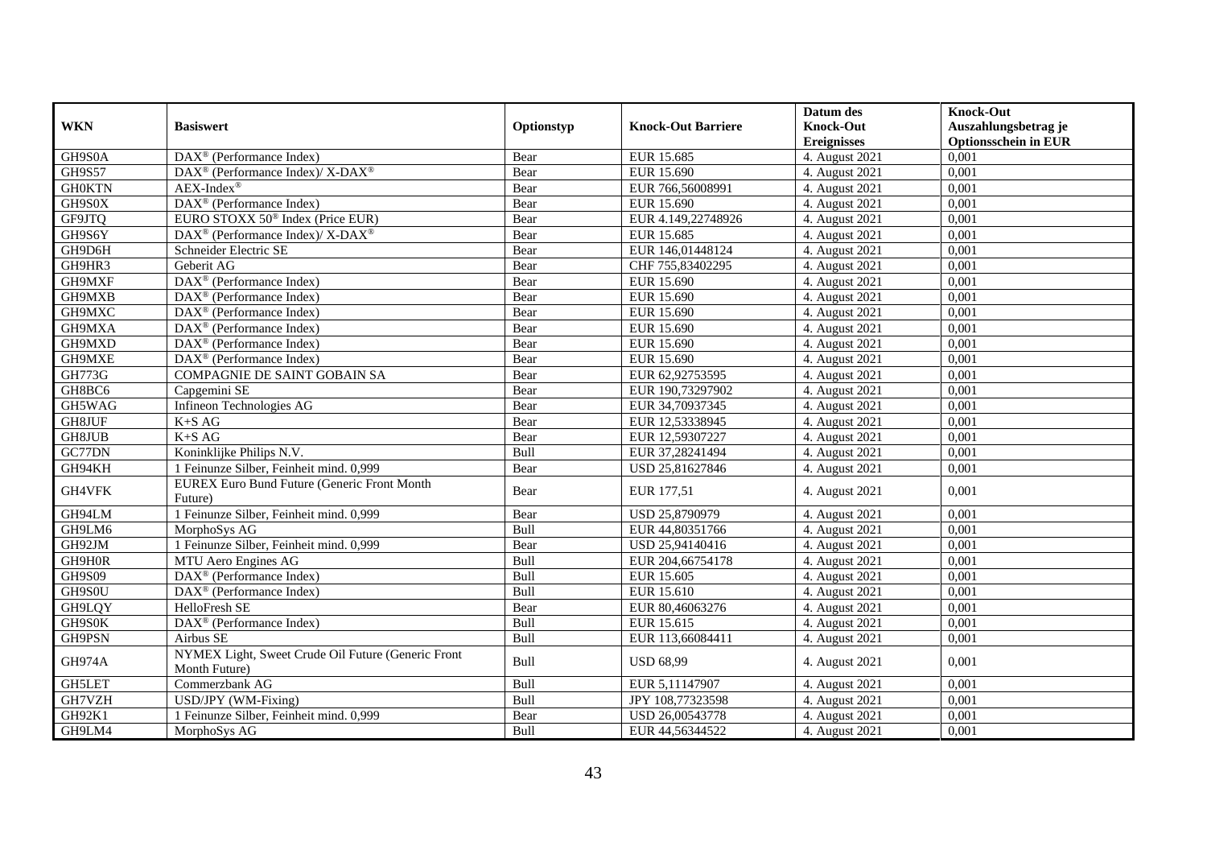| WKN | Basiswert | Optionstyp | Knock-Out Barriere | Datum des Knock-Out Ereignisses | Knock-Out Auszahlungsbetrag je Optionsschein in EUR |
|---|---|---|---|---|---|
| GH9S0A | DAX® (Performance Index) | Bear | EUR 15.685 | 4. August 2021 | 0,001 |
| GH9S57 | DAX® (Performance Index)/ X-DAX® | Bear | EUR 15.690 | 4. August 2021 | 0,001 |
| GH0KTN | AEX-Index® | Bear | EUR 766,56008991 | 4. August 2021 | 0,001 |
| GH9S0X | DAX® (Performance Index) | Bear | EUR 15.690 | 4. August 2021 | 0,001 |
| GF9JTQ | EURO STOXX 50® Index (Price EUR) | Bear | EUR 4.149,22748926 | 4. August 2021 | 0,001 |
| GH9S6Y | DAX® (Performance Index)/ X-DAX® | Bear | EUR 15.685 | 4. August 2021 | 0,001 |
| GH9D6H | Schneider Electric SE | Bear | EUR 146,01448124 | 4. August 2021 | 0,001 |
| GH9HR3 | Geberit AG | Bear | CHF 755,83402295 | 4. August 2021 | 0,001 |
| GH9MXF | DAX® (Performance Index) | Bear | EUR 15.690 | 4. August 2021 | 0,001 |
| GH9MXB | DAX® (Performance Index) | Bear | EUR 15.690 | 4. August 2021 | 0,001 |
| GH9MXC | DAX® (Performance Index) | Bear | EUR 15.690 | 4. August 2021 | 0,001 |
| GH9MXA | DAX® (Performance Index) | Bear | EUR 15.690 | 4. August 2021 | 0,001 |
| GH9MXD | DAX® (Performance Index) | Bear | EUR 15.690 | 4. August 2021 | 0,001 |
| GH9MXE | DAX® (Performance Index) | Bear | EUR 15.690 | 4. August 2021 | 0,001 |
| GH773G | COMPAGNIE DE SAINT GOBAIN SA | Bear | EUR 62,92753595 | 4. August 2021 | 0,001 |
| GH8BC6 | Capgemini SE | Bear | EUR 190,73297902 | 4. August 2021 | 0,001 |
| GH5WAG | Infineon Technologies AG | Bear | EUR 34,70937345 | 4. August 2021 | 0,001 |
| GH8JUF | K+S AG | Bear | EUR 12,53338945 | 4. August 2021 | 0,001 |
| GH8JUB | K+S AG | Bear | EUR 12,59307227 | 4. August 2021 | 0,001 |
| GC77DN | Koninklijke Philips N.V. | Bull | EUR 37,28241494 | 4. August 2021 | 0,001 |
| GH94KH | 1 Feinunze Silber, Feinheit mind. 0,999 | Bear | USD 25,81627846 | 4. August 2021 | 0,001 |
| GH4VFK | EUREX Euro Bund Future (Generic Front Month Future) | Bear | EUR 177,51 | 4. August 2021 | 0,001 |
| GH94LM | 1 Feinunze Silber, Feinheit mind. 0,999 | Bear | USD 25,8790979 | 4. August 2021 | 0,001 |
| GH9LM6 | MorphoSys AG | Bull | EUR 44,80351766 | 4. August 2021 | 0,001 |
| GH92JM | 1 Feinunze Silber, Feinheit mind. 0,999 | Bear | USD 25,94140416 | 4. August 2021 | 0,001 |
| GH9H0R | MTU Aero Engines AG | Bull | EUR 204,66754178 | 4. August 2021 | 0,001 |
| GH9S09 | DAX® (Performance Index) | Bull | EUR 15.605 | 4. August 2021 | 0,001 |
| GH9S0U | DAX® (Performance Index) | Bull | EUR 15.610 | 4. August 2021 | 0,001 |
| GH9LQY | HelloFresh SE | Bear | EUR 80,46063276 | 4. August 2021 | 0,001 |
| GH9S0K | DAX® (Performance Index) | Bull | EUR 15.615 | 4. August 2021 | 0,001 |
| GH9PSN | Airbus SE | Bull | EUR 113,66084411 | 4. August 2021 | 0,001 |
| GH974A | NYMEX Light, Sweet Crude Oil Future (Generic Front Month Future) | Bull | USD 68,99 | 4. August 2021 | 0,001 |
| GH5LET | Commerzbank AG | Bull | EUR 5,11147907 | 4. August 2021 | 0,001 |
| GH7VZH | USD/JPY (WM-Fixing) | Bull | JPY 108,77323598 | 4. August 2021 | 0,001 |
| GH92K1 | 1 Feinunze Silber, Feinheit mind. 0,999 | Bear | USD 26,00543778 | 4. August 2021 | 0,001 |
| GH9LM4 | MorphoSys AG | Bull | EUR 44,56344522 | 4. August 2021 | 0,001 |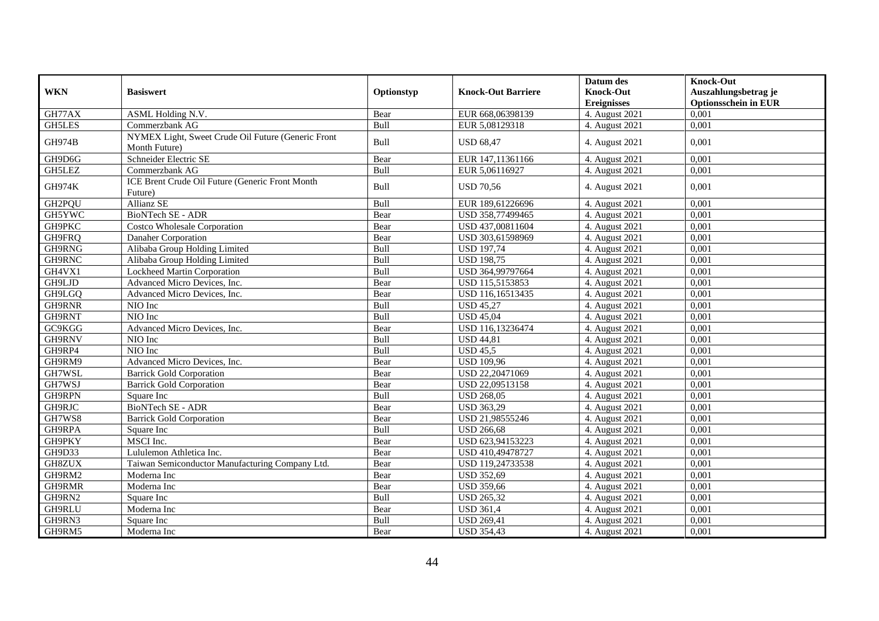| WKN | Basiswert | Optionstyp | Knock-Out Barriere | Datum des Knock-Out Ereignisses | Knock-Out Auszahlungsbetrag je Optionsschein in EUR |
|---|---|---|---|---|---|
| GH77AX | ASML Holding N.V. | Bear | EUR 668,06398139 | 4. August 2021 | 0,001 |
| GH5LES | Commerzbank AG | Bull | EUR 5,08129318 | 4. August 2021 | 0,001 |
| GH974B | NYMEX Light, Sweet Crude Oil Future (Generic Front Month Future) | Bull | USD 68,47 | 4. August 2021 | 0,001 |
| GH9D6G | Schneider Electric SE | Bear | EUR 147,11361166 | 4. August 2021 | 0,001 |
| GH5LEZ | Commerzbank AG | Bull | EUR 5,06116927 | 4. August 2021 | 0,001 |
| GH974K | ICE Brent Crude Oil Future (Generic Front Month Future) | Bull | USD 70,56 | 4. August 2021 | 0,001 |
| GH2PQU | Allianz SE | Bull | EUR 189,61226696 | 4. August 2021 | 0,001 |
| GH5YWC | BioNTech SE - ADR | Bear | USD 358,77499465 | 4. August 2021 | 0,001 |
| GH9PKC | Costco Wholesale Corporation | Bear | USD 437,00811604 | 4. August 2021 | 0,001 |
| GH9FRQ | Danaher Corporation | Bear | USD 303,61598969 | 4. August 2021 | 0,001 |
| GH9RNG | Alibaba Group Holding Limited | Bull | USD 197,74 | 4. August 2021 | 0,001 |
| GH9RNC | Alibaba Group Holding Limited | Bull | USD 198,75 | 4. August 2021 | 0,001 |
| GH4VX1 | Lockheed Martin Corporation | Bull | USD 364,99797664 | 4. August 2021 | 0,001 |
| GH9LJD | Advanced Micro Devices, Inc. | Bear | USD 115,5153853 | 4. August 2021 | 0,001 |
| GH9LGQ | Advanced Micro Devices, Inc. | Bear | USD 116,16513435 | 4. August 2021 | 0,001 |
| GH9RNR | NIO Inc | Bull | USD 45,27 | 4. August 2021 | 0,001 |
| GH9RNT | NIO Inc | Bull | USD 45,04 | 4. August 2021 | 0,001 |
| GC9KGG | Advanced Micro Devices, Inc. | Bear | USD 116,13236474 | 4. August 2021 | 0,001 |
| GH9RNV | NIO Inc | Bull | USD 44,81 | 4. August 2021 | 0,001 |
| GH9RP4 | NIO Inc | Bull | USD 45,5 | 4. August 2021 | 0,001 |
| GH9RM9 | Advanced Micro Devices, Inc. | Bear | USD 109,96 | 4. August 2021 | 0,001 |
| GH7WSL | Barrick Gold Corporation | Bear | USD 22,20471069 | 4. August 2021 | 0,001 |
| GH7WSJ | Barrick Gold Corporation | Bear | USD 22,09513158 | 4. August 2021 | 0,001 |
| GH9RPN | Square Inc | Bull | USD 268,05 | 4. August 2021 | 0,001 |
| GH9RJC | BioNTech SE - ADR | Bear | USD 363,29 | 4. August 2021 | 0,001 |
| GH7WS8 | Barrick Gold Corporation | Bear | USD 21,98555246 | 4. August 2021 | 0,001 |
| GH9RPA | Square Inc | Bull | USD 266,68 | 4. August 2021 | 0,001 |
| GH9PKY | MSCI Inc. | Bear | USD 623,94153223 | 4. August 2021 | 0,001 |
| GH9D33 | Lululemon Athletica Inc. | Bear | USD 410,49478727 | 4. August 2021 | 0,001 |
| GH8ZUX | Taiwan Semiconductor Manufacturing Company Ltd. | Bear | USD 119,24733538 | 4. August 2021 | 0,001 |
| GH9RM2 | Moderna Inc | Bear | USD 352,69 | 4. August 2021 | 0,001 |
| GH9RMR | Moderna Inc | Bear | USD 359,66 | 4. August 2021 | 0,001 |
| GH9RN2 | Square Inc | Bull | USD 265,32 | 4. August 2021 | 0,001 |
| GH9RLU | Moderna Inc | Bear | USD 361,4 | 4. August 2021 | 0,001 |
| GH9RN3 | Square Inc | Bull | USD 269,41 | 4. August 2021 | 0,001 |
| GH9RM5 | Moderna Inc | Bear | USD 354,43 | 4. August 2021 | 0,001 |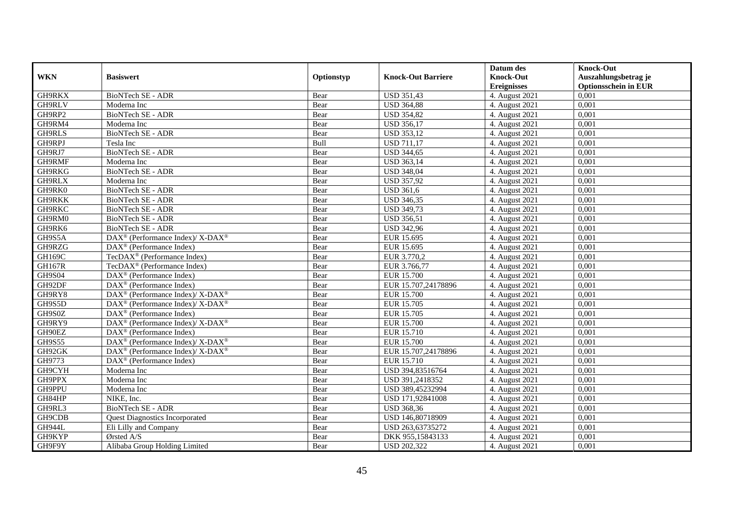| WKN | Basiswert | Optionstyp | Knock-Out Barriere | Datum des Knock-Out Ereignisses | Knock-Out Auszahlungsbetrag je Optionsschein in EUR |
|---|---|---|---|---|---|
| GH9RKX | BioNTech SE - ADR | Bear | USD 351,43 | 4. August 2021 | 0,001 |
| GH9RLV | Moderna Inc | Bear | USD 364,88 | 4. August 2021 | 0,001 |
| GH9RP2 | BioNTech SE - ADR | Bear | USD 354,82 | 4. August 2021 | 0,001 |
| GH9RM4 | Moderna Inc | Bear | USD 356,17 | 4. August 2021 | 0,001 |
| GH9RLS | BioNTech SE - ADR | Bear | USD 353,12 | 4. August 2021 | 0,001 |
| GH9RPJ | Tesla Inc | Bull | USD 711,17 | 4. August 2021 | 0,001 |
| GH9RJ7 | BioNTech SE - ADR | Bear | USD 344,65 | 4. August 2021 | 0,001 |
| GH9RMF | Moderna Inc | Bear | USD 363,14 | 4. August 2021 | 0,001 |
| GH9RKG | BioNTech SE - ADR | Bear | USD 348,04 | 4. August 2021 | 0,001 |
| GH9RLX | Moderna Inc | Bear | USD 357,92 | 4. August 2021 | 0,001 |
| GH9RK0 | BioNTech SE - ADR | Bear | USD 361,6 | 4. August 2021 | 0,001 |
| GH9RKK | BioNTech SE - ADR | Bear | USD 346,35 | 4. August 2021 | 0,001 |
| GH9RKC | BioNTech SE - ADR | Bear | USD 349,73 | 4. August 2021 | 0,001 |
| GH9RM0 | BioNTech SE - ADR | Bear | USD 356,51 | 4. August 2021 | 0,001 |
| GH9RK6 | BioNTech SE - ADR | Bear | USD 342,96 | 4. August 2021 | 0,001 |
| GH9S5A | DAX® (Performance Index)/ X-DAX® | Bear | EUR 15.695 | 4. August 2021 | 0,001 |
| GH9RZG | DAX® (Performance Index) | Bear | EUR 15.695 | 4. August 2021 | 0,001 |
| GH169C | TecDAX® (Performance Index) | Bear | EUR 3.770,2 | 4. August 2021 | 0,001 |
| GH167R | TecDAX® (Performance Index) | Bear | EUR 3.766,77 | 4. August 2021 | 0,001 |
| GH9S04 | DAX® (Performance Index) | Bear | EUR 15.700 | 4. August 2021 | 0,001 |
| GH92DF | DAX® (Performance Index) | Bear | EUR 15.707,24178896 | 4. August 2021 | 0,001 |
| GH9RY8 | DAX® (Performance Index)/ X-DAX® | Bear | EUR 15.700 | 4. August 2021 | 0,001 |
| GH9S5D | DAX® (Performance Index)/ X-DAX® | Bear | EUR 15.705 | 4. August 2021 | 0,001 |
| GH9S0Z | DAX® (Performance Index) | Bear | EUR 15.705 | 4. August 2021 | 0,001 |
| GH9RY9 | DAX® (Performance Index)/ X-DAX® | Bear | EUR 15.700 | 4. August 2021 | 0,001 |
| GH90EZ | DAX® (Performance Index) | Bear | EUR 15.710 | 4. August 2021 | 0,001 |
| GH9S55 | DAX® (Performance Index)/ X-DAX® | Bear | EUR 15.700 | 4. August 2021 | 0,001 |
| GH92GK | DAX® (Performance Index)/ X-DAX® | Bear | EUR 15.707,24178896 | 4. August 2021 | 0,001 |
| GH9773 | DAX® (Performance Index) | Bear | EUR 15.710 | 4. August 2021 | 0,001 |
| GH9CYH | Moderna Inc | Bear | USD 394,83516764 | 4. August 2021 | 0,001 |
| GH9PPX | Moderna Inc | Bear | USD 391,2418352 | 4. August 2021 | 0,001 |
| GH9PPU | Moderna Inc | Bear | USD 389,45232994 | 4. August 2021 | 0,001 |
| GH84HP | NIKE, Inc. | Bear | USD 171,92841008 | 4. August 2021 | 0,001 |
| GH9RL3 | BioNTech SE - ADR | Bear | USD 368,36 | 4. August 2021 | 0,001 |
| GH9CDB | Quest Diagnostics Incorporated | Bear | USD 146,80718909 | 4. August 2021 | 0,001 |
| GH944L | Eli Lilly and Company | Bear | USD 263,63735272 | 4. August 2021 | 0,001 |
| GH9KYP | Ørsted A/S | Bear | DKK 955,15843133 | 4. August 2021 | 0,001 |
| GH9F9Y | Alibaba Group Holding Limited | Bear | USD 202,322 | 4. August 2021 | 0,001 |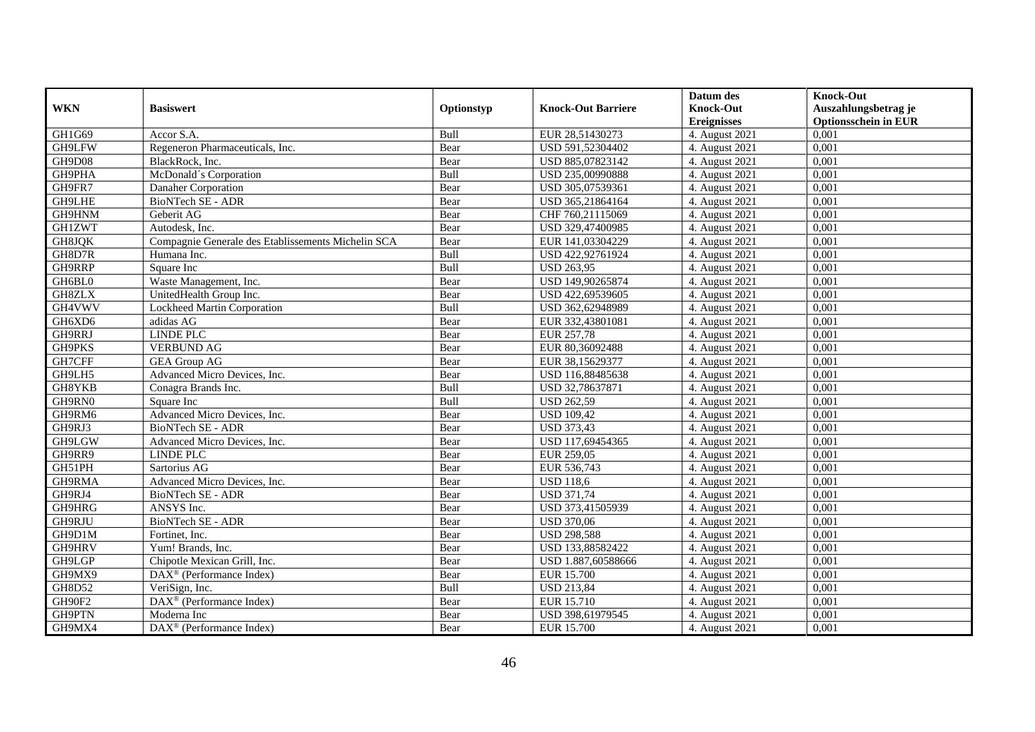| WKN | Basiswert | Optionstyp | Knock-Out Barriere | Datum des Knock-Out Ereignisses | Knock-Out Auszahlungsbetrag je Optionsschein in EUR |
|---|---|---|---|---|---|
| GH1G69 | Accor S.A. | Bull | EUR 28,51430273 | 4. August 2021 | 0,001 |
| GH9LFW | Regeneron Pharmaceuticals, Inc. | Bear | USD 591,52304402 | 4. August 2021 | 0,001 |
| GH9D08 | BlackRock, Inc. | Bear | USD 885,07823142 | 4. August 2021 | 0,001 |
| GH9PHA | McDonald´s Corporation | Bull | USD 235,00990888 | 4. August 2021 | 0,001 |
| GH9FR7 | Danaher Corporation | Bear | USD 305,07539361 | 4. August 2021 | 0,001 |
| GH9LHE | BioNTech SE - ADR | Bear | USD 365,21864164 | 4. August 2021 | 0,001 |
| GH9HNM | Geberit AG | Bear | CHF 760,21115069 | 4. August 2021 | 0,001 |
| GH1ZWT | Autodesk, Inc. | Bear | USD 329,47400985 | 4. August 2021 | 0,001 |
| GH8JQK | Compagnie Generale des Etablissements Michelin SCA | Bear | EUR 141,03304229 | 4. August 2021 | 0,001 |
| GH8D7R | Humana Inc. | Bull | USD 422,92761924 | 4. August 2021 | 0,001 |
| GH9RRP | Square Inc | Bull | USD 263,95 | 4. August 2021 | 0,001 |
| GH6BL0 | Waste Management, Inc. | Bear | USD 149,90265874 | 4. August 2021 | 0,001 |
| GH8ZLX | UnitedHealth Group Inc. | Bear | USD 422,69539605 | 4. August 2021 | 0,001 |
| GH4VWV | Lockheed Martin Corporation | Bull | USD 362,62948989 | 4. August 2021 | 0,001 |
| GH6XD6 | adidas AG | Bear | EUR 332,43801081 | 4. August 2021 | 0,001 |
| GH9RRJ | LINDE PLC | Bear | EUR 257,78 | 4. August 2021 | 0,001 |
| GH9PKS | VERBUND AG | Bear | EUR 80,36092488 | 4. August 2021 | 0,001 |
| GH7CFF | GEA Group AG | Bear | EUR 38,15629377 | 4. August 2021 | 0,001 |
| GH9LH5 | Advanced Micro Devices, Inc. | Bear | USD 116,88485638 | 4. August 2021 | 0,001 |
| GH8YKB | Conagra Brands Inc. | Bull | USD 32,78637871 | 4. August 2021 | 0,001 |
| GH9RN0 | Square Inc | Bull | USD 262,59 | 4. August 2021 | 0,001 |
| GH9RM6 | Advanced Micro Devices, Inc. | Bear | USD 109,42 | 4. August 2021 | 0,001 |
| GH9RJ3 | BioNTech SE - ADR | Bear | USD 373,43 | 4. August 2021 | 0,001 |
| GH9LGW | Advanced Micro Devices, Inc. | Bear | USD 117,69454365 | 4. August 2021 | 0,001 |
| GH9RR9 | LINDE PLC | Bear | EUR 259,05 | 4. August 2021 | 0,001 |
| GH51PH | Sartorius AG | Bear | EUR 536,743 | 4. August 2021 | 0,001 |
| GH9RMA | Advanced Micro Devices, Inc. | Bear | USD 118,6 | 4. August 2021 | 0,001 |
| GH9RJ4 | BioNTech SE - ADR | Bear | USD 371,74 | 4. August 2021 | 0,001 |
| GH9HRG | ANSYS Inc. | Bear | USD 373,41505939 | 4. August 2021 | 0,001 |
| GH9RJU | BioNTech SE - ADR | Bear | USD 370,06 | 4. August 2021 | 0,001 |
| GH9D1M | Fortinet, Inc. | Bear | USD 298,588 | 4. August 2021 | 0,001 |
| GH9HRV | Yum! Brands, Inc. | Bear | USD 133,88582422 | 4. August 2021 | 0,001 |
| GH9LGP | Chipotle Mexican Grill, Inc. | Bear | USD 1.887,60588666 | 4. August 2021 | 0,001 |
| GH9MX9 | DAX® (Performance Index) | Bear | EUR 15.700 | 4. August 2021 | 0,001 |
| GH8D52 | VeriSign, Inc. | Bull | USD 213,84 | 4. August 2021 | 0,001 |
| GH90F2 | DAX® (Performance Index) | Bear | EUR 15.710 | 4. August 2021 | 0,001 |
| GH9PTN | Moderna Inc | Bear | USD 398,61979545 | 4. August 2021 | 0,001 |
| GH9MX4 | DAX® (Performance Index) | Bear | EUR 15.700 | 4. August 2021 | 0,001 |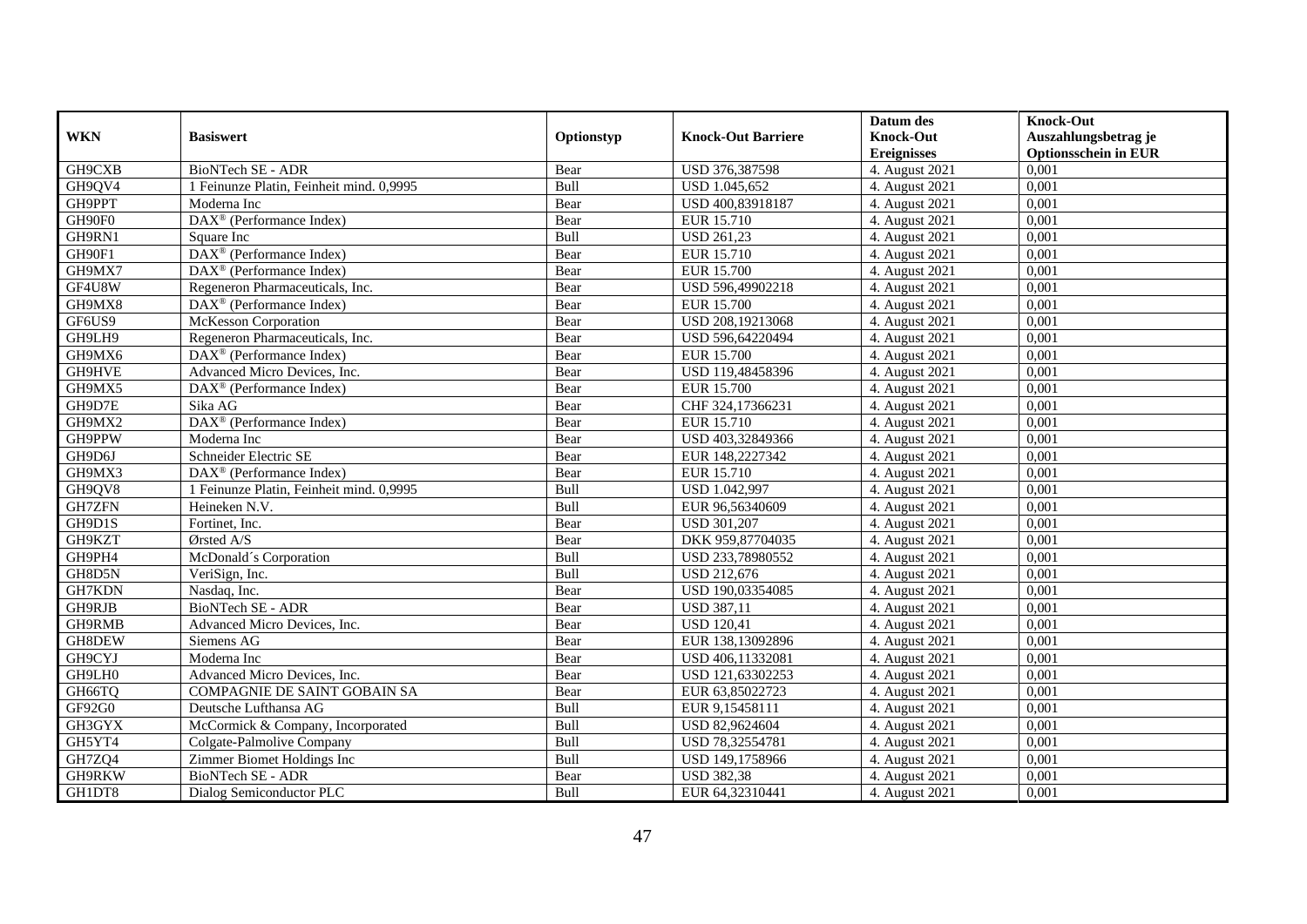| WKN | Basiswert | Optionstyp | Knock-Out Barriere | Datum des Knock-Out Ereignisses | Knock-Out Auszahlungsbetrag je Optionsschein in EUR |
|---|---|---|---|---|---|
| GH9CXB | BioNTech SE - ADR | Bear | USD 376,387598 | 4. August 2021 | 0,001 |
| GH9QV4 | 1 Feinunze Platin, Feinheit mind. 0,9995 | Bull | USD 1.045,652 | 4. August 2021 | 0,001 |
| GH9PPT | Moderna Inc | Bear | USD 400,83918187 | 4. August 2021 | 0,001 |
| GH90F0 | DAX® (Performance Index) | Bear | EUR 15.710 | 4. August 2021 | 0,001 |
| GH9RN1 | Square Inc | Bull | USD 261,23 | 4. August 2021 | 0,001 |
| GH90F1 | DAX® (Performance Index) | Bear | EUR 15.710 | 4. August 2021 | 0,001 |
| GH9MX7 | DAX® (Performance Index) | Bear | EUR 15.700 | 4. August 2021 | 0,001 |
| GF4U8W | Regeneron Pharmaceuticals, Inc. | Bear | USD 596,49902218 | 4. August 2021 | 0,001 |
| GH9MX8 | DAX® (Performance Index) | Bear | EUR 15.700 | 4. August 2021 | 0,001 |
| GF6US9 | McKesson Corporation | Bear | USD 208,19213068 | 4. August 2021 | 0,001 |
| GH9LH9 | Regeneron Pharmaceuticals, Inc. | Bear | USD 596,64220494 | 4. August 2021 | 0,001 |
| GH9MX6 | DAX® (Performance Index) | Bear | EUR 15.700 | 4. August 2021 | 0,001 |
| GH9HVE | Advanced Micro Devices, Inc. | Bear | USD 119,48458396 | 4. August 2021 | 0,001 |
| GH9MX5 | DAX® (Performance Index) | Bear | EUR 15.700 | 4. August 2021 | 0,001 |
| GH9D7E | Sika AG | Bear | CHF 324,17366231 | 4. August 2021 | 0,001 |
| GH9MX2 | DAX® (Performance Index) | Bear | EUR 15.710 | 4. August 2021 | 0,001 |
| GH9PPW | Moderna Inc | Bear | USD 403,32849366 | 4. August 2021 | 0,001 |
| GH9D6J | Schneider Electric SE | Bear | EUR 148,2227342 | 4. August 2021 | 0,001 |
| GH9MX3 | DAX® (Performance Index) | Bear | EUR 15.710 | 4. August 2021 | 0,001 |
| GH9QV8 | 1 Feinunze Platin, Feinheit mind. 0,9995 | Bull | USD 1.042,997 | 4. August 2021 | 0,001 |
| GH7ZFN | Heineken N.V. | Bull | EUR 96,56340609 | 4. August 2021 | 0,001 |
| GH9D1S | Fortinet, Inc. | Bear | USD 301,207 | 4. August 2021 | 0,001 |
| GH9KZT | Ørsted A/S | Bear | DKK 959,87704035 | 4. August 2021 | 0,001 |
| GH9PH4 | McDonald´s Corporation | Bull | USD 233,78980552 | 4. August 2021 | 0,001 |
| GH8D5N | VeriSign, Inc. | Bull | USD 212,676 | 4. August 2021 | 0,001 |
| GH7KDN | Nasdaq, Inc. | Bear | USD 190,03354085 | 4. August 2021 | 0,001 |
| GH9RJB | BioNTech SE - ADR | Bear | USD 387,11 | 4. August 2021 | 0,001 |
| GH9RMB | Advanced Micro Devices, Inc. | Bear | USD 120,41 | 4. August 2021 | 0,001 |
| GH8DEW | Siemens AG | Bear | EUR 138,13092896 | 4. August 2021 | 0,001 |
| GH9CYJ | Moderna Inc | Bear | USD 406,11332081 | 4. August 2021 | 0,001 |
| GH9LH0 | Advanced Micro Devices, Inc. | Bear | USD 121,63302253 | 4. August 2021 | 0,001 |
| GH66TQ | COMPAGNIE DE SAINT GOBAIN SA | Bear | EUR 63,85022723 | 4. August 2021 | 0,001 |
| GF92G0 | Deutsche Lufthansa AG | Bull | EUR 9,15458111 | 4. August 2021 | 0,001 |
| GH3GYX | McCormick & Company, Incorporated | Bull | USD 82,9624604 | 4. August 2021 | 0,001 |
| GH5YT4 | Colgate-Palmolive Company | Bull | USD 78,32554781 | 4. August 2021 | 0,001 |
| GH7ZQ4 | Zimmer Biomet Holdings Inc | Bull | USD 149,1758966 | 4. August 2021 | 0,001 |
| GH9RKW | BioNTech SE - ADR | Bear | USD 382,38 | 4. August 2021 | 0,001 |
| GH1DT8 | Dialog Semiconductor PLC | Bull | EUR 64,32310441 | 4. August 2021 | 0,001 |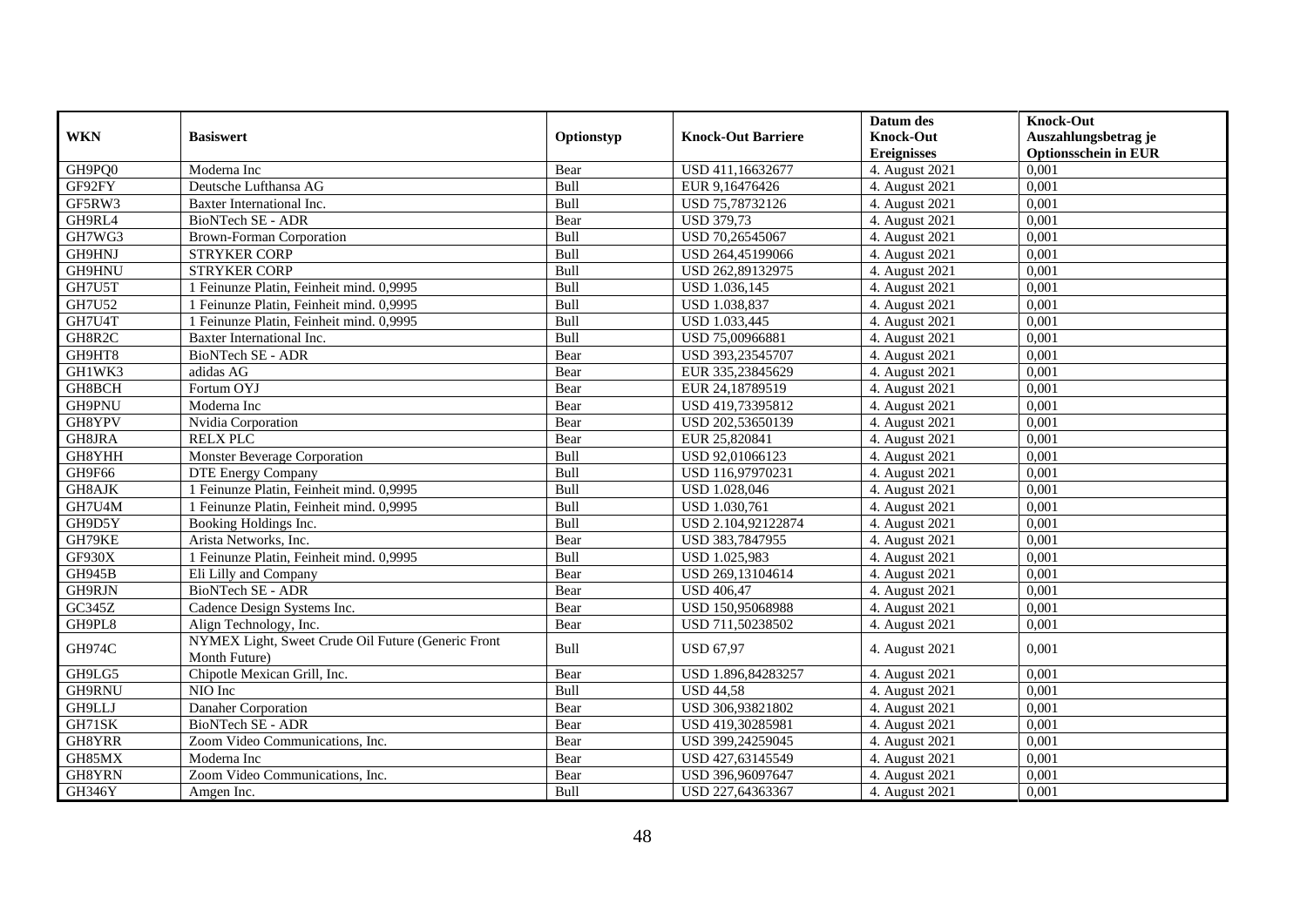| WKN | Basiswert | Optionstyp | Knock-Out Barriere | Datum des Knock-Out Ereignisses | Knock-Out Auszahlungsbetrag je Optionsschein in EUR |
|---|---|---|---|---|---|
| GH9PQ0 | Moderna Inc | Bear | USD 411,16632677 | 4. August 2021 | 0,001 |
| GF92FY | Deutsche Lufthansa AG | Bull | EUR 9,16476426 | 4. August 2021 | 0,001 |
| GF5RW3 | Baxter International Inc. | Bull | USD 75,78732126 | 4. August 2021 | 0,001 |
| GH9RL4 | BioNTech SE - ADR | Bear | USD 379,73 | 4. August 2021 | 0,001 |
| GH7WG3 | Brown-Forman Corporation | Bull | USD 70,26545067 | 4. August 2021 | 0,001 |
| GH9HNJ | STRYKER CORP | Bull | USD 264,45199066 | 4. August 2021 | 0,001 |
| GH9HNU | STRYKER CORP | Bull | USD 262,89132975 | 4. August 2021 | 0,001 |
| GH7U5T | 1 Feinunze Platin, Feinheit mind. 0,9995 | Bull | USD 1.036,145 | 4. August 2021 | 0,001 |
| GH7U52 | 1 Feinunze Platin, Feinheit mind. 0,9995 | Bull | USD 1.038,837 | 4. August 2021 | 0,001 |
| GH7U4T | 1 Feinunze Platin, Feinheit mind. 0,9995 | Bull | USD 1.033,445 | 4. August 2021 | 0,001 |
| GH8R2C | Baxter International Inc. | Bull | USD 75,00966881 | 4. August 2021 | 0,001 |
| GH9HT8 | BioNTech SE - ADR | Bear | USD 393,23545707 | 4. August 2021 | 0,001 |
| GH1WK3 | adidas AG | Bear | EUR 335,23845629 | 4. August 2021 | 0,001 |
| GH8BCH | Fortum OYJ | Bear | EUR 24,18789519 | 4. August 2021 | 0,001 |
| GH9PNU | Moderna Inc | Bear | USD 419,73395812 | 4. August 2021 | 0,001 |
| GH8YPV | Nvidia Corporation | Bear | USD 202,53650139 | 4. August 2021 | 0,001 |
| GH8JRA | RELX PLC | Bear | EUR 25,820841 | 4. August 2021 | 0,001 |
| GH8YHH | Monster Beverage Corporation | Bull | USD 92,01066123 | 4. August 2021 | 0,001 |
| GH9F66 | DTE Energy Company | Bull | USD 116,97970231 | 4. August 2021 | 0,001 |
| GH8AJK | 1 Feinunze Platin, Feinheit mind. 0,9995 | Bull | USD 1.028,046 | 4. August 2021 | 0,001 |
| GH7U4M | 1 Feinunze Platin, Feinheit mind. 0,9995 | Bull | USD 1.030,761 | 4. August 2021 | 0,001 |
| GH9D5Y | Booking Holdings Inc. | Bull | USD 2.104,92122874 | 4. August 2021 | 0,001 |
| GH79KE | Arista Networks, Inc. | Bear | USD 383,7847955 | 4. August 2021 | 0,001 |
| GF930X | 1 Feinunze Platin, Feinheit mind. 0,9995 | Bull | USD 1.025,983 | 4. August 2021 | 0,001 |
| GH945B | Eli Lilly and Company | Bear | USD 269,13104614 | 4. August 2021 | 0,001 |
| GH9RJN | BioNTech SE - ADR | Bear | USD 406,47 | 4. August 2021 | 0,001 |
| GC345Z | Cadence Design Systems Inc. | Bear | USD 150,95068988 | 4. August 2021 | 0,001 |
| GH9PL8 | Align Technology, Inc. | Bear | USD 711,50238502 | 4. August 2021 | 0,001 |
| GH974C | NYMEX Light, Sweet Crude Oil Future (Generic Front Month Future) | Bull | USD 67,97 | 4. August 2021 | 0,001 |
| GH9LG5 | Chipotle Mexican Grill, Inc. | Bear | USD 1.896,84283257 | 4. August 2021 | 0,001 |
| GH9RNU | NIO Inc | Bull | USD 44,58 | 4. August 2021 | 0,001 |
| GH9LLJ | Danaher Corporation | Bear | USD 306,93821802 | 4. August 2021 | 0,001 |
| GH71SK | BioNTech SE - ADR | Bear | USD 419,30285981 | 4. August 2021 | 0,001 |
| GH8YRR | Zoom Video Communications, Inc. | Bear | USD 399,24259045 | 4. August 2021 | 0,001 |
| GH85MX | Moderna Inc | Bear | USD 427,63145549 | 4. August 2021 | 0,001 |
| GH8YRN | Zoom Video Communications, Inc. | Bear | USD 396,96097647 | 4. August 2021 | 0,001 |
| GH346Y | Amgen Inc. | Bull | USD 227,64363367 | 4. August 2021 | 0,001 |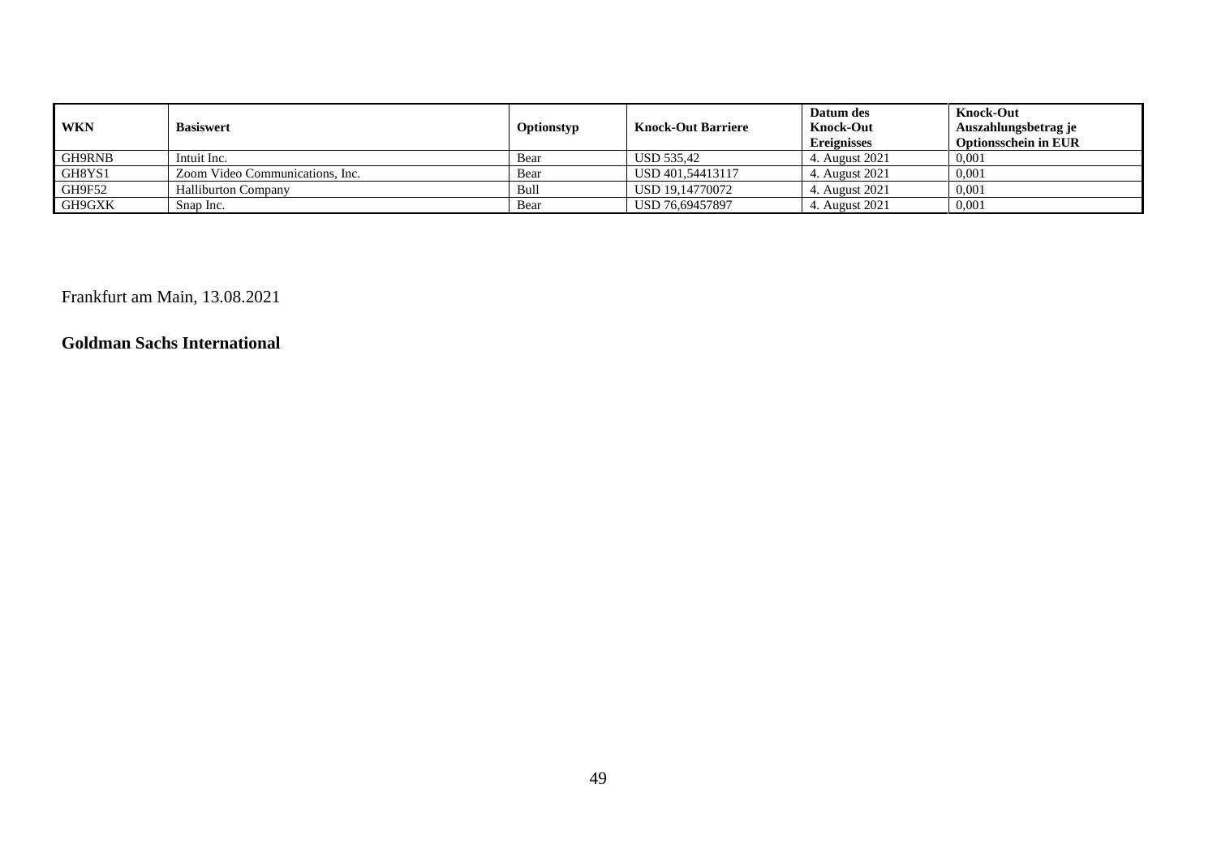| WKN | Basiswert | Optionstyp | Knock-Out Barriere | Datum des Knock-Out Ereignisses | Knock-Out Auszahlungsbetrag je Optionsschein in EUR |
|---|---|---|---|---|---|
| GH9RNB | Intuit Inc. | Bear | USD 535,42 | 4. August 2021 | 0,001 |
| GH8YS1 | Zoom Video Communications, Inc. | Bear | USD 401,54413117 | 4. August 2021 | 0,001 |
| GH9F52 | Halliburton Company | Bull | USD 19,14770072 | 4. August 2021 | 0,001 |
| GH9GXK | Snap Inc. | Bear | USD 76,69457897 | 4. August 2021 | 0,001 |

Frankfurt am Main, 13.08.2021

**Goldman Sachs International**